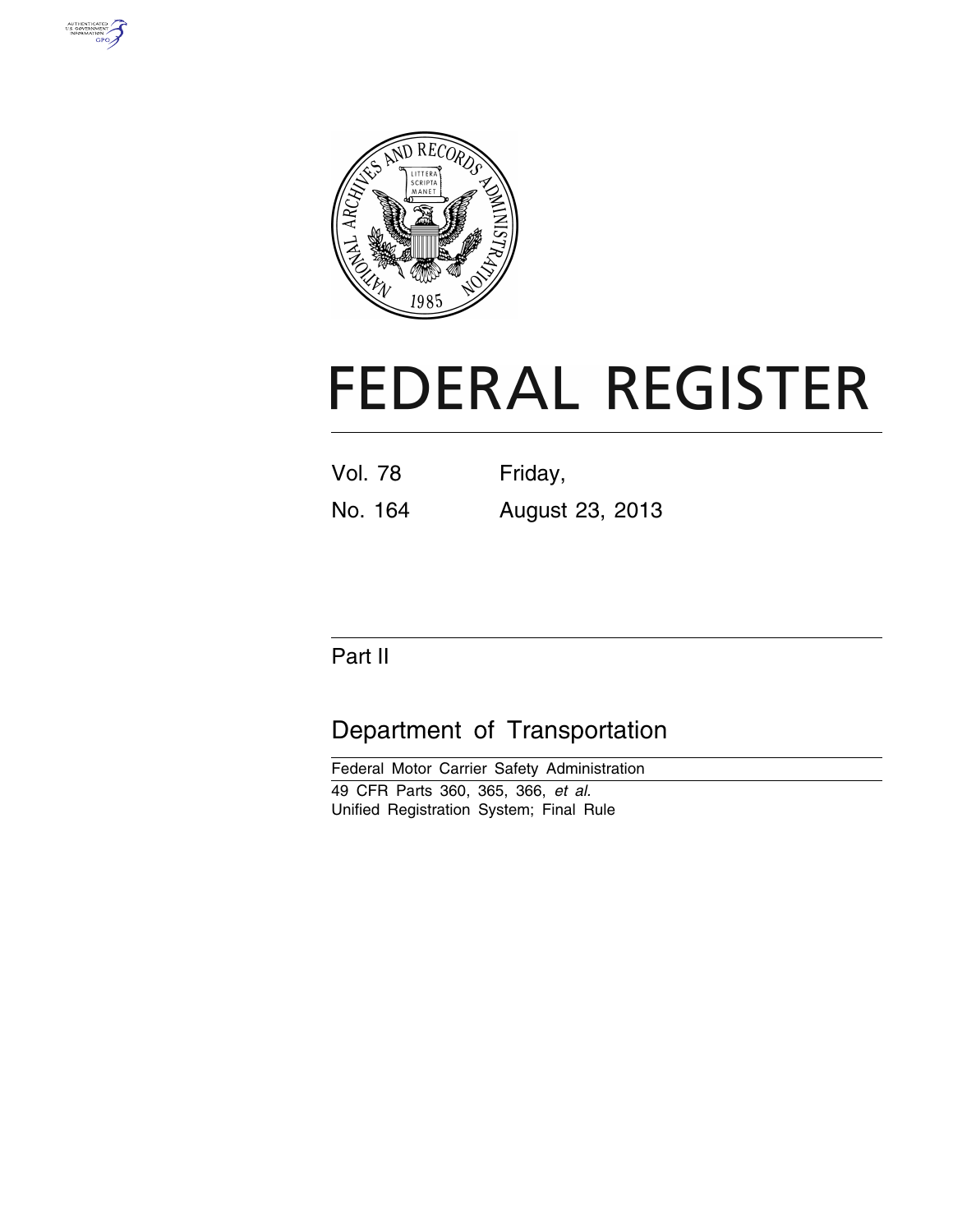# FEDERAL REGISTER

Vol. 78 No. 164

Friday, August 23, 2013

## Part II

## Department of Transportation

Federal Motor Carrier Safety Administration

49 CFR Parts 360, 365, 366, *et al.*

Unified Registration System; Final Rule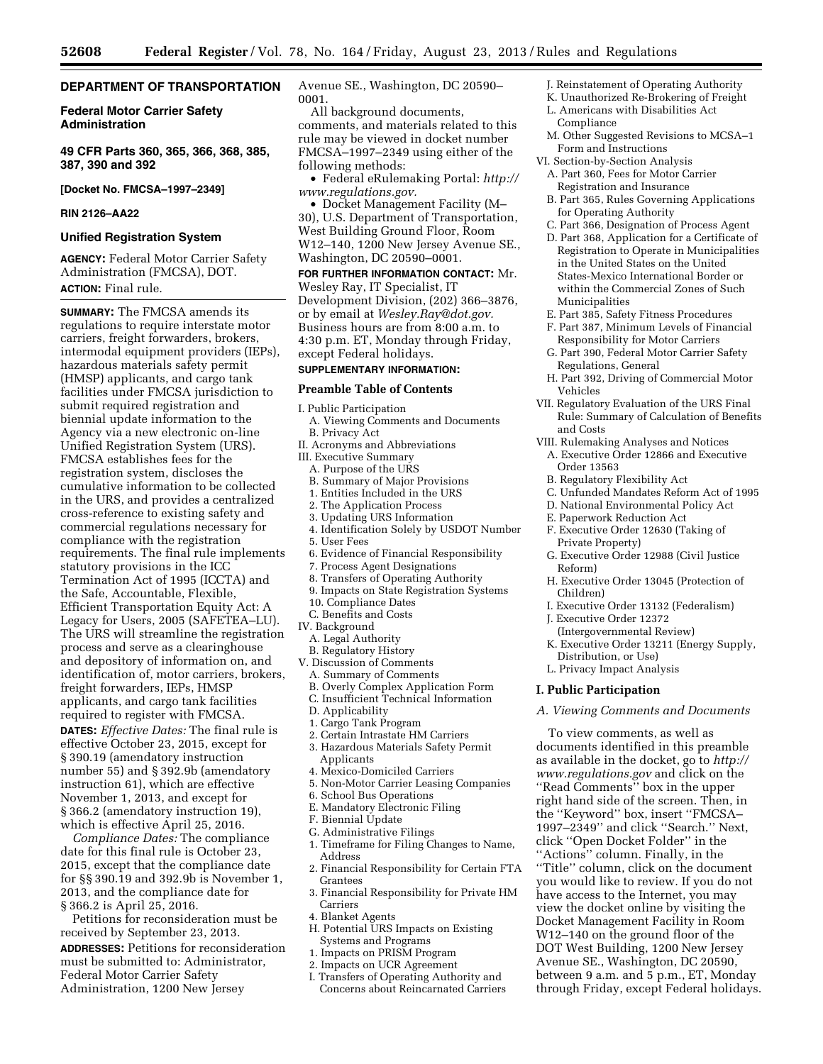## DEPARTMENT OF TRANSPORTATION

### Federal Motor Carrier Safety Administration

### 49 CFR Parts 360, 365, 366, 368, 385, 387, 390 and 392

**[Docket No. FMCSA–1997–2349]**

**RIN 2126–AA22**

### Unified Registration System

**AGENCY:** Federal Motor Carrier Safety Administration (FMCSA), DOT.

**ACTION:** Final rule.

**SUMMARY:** The FMCSA amends its regulations to require interstate motor carriers, freight forwarders, brokers, intermodal equipment providers (IEPs), hazardous materials safety permit (HMSP) applicants, and cargo tank facilities under FMCSA jurisdiction to submit required registration and biennial update information to the Agency via a new electronic on-line Unified Registration System (URS). FMCSA establishes fees for the registration system, discloses the cumulative information to be collected in the URS, and provides a centralized cross-reference to existing safety and commercial regulations necessary for compliance with the registration requirements. The final rule implements statutory provisions in the ICC Termination Act of 1995 (ICCTA) and the Safe, Accountable, Flexible, Efficient Transportation Equity Act: A Legacy for Users, 2005 (SAFETEA–LU). The URS will streamline the registration process and serve as a clearinghouse and depository of information on, and identification of, motor carriers, brokers, freight forwarders, IEPs, HMSP applicants, and cargo tank facilities required to register with FMCSA.

**DATES:** *Effective Dates:* The final rule is effective October 23, 2015, except for § 390.19 (amendatory instruction number 55) and § 392.9b (amendatory instruction 61), which are effective November 1, 2013, and except for § 366.2 (amendatory instruction 19), which is effective April 25, 2016.

*Compliance Dates:* The compliance date for this final rule is October 23, 2015, except that the compliance date for §§ 390.19 and 392.9b is November 1, 2013, and the compliance date for § 366.2 is April 25, 2016.

Petitions for reconsideration must be received by September 23, 2013.

**ADDRESSES:** Petitions for reconsideration must be submitted to: Administrator, Federal Motor Carrier Safety Administration, 1200 New Jersey Avenue SE., Washington, DC 20590–0001.

All background documents, comments, and materials related to this rule may be viewed in docket number FMCSA–1997–2349 using either of the following methods:

- Federal eRulemaking Portal: *http://www.regulations.gov.*
- Docket Management Facility (M–30), U.S. Department of Transportation, West Building Ground Floor, Room W12–140, 1200 New Jersey Avenue SE., Washington, DC 20590–0001.

**FOR FURTHER INFORMATION CONTACT:** Mr. Wesley Ray, IT Specialist, IT Development Division, (202) 366–3876, or by email at *Wesley.Ray@dot.gov.* Business hours are from 8:00 a.m. to 4:30 p.m. ET, Monday through Friday, except Federal holidays.

**SUPPLEMENTARY INFORMATION:**

**Preamble Table of Contents**

I. Public Participation
  A. Viewing Comments and Documents
  B. Privacy Act
II. Acronyms and Abbreviations
III. Executive Summary
  A. Purpose of the URS
  B. Summary of Major Provisions
  1. Entities Included in the URS
  2. The Application Process
  3. Updating URS Information
  4. Identification Solely by USDOT Number
  5. User Fees
  6. Evidence of Financial Responsibility
  7. Process Agent Designations
  8. Transfers of Operating Authority
  9. Impacts on State Registration Systems
  10. Compliance Dates
  C. Benefits and Costs
IV. Background
  A. Legal Authority
  B. Regulatory History
V. Discussion of Comments
  A. Summary of Comments
  B. Overly Complex Application Form
  C. Insufficient Technical Information
  D. Applicability
  1. Cargo Tank Program
  2. Certain Intrastate HM Carriers
  3. Hazardous Materials Safety Permit Applicants
  4. Mexico-Domiciled Carriers
  5. Non-Motor Carrier Leasing Companies
  6. School Bus Operations
  E. Mandatory Electronic Filing
  F. Biennial Update
  G. Administrative Filings
  1. Timeframe for Filing Changes to Name, Address
  2. Financial Responsibility for Certain FTA Grantees
  3. Financial Responsibility for Private HM Carriers
  4. Blanket Agents
  H. Potential URS Impacts on Existing Systems and Programs
  1. Impacts on PRISM Program
  2. Impacts on UCR Agreement
  I. Transfers of Operating Authority and Concerns about Reincarnated Carriers
  J. Reinstatement of Operating Authority
  K. Unauthorized Re-Brokering of Freight
  L. Americans with Disabilities Act Compliance
  M. Other Suggested Revisions to MCSA–1 Form and Instructions
VI. Section-by-Section Analysis
  A. Part 360, Fees for Motor Carrier Registration and Insurance
  B. Part 365, Rules Governing Applications for Operating Authority
  C. Part 366, Designation of Process Agent
  D. Part 368, Application for a Certificate of Registration to Operate in Municipalities in the United States on the United States-Mexico International Border or within the Commercial Zones of Such Municipalities
  E. Part 385, Safety Fitness Procedures
  F. Part 387, Minimum Levels of Financial Responsibility for Motor Carriers
  G. Part 390, Federal Motor Carrier Safety Regulations, General
  H. Part 392, Driving of Commercial Motor Vehicles
VII. Regulatory Evaluation of the URS Final Rule: Summary of Calculation of Benefits and Costs
VIII. Rulemaking Analyses and Notices
  A. Executive Order 12866 and Executive Order 13563
  B. Regulatory Flexibility Act
  C. Unfunded Mandates Reform Act of 1995
  D. National Environmental Policy Act
  E. Paperwork Reduction Act
  F. Executive Order 12630 (Taking of Private Property)
  G. Executive Order 12988 (Civil Justice Reform)
  H. Executive Order 13045 (Protection of Children)
  I. Executive Order 13132 (Federalism)
  J. Executive Order 12372 (Intergovernmental Review)
  K. Executive Order 13211 (Energy Supply, Distribution, or Use)
  L. Privacy Impact Analysis

## I. Public Participation

### *A. Viewing Comments and Documents*

To view comments, as well as documents identified in this preamble as available in the docket, go to *http://www.regulations.gov* and click on the ''Read Comments'' box in the upper right hand side of the screen. Then, in the ''Keyword'' box, insert ''FMCSA–1997–2349'' and click ''Search.'' Next, click ''Open Docket Folder'' in the ''Actions'' column. Finally, in the ''Title'' column, click on the document you would like to review. If you do not have access to the Internet, you may view the docket online by visiting the Docket Management Facility in Room W12–140 on the ground floor of the DOT West Building, 1200 New Jersey Avenue SE., Washington, DC 20590, between 9 a.m. and 5 p.m., ET, Monday through Friday, except Federal holidays.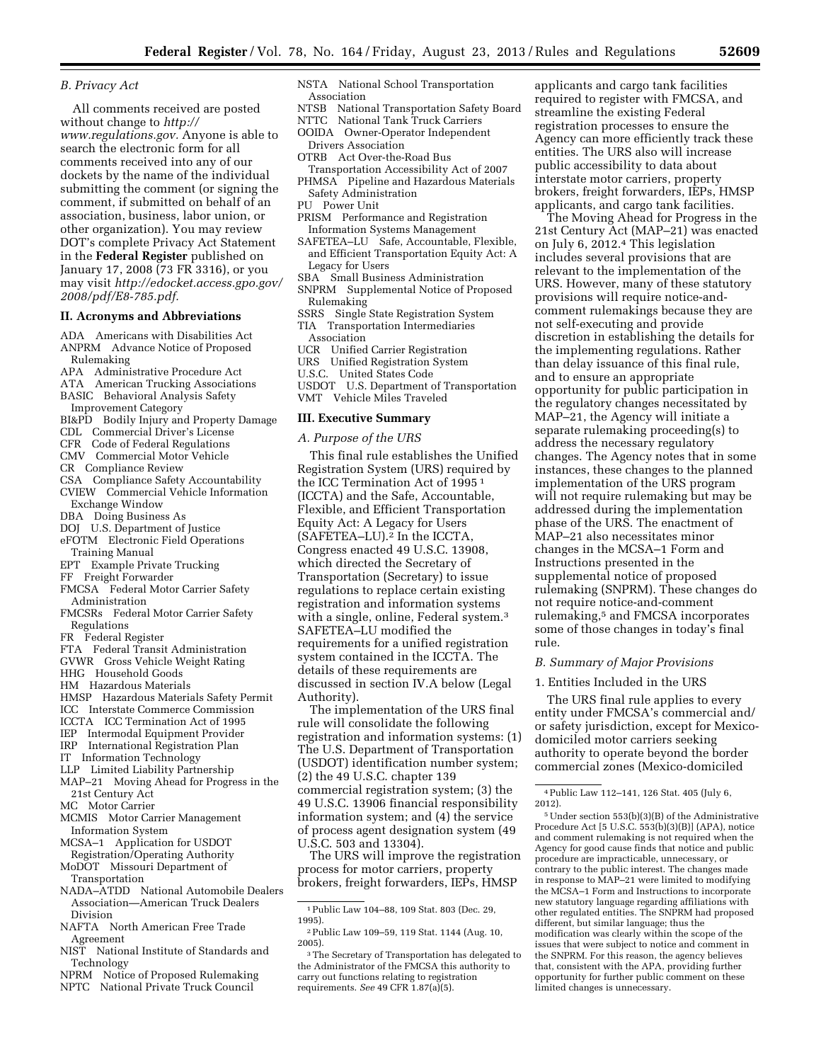### B. Privacy Act

All comments received are posted without change to *http://www.regulations.gov.* Anyone is able to search the electronic form for all comments received into any of our dockets by the name of the individual submitting the comment (or signing the comment, if submitted on behalf of an association, business, labor union, or other organization). You may review DOT's complete Privacy Act Statement in the **Federal Register** published on January 17, 2008 (73 FR 3316), or you may visit *http://edocket.access.gpo.gov/2008/pdf/E8-785.pdf.*

## II. Acronyms and Abbreviations

ADA Americans with Disabilities Act
ANPRM Advance Notice of Proposed Rulemaking
APA Administrative Procedure Act
ATA American Trucking Associations
BASIC Behavioral Analysis Safety Improvement Category
BI&PD Bodily Injury and Property Damage
CDL Commercial Driver's License
CFR Code of Federal Regulations
CMV Commercial Motor Vehicle
CR Compliance Review
CSA Compliance Safety Accountability
CVIEW Commercial Vehicle Information Exchange Window
DBA Doing Business As
DOJ U.S. Department of Justice
eFOTM Electronic Field Operations Training Manual
EPT Example Private Trucking
FF Freight Forwarder
FMCSA Federal Motor Carrier Safety Administration
FMCSRs Federal Motor Carrier Safety Regulations
FR Federal Register
FTA Federal Transit Administration
GVWR Gross Vehicle Weight Rating
HHG Household Goods
HM Hazardous Materials
HMSP Hazardous Materials Safety Permit
ICC Interstate Commerce Commission
ICCTA ICC Termination Act of 1995
IEP Intermodal Equipment Provider
IRP International Registration Plan
IT Information Technology
LLP Limited Liability Partnership
MAP–21 Moving Ahead for Progress in the 21st Century Act
MC Motor Carrier
MCMIS Motor Carrier Management Information System
MCSA–1 Application for USDOT Registration/Operating Authority
MoDOT Missouri Department of Transportation
NADA–ATDD National Automobile Dealers Association—American Truck Dealers Division
NAFTA North American Free Trade Agreement
NIST National Institute of Standards and Technology
NPRM Notice of Proposed Rulemaking
NPTC National Private Truck Council
NSTA National School Transportation Association
NTSB National Transportation Safety Board
NTTC National Tank Truck Carriers
OOIDA Owner-Operator Independent Drivers Association
OTRB Act Over-the-Road Bus Transportation Accessibility Act of 2007
PHMSA Pipeline and Hazardous Materials Safety Administration
PU Power Unit
PRISM Performance and Registration Information Systems Management
SAFETEA–LU Safe, Accountable, Flexible, and Efficient Transportation Equity Act: A Legacy for Users
SBA Small Business Administration
SNPRM Supplemental Notice of Proposed Rulemaking
SSRS Single State Registration System
TIA Transportation Intermediaries Association
UCR Unified Carrier Registration
URS Unified Registration System
U.S.C. United States Code
USDOT U.S. Department of Transportation
VMT Vehicle Miles Traveled

## III. Executive Summary

### A. Purpose of the URS

This final rule establishes the Unified Registration System (URS) required by the ICC Termination Act of 1995[1] (ICCTA) and the Safe, Accountable, Flexible, and Efficient Transportation Equity Act: A Legacy for Users (SAFETEA–LU).[2] In the ICCTA, Congress enacted 49 U.S.C. 13908, which directed the Secretary of Transportation (Secretary) to issue regulations to replace certain existing registration and information systems with a single, online, Federal system.[3] SAFETEA–LU modified the requirements for a unified registration system contained in the ICCTA. The details of these requirements are discussed in section IV.A below (Legal Authority).

The implementation of the URS final rule will consolidate the following registration and information systems: (1) The U.S. Department of Transportation (USDOT) identification number system; (2) the 49 U.S.C. chapter 139 commercial registration system; (3) the 49 U.S.C. 13906 financial responsibility information system; and (4) the service of process agent designation system (49 U.S.C. 503 and 13304).

The URS will improve the registration process for motor carriers, property brokers, freight forwarders, IEPs, HMSP applicants and cargo tank facilities required to register with FMCSA, and streamline the existing Federal registration processes to ensure the Agency can more efficiently track these entities. The URS also will increase public accessibility to data about interstate motor carriers, property brokers, freight forwarders, IEPs, HMSP applicants, and cargo tank facilities.

The Moving Ahead for Progress in the 21st Century Act (MAP–21) was enacted on July 6, 2012.[4] This legislation includes several provisions that are relevant to the implementation of the URS. However, many of these statutory provisions will require notice-and-comment rulemakings because they are not self-executing and provide discretion in establishing the details for the implementing regulations. Rather than delay issuance of this final rule, and to ensure an appropriate opportunity for public participation in the regulatory changes necessitated by MAP–21, the Agency will initiate a separate rulemaking proceeding(s) to address the necessary regulatory changes. The Agency notes that in some instances, these changes to the planned implementation of the URS program will not require rulemaking but may be addressed during the implementation phase of the URS. The enactment of MAP–21 also necessitates minor changes in the MCSA–1 Form and Instructions presented in the supplemental notice of proposed rulemaking (SNPRM). These changes do not require notice-and-comment rulemaking,[5] and FMCSA incorporates some of those changes in today's final rule.

### B. Summary of Major Provisions

1. Entities Included in the URS

The URS final rule applies to every entity under FMCSA's commercial and/or safety jurisdiction, except for Mexico-domiciled motor carriers seeking authority to operate beyond the border commercial zones (Mexico-domiciled

---

[1] Public Law 104–88, 109 Stat. 803 (Dec. 29, 1995).

[2] Public Law 109–59, 119 Stat. 1144 (Aug. 10, 2005).

[3] The Secretary of Transportation has delegated to the Administrator of the FMCSA this authority to carry out functions relating to registration requirements. *See* 49 CFR 1.87(a)(5).

[4] Public Law 112–141, 126 Stat. 405 (July 6, 2012).

[5] Under section 553(b)(3)(B) of the Administrative Procedure Act [5 U.S.C. 553(b)(3)(B)] (APA), notice and comment rulemaking is not required when the Agency for good cause finds that notice and public procedure are impracticable, unnecessary, or contrary to the public interest. The changes made in response to MAP–21 were limited to modifying the MCSA–1 Form and Instructions to incorporate new statutory language regarding affiliations with other regulated entities. The SNPRM had proposed different, but similar language; thus the modification was clearly within the scope of the issues that were subject to notice and comment in the SNPRM. For this reason, the agency believes that, consistent with the APA, providing further opportunity for further public comment on these limited changes is unnecessary.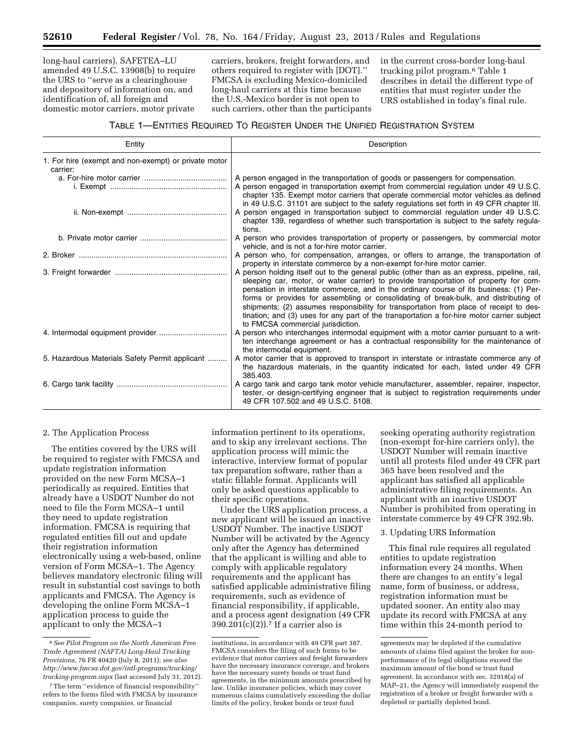long-haul carriers). SAFETEA–LU amended 49 U.S.C. 13908(b) to require the URS to ''serve as a clearinghouse and depository of information on, and identification of, all foreign and domestic motor carriers, motor private carriers, brokers, freight forwarders, and others required to register with [DOT].'' FMCSA is excluding Mexico-domiciled long-haul carriers at this time because the U.S.-Mexico border is not open to such carriers, other than the participants in the current cross-border long-haul trucking pilot program.[6] Table 1 describes in detail the different type of entities that must register under the URS established in today's final rule.

TABLE 1—ENTITIES REQUIRED TO REGISTER UNDER THE UNIFIED REGISTRATION SYSTEM

| Entity | Description |
|---|---|
| 1. For hire (exempt and non-exempt) or private motor carrier: | |
| a. For-hire motor carrier | A person engaged in the transportation of goods or passengers for compensation. |
| i. Exempt | A person engaged in transportation exempt from commercial regulation under 49 U.S.C. chapter 135. Exempt motor carriers that operate commercial motor vehicles as defined in 49 U.S.C. 31101 are subject to the safety regulations set forth in 49 CFR chapter III. |
| ii. Non-exempt | A person engaged in transportation subject to commercial regulation under 49 U.S.C. chapter 139, regardless of whether such transportation is subject to the safety regulations. |
| b. Private motor carrier | A person who provides transportation of property or passengers, by commercial motor vehicle, and is not a for-hire motor carrier. |
| 2. Broker | A person who, for compensation, arranges, or offers to arrange, the transportation of property in interstate commerce by a non-exempt for-hire motor carrier. |
| 3. Freight forwarder | A person holding itself out to the general public (other than as an express, pipeline, rail, sleeping car, motor, or water carrier) to provide transportation of property for compensation in interstate commerce, and in the ordinary course of its business: (1) Performs or provides for assembling or consolidating of break-bulk, and distributing of shipments; (2) assumes responsibility for transportation from place of receipt to destination; and (3) uses for any part of the transportation a for-hire motor carrier subject to FMCSA commercial jurisdiction. |
| 4. Intermodal equipment provider | A person who interchanges intermodal equipment with a motor carrier pursuant to a written interchange agreement or has a contractual responsibility for the maintenance of the intermodal equipment. |
| 5. Hazardous Materials Safety Permit applicant | A motor carrier that is approved to transport in interstate or intrastate commerce any of the hazardous materials, in the quantity indicated for each, listed under 49 CFR 385.403. |
| 6. Cargo tank facility | A cargo tank and cargo tank motor vehicle manufacturer, assembler, repairer, inspector, tester, or design-certifying engineer that is subject to registration requirements under 49 CFR 107.502 and 49 U.S.C. 5108. |

2. The Application Process

The entities covered by the URS will be required to register with FMCSA and update registration information provided on the new Form MCSA–1 periodically as required. Entities that already have a USDOT Number do not need to file the Form MCSA–1 until they need to update registration information. FMCSA is requiring that regulated entities fill out and update their registration information electronically using a web-based, online version of Form MCSA–1. The Agency believes mandatory electronic filing will result in substantial cost savings to both applicants and FMCSA. The Agency is developing the online Form MCSA–1 application process to guide the applicant to only the MCSA–1 information pertinent to its operations, and to skip any irrelevant sections. The application process will mimic the interactive, interview format of popular tax preparation software, rather than a static fillable format. Applicants will only be asked questions applicable to their specific operations.

Under the URS application process, a new applicant will be issued an inactive USDOT Number. The inactive USDOT Number will be activated by the Agency only after the Agency has determined that the applicant is willing and able to comply with applicable regulatory requirements and the applicant has satisfied applicable administrative filing requirements, such as evidence of financial responsibility, if applicable, and a process agent designation (49 CFR 390.201(c)(2)).[7] If a carrier also is seeking operating authority registration (non-exempt for-hire carriers only), the USDOT Number will remain inactive until all protests filed under 49 CFR part 365 have been resolved and the applicant has satisfied all applicable administrative filing requirements. An applicant with an inactive USDOT Number is prohibited from operating in interstate commerce by 49 CFR 392.9b.

3. Updating URS Information

This final rule requires all regulated entities to update registration information every 24 months. When there are changes to an entity's legal name, form of business, or address, registration information must be updated sooner. An entity also may update its record with FMCSA at any time within this 24-month period to

[6] *See Pilot Program on the North American Free Trade Agreement (NAFTA) Long-Haul Trucking Provisions,* 76 FR 40420 (July 8, 2011); *see also http://www.fmcsa.dot.gov/intl-programs/trucking/trucking-program.aspx* (last accessed July 31, 2012).

[7] The term ''evidence of financial responsibility'' refers to the forms filed with FMCSA by insurance companies, surety companies, or financial institutions, in accordance with 49 CFR part 387. FMCSA considers the filing of such forms to be evidence that motor carriers and freight forwarders have the necessary insurance coverage, and brokers have the necessary surety bonds or trust fund agreements, in the minimum amounts prescribed by law. Unlike insurance policies, which may cover numerous claims cumulatively exceeding the dollar limits of the policy, broker bonds or trust fund agreements may be depleted if the cumulative amounts of claims filed against the broker for non-performance of its legal obligations exceed the maximum amount of the bond or trust fund agreement. In accordance with sec. 32918(a) of MAP–21, the Agency will immediately suspend the registration of a broker or freight forwarder with a depleted or partially depleted bond.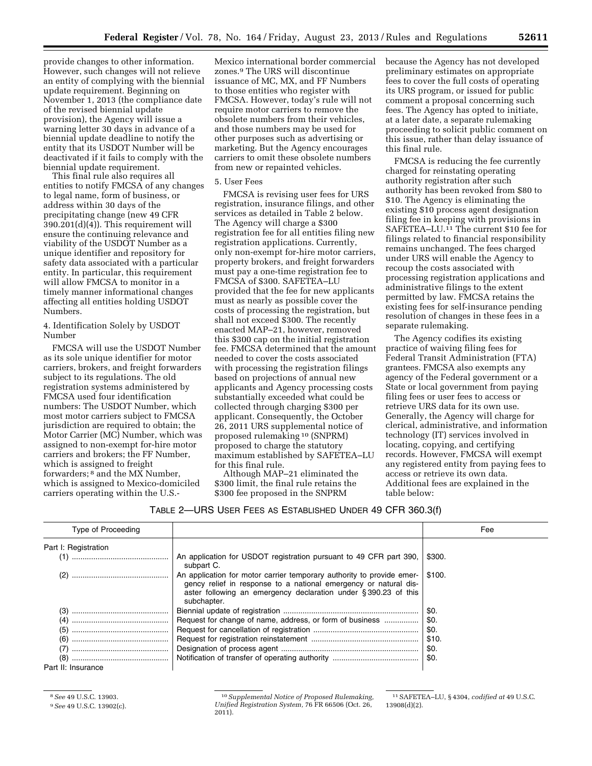provide changes to other information. However, such changes will not relieve an entity of complying with the biennial update requirement. Beginning on November 1, 2013 (the compliance date of the revised biennial update provision), the Agency will issue a warning letter 30 days in advance of a biennial update deadline to notify the entity that its USDOT Number will be deactivated if it fails to comply with the biennial update requirement.

This final rule also requires all entities to notify FMCSA of any changes to legal name, form of business, or address within 30 days of the precipitating change (new 49 CFR 390.201(d)(4)). This requirement will ensure the continuing relevance and viability of the USDOT Number as a unique identifier and repository for safety data associated with a particular entity. In particular, this requirement will allow FMCSA to monitor in a timely manner informational changes affecting all entities holding USDOT Numbers.

4. Identification Solely by USDOT Number

FMCSA will use the USDOT Number as its sole unique identifier for motor carriers, brokers, and freight forwarders subject to its regulations. The old registration systems administered by FMCSA used four identification numbers: The USDOT Number, which most motor carriers subject to FMCSA jurisdiction are required to obtain; the Motor Carrier (MC) Number, which was assigned to non-exempt for-hire motor carriers and brokers; the FF Number, which is assigned to freight forwarders;[8] and the MX Number, which is assigned to Mexico-domiciled carriers operating within the U.S.-Mexico international border commercial zones.[9] The URS will discontinue issuance of MC, MX, and FF Numbers to those entities who register with FMCSA. However, today's rule will not require motor carriers to remove the obsolete numbers from their vehicles, and those numbers may be used for other purposes such as advertising or marketing. But the Agency encourages carriers to omit these obsolete numbers from new or repainted vehicles.

5. User Fees

FMCSA is revising user fees for URS registration, insurance filings, and other services as detailed in Table 2 below. The Agency will charge a $300 registration fee for all entities filing new registration applications. Currently, only non-exempt for-hire motor carriers, property brokers, and freight forwarders must pay a one-time registration fee to FMCSA of $300. SAFETEA–LU provided that the fee for new applicants must as nearly as possible cover the costs of processing the registration, but shall not exceed $300. The recently enacted MAP–21, however, removed this $300 cap on the initial registration fee. FMCSA determined that the amount needed to cover the costs associated with processing the registration filings based on projections of annual new applicants and Agency processing costs substantially exceeded what could be collected through charging $300 per applicant. Consequently, the October 26, 2011 URS supplemental notice of proposed rulemaking[10] (SNPRM) proposed to charge the statutory maximum established by SAFETEA–LU for this final rule.

Although MAP–21 eliminated the $300 limit, the final rule retains the $300 fee proposed in the SNPRM because the Agency has not developed preliminary estimates on appropriate fees to cover the full costs of operating its URS program, or issued for public comment a proposal concerning such fees. The Agency has opted to initiate, at a later date, a separate rulemaking proceeding to solicit public comment on this issue, rather than delay issuance of this final rule.

FMCSA is reducing the fee currently charged for reinstating operating authority registration after such authority has been revoked from $80 to $10. The Agency is eliminating the existing $10 process agent designation filing fee in keeping with provisions in SAFETEA–LU.[11] The current $10 fee for filings related to financial responsibility remains unchanged. The fees charged under URS will enable the Agency to recoup the costs associated with processing registration applications and administrative filings to the extent permitted by law. FMCSA retains the existing fees for self-insurance pending resolution of changes in these fees in a separate rulemaking.

The Agency codifies its existing practice of waiving filing fees for Federal Transit Administration (FTA) grantees. FMCSA also exempts any agency of the Federal government or a State or local government from paying filing fees or user fees to access or retrieve URS data for its own use. Generally, the Agency will charge for clerical, administrative, and information technology (IT) services involved in locating, copying, and certifying records. However, FMCSA will exempt any registered entity from paying fees to access or retrieve its own data. Additional fees are explained in the table below:

TABLE 2—URS USER FEES AS ESTABLISHED UNDER 49 CFR 360.3(f)

| Type of Proceeding | | Fee |
|---|---|---|
| Part I: Registration | | |
| (1) | An application for USDOT registration pursuant to 49 CFR part 390, subpart C. | $300. |
| (2) | An application for motor carrier temporary authority to provide emergency relief in response to a national emergency or natural disaster following an emergency declaration under § 390.23 of this subchapter. | $100. |
| (3) | Biennial update of registration | $0. |
| (4) | Request for change of name, address, or form of business | $0. |
| (5) | Request for cancellation of registration | $0. |
| (6) | Request for registration reinstatement | $10. |
| (7) | Designation of process agent | $0. |
| (8) | Notification of transfer of operating authority | $0. |
| Part II: Insurance | | |

[8] *See* 49 U.S.C. 13903.

[9] *See* 49 U.S.C. 13902(c).

[10] *Supplemental Notice of Proposed Rulemaking, Unified Registration System,* 76 FR 66506 (Oct. 26, 2011).

[11] SAFETEA–LU, § 4304, *codified at* 49 U.S.C. 13908(d)(2).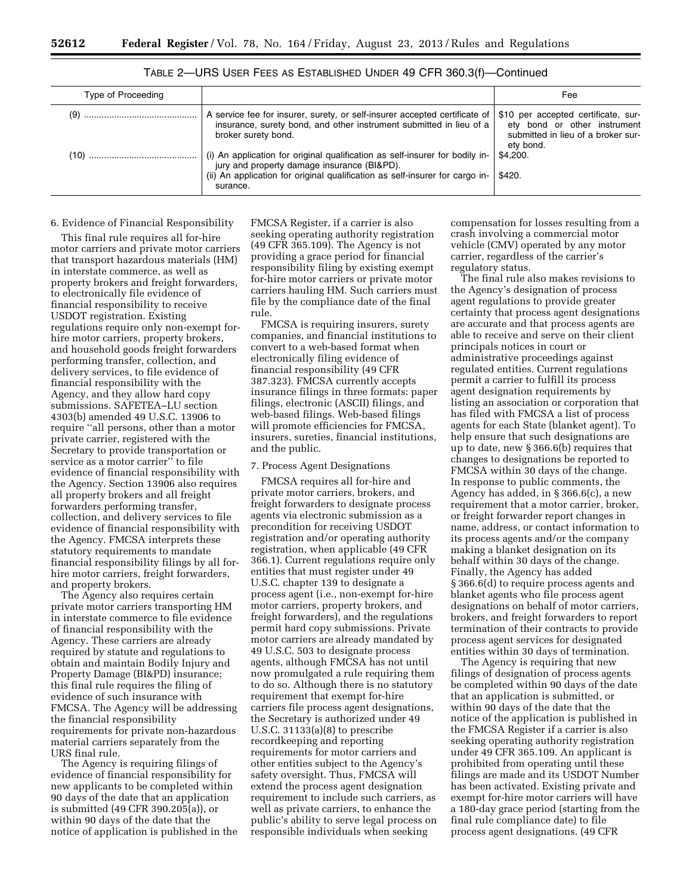TABLE 2—URS USER FEES AS ESTABLISHED UNDER 49 CFR 360.3(f)—Continued

| Type of Proceeding | | Fee |
|---|---|---|
| (9) | A service fee for insurer, surety, or self-insurer accepted certificate of insurance, surety bond, and other instrument submitted in lieu of a broker surety bond. | $10 per accepted certificate, surety bond or other instrument submitted in lieu of a broker surety bond. |
| (10) | (i) An application for original qualification as self-insurer for bodily injury and property damage insurance (BI&PD). | $4,200. |
| | (ii) An application for original qualification as self-insurer for cargo insurance. | $420. |

6. Evidence of Financial Responsibility

This final rule requires all for-hire motor carriers and private motor carriers that transport hazardous materials (HM) in interstate commerce, as well as property brokers and freight forwarders, to electronically file evidence of financial responsibility to receive USDOT registration. Existing regulations require only non-exempt for-hire motor carriers, property brokers, and household goods freight forwarders performing transfer, collection, and delivery services, to file evidence of financial responsibility with the Agency, and they allow hard copy submissions. SAFETEA–LU section 4303(b) amended 49 U.S.C. 13906 to require ''all persons, other than a motor private carrier, registered with the Secretary to provide transportation or service as a motor carrier'' to file evidence of financial responsibility with the Agency. Section 13906 also requires all property brokers and all freight forwarders performing transfer, collection, and delivery services to file evidence of financial responsibility with the Agency. FMCSA interprets these statutory requirements to mandate financial responsibility filings by all for-hire motor carriers, freight forwarders, and property brokers.

The Agency also requires certain private motor carriers transporting HM in interstate commerce to file evidence of financial responsibility with the Agency. These carriers are already required by statute and regulations to obtain and maintain Bodily Injury and Property Damage (BI&PD) insurance; this final rule requires the filing of evidence of such insurance with FMCSA. The Agency will be addressing the financial responsibility requirements for private non-hazardous material carriers separately from the URS final rule.

The Agency is requiring filings of evidence of financial responsibility for new applicants to be completed within 90 days of the date that an application is submitted (49 CFR 390.205(a)), or within 90 days of the date that the notice of application is published in the FMCSA Register, if a carrier is also seeking operating authority registration (49 CFR 365.109). The Agency is not providing a grace period for financial responsibility filing by existing exempt for-hire motor carriers or private motor carriers hauling HM. Such carriers must file by the compliance date of the final rule.

FMCSA is requiring insurers, surety companies, and financial institutions to convert to a web-based format when electronically filing evidence of financial responsibility (49 CFR 387.323). FMCSA currently accepts insurance filings in three formats: paper filings, electronic (ASCII) filings, and web-based filings. Web-based filings will promote efficiencies for FMCSA, insurers, sureties, financial institutions, and the public.

7. Process Agent Designations

FMCSA requires all for-hire and private motor carriers, brokers, and freight forwarders to designate process agents via electronic submission as a precondition for receiving USDOT registration and/or operating authority registration, when applicable (49 CFR 366.1). Current regulations require only entities that must register under 49 U.S.C. chapter 139 to designate a process agent (i.e., non-exempt for-hire motor carriers, property brokers, and freight forwarders), and the regulations permit hard copy submissions. Private motor carriers are already mandated by 49 U.S.C. 503 to designate process agents, although FMCSA has not until now promulgated a rule requiring them to do so. Although there is no statutory requirement that exempt for-hire carriers file process agent designations, the Secretary is authorized under 49 U.S.C. 31133(a)(8) to prescribe recordkeeping and reporting requirements for motor carriers and other entities subject to the Agency's safety oversight. Thus, FMCSA will extend the process agent designation requirement to include such carriers, as well as private carriers, to enhance the public's ability to serve legal process on responsible individuals when seeking compensation for losses resulting from a crash involving a commercial motor vehicle (CMV) operated by any motor carrier, regardless of the carrier's regulatory status.

The final rule also makes revisions to the Agency's designation of process agent regulations to provide greater certainty that process agent designations are accurate and that process agents are able to receive and serve on their client principals notices in court or administrative proceedings against regulated entities. Current regulations permit a carrier to fulfill its process agent designation requirements by listing an association or corporation that has filed with FMCSA a list of process agents for each State (blanket agent). To help ensure that such designations are up to date, new § 366.6(b) requires that changes to designations be reported to FMCSA within 30 days of the change. In response to public comments, the Agency has added, in § 366.6(c), a new requirement that a motor carrier, broker, or freight forwarder report changes in name, address, or contact information to its process agents and/or the company making a blanket designation on its behalf within 30 days of the change. Finally, the Agency has added § 366.6(d) to require process agents and blanket agents who file process agent designations on behalf of motor carriers, brokers, and freight forwarders to report termination of their contracts to provide process agent services for designated entities within 30 days of termination.

The Agency is requiring that new filings of designation of process agents be completed within 90 days of the date that an application is submitted, or within 90 days of the date that the notice of the application is published in the FMCSA Register if a carrier is also seeking operating authority registration under 49 CFR 365.109. An applicant is prohibited from operating until these filings are made and its USDOT Number has been activated. Existing private and exempt for-hire motor carriers will have a 180-day grace period (starting from the final rule compliance date) to file process agent designations. (49 CFR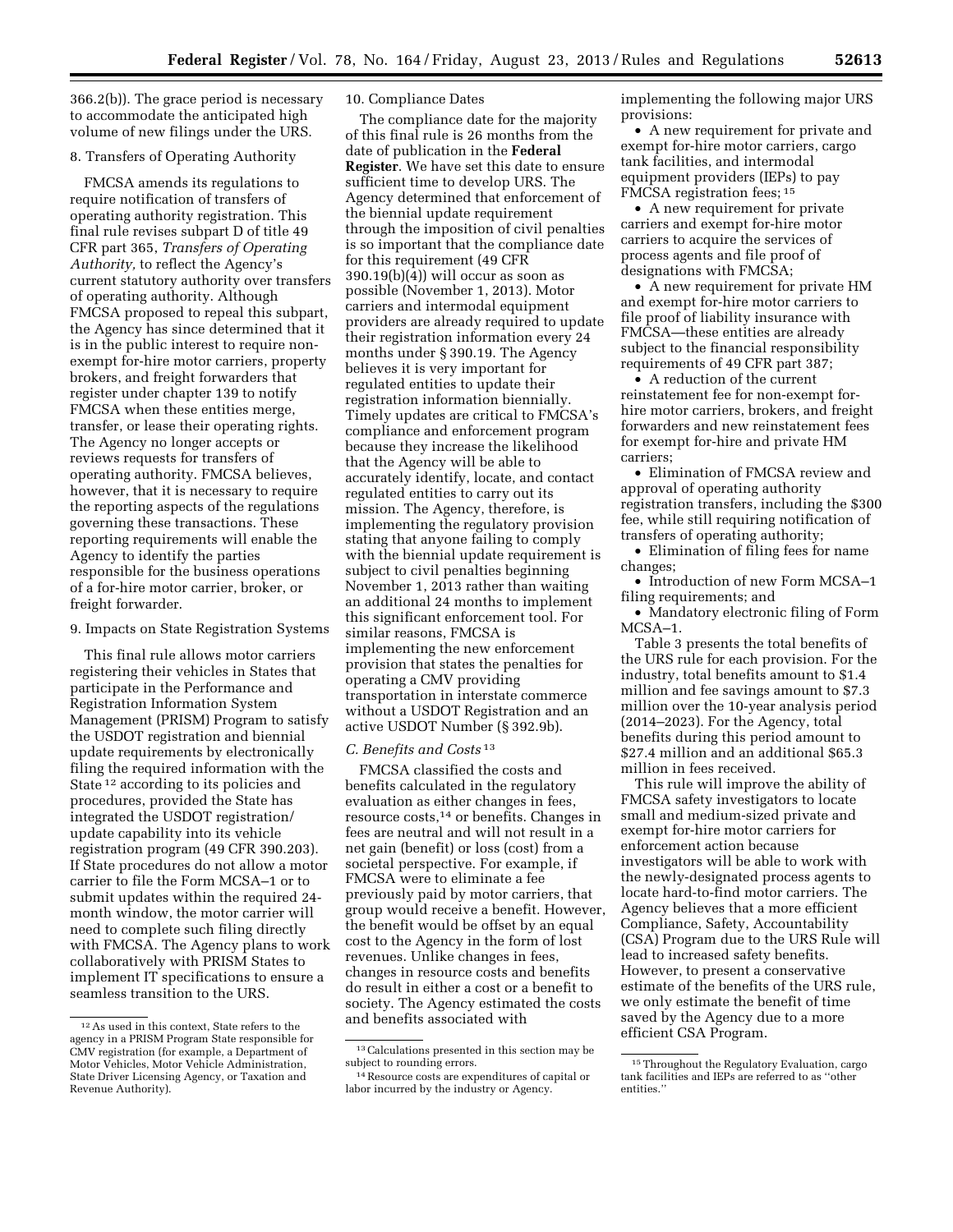366.2(b)). The grace period is necessary to accommodate the anticipated high volume of new filings under the URS.

8. Transfers of Operating Authority

FMCSA amends its regulations to require notification of transfers of operating authority registration. This final rule revises subpart D of title 49 CFR part 365, *Transfers of Operating Authority,* to reflect the Agency's current statutory authority over transfers of operating authority. Although FMCSA proposed to repeal this subpart, the Agency has since determined that it is in the public interest to require non-exempt for-hire motor carriers, property brokers, and freight forwarders that register under chapter 139 to notify FMCSA when these entities merge, transfer, or lease their operating rights. The Agency no longer accepts or reviews requests for transfers of operating authority. FMCSA believes, however, that it is necessary to require the reporting aspects of the regulations governing these transactions. These reporting requirements will enable the Agency to identify the parties responsible for the business operations of a for-hire motor carrier, broker, or freight forwarder.

9. Impacts on State Registration Systems

This final rule allows motor carriers registering their vehicles in States that participate in the Performance and Registration Information System Management (PRISM) Program to satisfy the USDOT registration and biennial update requirements by electronically filing the required information with the State [12] according to its policies and procedures, provided the State has integrated the USDOT registration/update capability into its vehicle registration program (49 CFR 390.203). If State procedures do not allow a motor carrier to file the Form MCSA–1 or to submit updates within the required 24-month window, the motor carrier will need to complete such filing directly with FMCSA. The Agency plans to work collaboratively with PRISM States to implement IT specifications to ensure a seamless transition to the URS.

10. Compliance Dates

The compliance date for the majority of this final rule is 26 months from the date of publication in the **Federal Register**. We have set this date to ensure sufficient time to develop URS. The Agency determined that enforcement of the biennial update requirement through the imposition of civil penalties is so important that the compliance date for this requirement (49 CFR 390.19(b)(4)) will occur as soon as possible (November 1, 2013). Motor carriers and intermodal equipment providers are already required to update their registration information every 24 months under § 390.19. The Agency believes it is very important for regulated entities to update their registration information biennially. Timely updates are critical to FMCSA's compliance and enforcement program because they increase the likelihood that the Agency will be able to accurately identify, locate, and contact regulated entities to carry out its mission. The Agency, therefore, is implementing the regulatory provision stating that anyone failing to comply with the biennial update requirement is subject to civil penalties beginning November 1, 2013 rather than waiting an additional 24 months to implement this significant enforcement tool. For similar reasons, FMCSA is implementing the new enforcement provision that states the penalties for operating a CMV providing transportation in interstate commerce without a USDOT Registration and an active USDOT Number (§ 392.9b).

*C. Benefits and Costs* [13]

FMCSA classified the costs and benefits calculated in the regulatory evaluation as either changes in fees, resource costs,[14] or benefits. Changes in fees are neutral and will not result in a net gain (benefit) or loss (cost) from a societal perspective. For example, if FMCSA were to eliminate a fee previously paid by motor carriers, that group would receive a benefit. However, the benefit would be offset by an equal cost to the Agency in the form of lost revenues. Unlike changes in fees, changes in resource costs and benefits do result in either a cost or a benefit to society. The Agency estimated the costs and benefits associated with implementing the following major URS provisions:

- A new requirement for private and exempt for-hire motor carriers, cargo tank facilities, and intermodal equipment providers (IEPs) to pay FMCSA registration fees; [15]
- A new requirement for private carriers and exempt for-hire motor carriers to acquire the services of process agents and file proof of designations with FMCSA;
- A new requirement for private HM and exempt for-hire motor carriers to file proof of liability insurance with FMCSA—these entities are already subject to the financial responsibility requirements of 49 CFR part 387;
- A reduction of the current reinstatement fee for non-exempt for-hire motor carriers, brokers, and freight forwarders and new reinstatement fees for exempt for-hire and private HM carriers;
- Elimination of FMCSA review and approval of operating authority registration transfers, including the $300 fee, while still requiring notification of transfers of operating authority;
- Elimination of filing fees for name changes;
- Introduction of new Form MCSA–1 filing requirements; and
- Mandatory electronic filing of Form MCSA–1.

Table 3 presents the total benefits of the URS rule for each provision. For the industry, total benefits amount to $1.4 million and fee savings amount to $7.3 million over the 10-year analysis period (2014–2023). For the Agency, total benefits during this period amount to $27.4 million and an additional $65.3 million in fees received.

This rule will improve the ability of FMCSA safety investigators to locate small and medium-sized private and exempt for-hire motor carriers for enforcement action because investigators will be able to work with the newly-designated process agents to locate hard-to-find motor carriers. The Agency believes that a more efficient Compliance, Safety, Accountability (CSA) Program due to the URS Rule will lead to increased safety benefits. However, to present a conservative estimate of the benefits of the URS rule, we only estimate the benefit of time saved by the Agency due to a more efficient CSA Program.

[12] As used in this context, State refers to the agency in a PRISM Program State responsible for CMV registration (for example, a Department of Motor Vehicles, Motor Vehicle Administration, State Driver Licensing Agency, or Taxation and Revenue Authority).

[13] Calculations presented in this section may be subject to rounding errors.

[14] Resource costs are expenditures of capital or labor incurred by the industry or Agency.

[15] Throughout the Regulatory Evaluation, cargo tank facilities and IEPs are referred to as "other entities."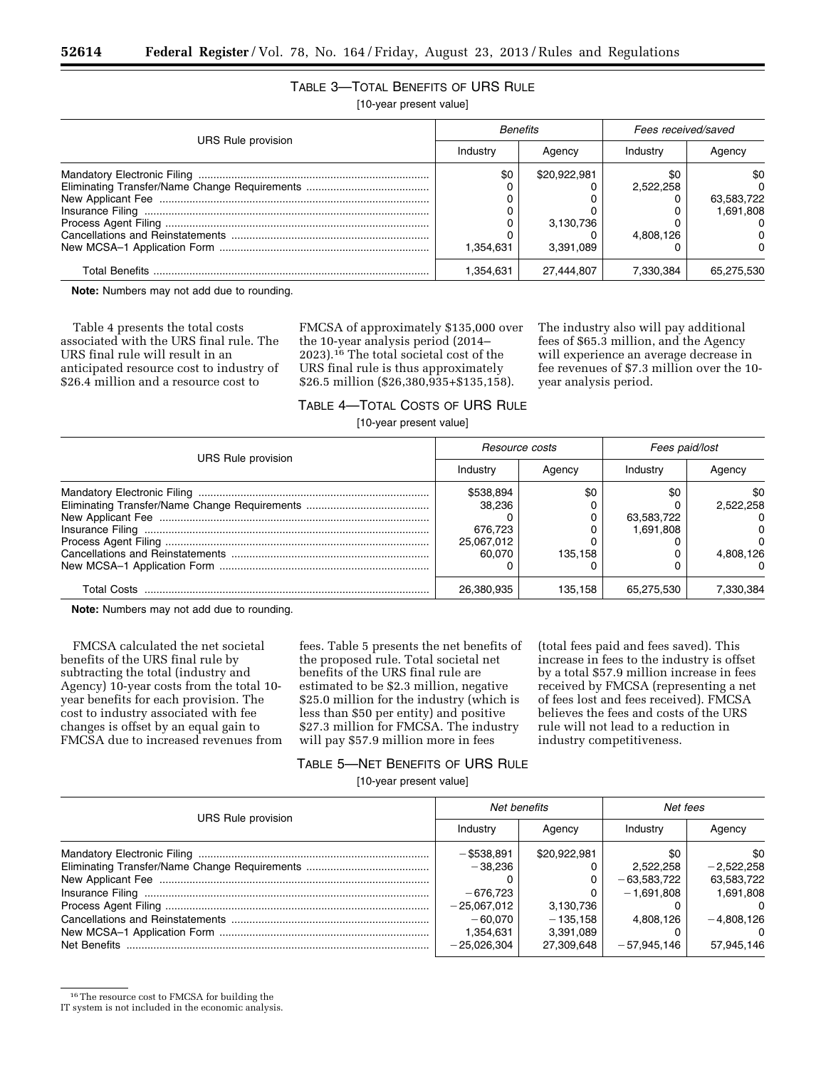TABLE 3—TOTAL BENEFITS OF URS RULE

[10-year present value]

| URS Rule provision | *Benefits* | | *Fees received/saved* | |
|---|---|---|---|---|
| | Industry | Agency | Industry | Agency |
| Mandatory Electronic Filing | $0 | $20,922,981 | $0 | $0 |
| Eliminating Transfer/Name Change Requirements | 0 | 0 | 2,522,258 | 0 |
| New Applicant Fee | 0 | 0 | 0 | 63,583,722 |
| Insurance Filing | 0 | 0 | 0 | 1,691,808 |
| Process Agent Filing | 0 | 3,130,736 | 0 | 0 |
| Cancellations and Reinstatements | 0 | 0 | 4,808,126 | 0 |
| New MCSA–1 Application Form | 1,354,631 | 3,391,089 | 0 | 0 |
| Total Benefits | 1,354,631 | 27,444,807 | 7,330,384 | 65,275,530 |

**Note:** Numbers may not add due to rounding.

Table 4 presents the total costs associated with the URS final rule. The URS final rule will result in an anticipated resource cost to industry of $26.4 million and a resource cost to FMCSA of approximately $135,000 over the 10-year analysis period (2014–2023).[16] The total societal cost of the URS final rule is thus approximately $26.5 million ($26,380,935+$135,158). The industry also will pay additional fees of $65.3 million, and the Agency will experience an average decrease in fee revenues of $7.3 million over the 10-year analysis period.

TABLE 4—TOTAL COSTS OF URS RULE

[10-year present value]

| URS Rule provision | *Resource costs* | | *Fees paid/lost* | |
|---|---|---|---|---|
| | Industry | Agency | Industry | Agency |
| Mandatory Electronic Filing | $538,894 | $0 | $0 | $0 |
| Eliminating Transfer/Name Change Requirements | 38,236 | 0 | 0 | 2,522,258 |
| New Applicant Fee | 0 | 0 | 63,583,722 | 0 |
| Insurance Filing | 676,723 | 0 | 1,691,808 | 0 |
| Process Agent Filing | 25,067,012 | 0 | 0 | 0 |
| Cancellations and Reinstatements | 60,070 | 135,158 | 0 | 4,808,126 |
| New MCSA–1 Application Form | 0 | 0 | 0 | 0 |
| Total Costs | 26,380,935 | 135,158 | 65,275,530 | 7,330,384 |

**Note:** Numbers may not add due to rounding.

FMCSA calculated the net societal benefits of the URS final rule by subtracting the total (industry and Agency) 10-year costs from the total 10-year benefits for each provision. The cost to industry associated with fee changes is offset by an equal gain to FMCSA due to increased revenues from fees. Table 5 presents the net benefits of the proposed rule. Total societal net benefits of the URS final rule are estimated to be $2.3 million, negative $25.0 million for the industry (which is less than $50 per entity) and positive $27.3 million for FMCSA. The industry will pay $57.9 million more in fees (total fees paid and fees saved). This increase in fees to the industry is offset by a total $57.9 million increase in fees received by FMCSA (representing a net of fees lost and fees received). FMCSA believes the fees and costs of the URS rule will not lead to a reduction in industry competitiveness.

TABLE 5—NET BENEFITS OF URS RULE

[10-year present value]

| URS Rule provision | *Net benefits* | | *Net fees* | |
|---|---|---|---|---|
| | Industry | Agency | Industry | Agency |
| Mandatory Electronic Filing | −$538,891 | $20,922,981 | $0 | $0 |
| Eliminating Transfer/Name Change Requirements | −38,236 | 0 | 2,522,258 | −2,522,258 |
| New Applicant Fee | 0 | 0 | −63,583,722 | 63,583,722 |
| Insurance Filing | −676,723 | 0 | −1,691,808 | 1,691,808 |
| Process Agent Filing | −25,067,012 | 3,130,736 | 0 | 0 |
| Cancellations and Reinstatements | −60,070 | −135,158 | 4,808,126 | −4,808,126 |
| New MCSA–1 Application Form | 1,354,631 | 3,391,089 | 0 | 0 |
| Net Benefits | −25,026,304 | 27,309,648 | −57,945,146 | 57,945,146 |

[16] The resource cost to FMCSA for building the IT system is not included in the economic analysis.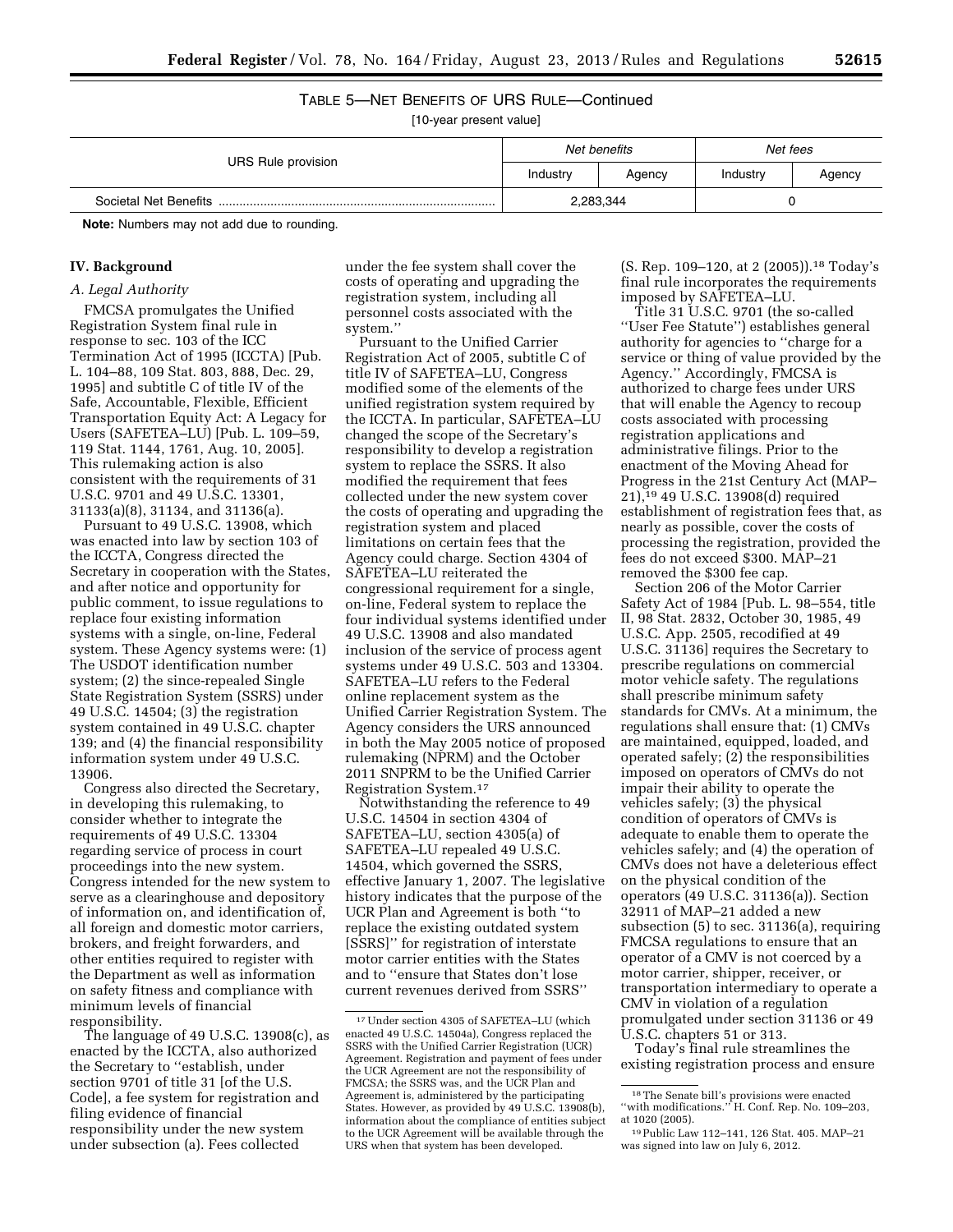TABLE 5—NET BENEFITS OF URS RULE—Continued

[10-year present value]

| URS Rule provision | Net benefits | | Net fees | |
|---|---|---|---|---|
| | Industry | Agency | Industry | Agency |
| Societal Net Benefits | 2,283,344 | | 0 | |

**Note:** Numbers may not add due to rounding.

## IV. Background

### A. Legal Authority

FMCSA promulgates the Unified Registration System final rule in response to sec. 103 of the ICC Termination Act of 1995 (ICCTA) [Pub. L. 104–88, 109 Stat. 803, 888, Dec. 29, 1995] and subtitle C of title IV of the Safe, Accountable, Flexible, Efficient Transportation Equity Act: A Legacy for Users (SAFETEA–LU) [Pub. L. 109–59, 119 Stat. 1144, 1761, Aug. 10, 2005]. This rulemaking action is also consistent with the requirements of 31 U.S.C. 9701 and 49 U.S.C. 13301, 31133(a)(8), 31134, and 31136(a).

Pursuant to 49 U.S.C. 13908, which was enacted into law by section 103 of the ICCTA, Congress directed the Secretary in cooperation with the States, and after notice and opportunity for public comment, to issue regulations to replace four existing information systems with a single, on-line, Federal system. These Agency systems were: (1) The USDOT identification number system; (2) the since-repealed Single State Registration System (SSRS) under 49 U.S.C. 14504; (3) the registration system contained in 49 U.S.C. chapter 139; and (4) the financial responsibility information system under 49 U.S.C. 13906.

Congress also directed the Secretary, in developing this rulemaking, to consider whether to integrate the requirements of 49 U.S.C. 13304 regarding service of process in court proceedings into the new system. Congress intended for the new system to serve as a clearinghouse and depository of information on, and identification of, all foreign and domestic motor carriers, brokers, and freight forwarders, and other entities required to register with the Department as well as information on safety fitness and compliance with minimum levels of financial responsibility.

The language of 49 U.S.C. 13908(c), as enacted by the ICCTA, also authorized the Secretary to ''establish, under section 9701 of title 31 [of the U.S. Code], a fee system for registration and filing evidence of financial responsibility under the new system under subsection (a). Fees collected under the fee system shall cover the costs of operating and upgrading the registration system, including all personnel costs associated with the system.''

Pursuant to the Unified Carrier Registration Act of 2005, subtitle C of title IV of SAFETEA–LU, Congress modified some of the elements of the unified registration system required by the ICCTA. In particular, SAFETEA–LU changed the scope of the Secretary's responsibility to develop a registration system to replace the SSRS. It also modified the requirement that fees collected under the new system cover the costs of operating and upgrading the registration system and placed limitations on certain fees that the Agency could charge. Section 4304 of SAFETEA–LU reiterated the congressional requirement for a single, on-line, Federal system to replace the four individual systems identified under 49 U.S.C. 13908 and also mandated inclusion of the service of process agent systems under 49 U.S.C. 503 and 13304. SAFETEA–LU refers to the Federal online replacement system as the Unified Carrier Registration System. The Agency considers the URS announced in both the May 2005 notice of proposed rulemaking (NPRM) and the October 2011 SNPRM to be the Unified Carrier Registration System.[17]

Notwithstanding the reference to 49 U.S.C. 14504 in section 4304 of SAFETEA–LU, section 4305(a) of SAFETEA–LU repealed 49 U.S.C. 14504, which governed the SSRS, effective January 1, 2007. The legislative history indicates that the purpose of the UCR Plan and Agreement is both ''to replace the existing outdated system [SSRS]'' for registration of interstate motor carrier entities with the States and to ''ensure that States don't lose current revenues derived from SSRS'' (S. Rep. 109–120, at 2 (2005)).[18] Today's final rule incorporates the requirements imposed by SAFETEA–LU.

Title 31 U.S.C. 9701 (the so-called ''User Fee Statute'') establishes general authority for agencies to ''charge for a service or thing of value provided by the Agency.'' Accordingly, FMCSA is authorized to charge fees under URS that will enable the Agency to recoup costs associated with processing registration applications and administrative filings. Prior to the enactment of the Moving Ahead for Progress in the 21st Century Act (MAP–21),[19] 49 U.S.C. 13908(d) required establishment of registration fees that, as nearly as possible, cover the costs of processing the registration, provided the fees do not exceed $300. MAP–21 removed the $300 fee cap.

Section 206 of the Motor Carrier Safety Act of 1984 [Pub. L. 98–554, title II, 98 Stat. 2832, October 30, 1985, 49 U.S.C. App. 2505, recodified at 49 U.S.C. 31136] requires the Secretary to prescribe regulations on commercial motor vehicle safety. The regulations shall prescribe minimum safety standards for CMVs. At a minimum, the regulations shall ensure that: (1) CMVs are maintained, equipped, loaded, and operated safely; (2) the responsibilities imposed on operators of CMVs do not impair their ability to operate the vehicles safely; (3) the physical condition of operators of CMVs is adequate to enable them to operate the vehicles safely; and (4) the operation of CMVs does not have a deleterious effect on the physical condition of the operators (49 U.S.C. 31136(a)). Section 32911 of MAP–21 added a new subsection (5) to sec. 31136(a), requiring FMCSA regulations to ensure that an operator of a CMV is not coerced by a motor carrier, shipper, receiver, or transportation intermediary to operate a CMV in violation of a regulation promulgated under section 31136 or 49 U.S.C. chapters 51 or 313.

Today's final rule streamlines the existing registration process and ensure

[17] Under section 4305 of SAFETEA–LU (which enacted 49 U.S.C. 14504a), Congress replaced the SSRS with the Unified Carrier Registration (UCR) Agreement. Registration and payment of fees under the UCR Agreement are not the responsibility of FMCSA; the SSRS was, and the UCR Plan and Agreement is, administered by the participating States. However, as provided by 49 U.S.C. 13908(b), information about the compliance of entities subject to the UCR Agreement will be available through the URS when that system has been developed.

[18] The Senate bill's provisions were enacted ''with modifications.'' H. Conf. Rep. No. 109–203, at 1020 (2005).

[19] Public Law 112–141, 126 Stat. 405. MAP–21 was signed into law on July 6, 2012.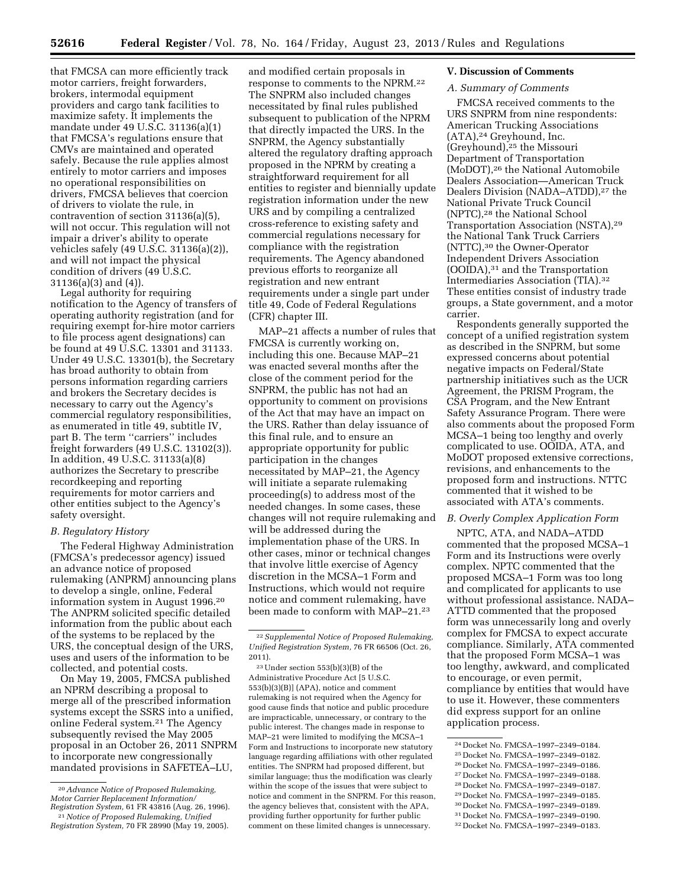that FMCSA can more efficiently track motor carriers, freight forwarders, brokers, intermodal equipment providers and cargo tank facilities to maximize safety. It implements the mandate under 49 U.S.C. 31136(a)(1) that FMCSA's regulations ensure that CMVs are maintained and operated safely. Because the rule applies almost entirely to motor carriers and imposes no operational responsibilities on drivers, FMCSA believes that coercion of drivers to violate the rule, in contravention of section 31136(a)(5), will not occur. This regulation will not impair a driver's ability to operate vehicles safely (49 U.S.C. 31136(a)(2)), and will not impact the physical condition of drivers (49 U.S.C. 31136(a)(3) and (4)).

Legal authority for requiring notification to the Agency of transfers of operating authority registration (and for requiring exempt for-hire motor carriers to file process agent designations) can be found at 49 U.S.C. 13301 and 31133. Under 49 U.S.C. 13301(b), the Secretary has broad authority to obtain from persons information regarding carriers and brokers the Secretary decides is necessary to carry out the Agency's commercial regulatory responsibilities, as enumerated in title 49, subtitle IV, part B. The term ''carriers'' includes freight forwarders (49 U.S.C. 13102(3)). In addition, 49 U.S.C. 31133(a)(8) authorizes the Secretary to prescribe recordkeeping and reporting requirements for motor carriers and other entities subject to the Agency's safety oversight.

### *B. Regulatory History*

The Federal Highway Administration (FMCSA's predecessor agency) issued an advance notice of proposed rulemaking (ANPRM) announcing plans to develop a single, online, Federal information system in August 1996.[20] The ANPRM solicited specific detailed information from the public about each of the systems to be replaced by the URS, the conceptual design of the URS, uses and users of the information to be collected, and potential costs.

On May 19, 2005, FMCSA published an NPRM describing a proposal to merge all of the prescribed information systems except the SSRS into a unified, online Federal system.[21] The Agency subsequently revised the May 2005 proposal in an October 26, 2011 SNPRM to incorporate new congressionally mandated provisions in SAFETEA–LU, and modified certain proposals in response to comments to the NPRM.[22] The SNPRM also included changes necessitated by final rules published subsequent to publication of the NPRM that directly impacted the URS. In the SNPRM, the Agency substantially altered the regulatory drafting approach proposed in the NPRM by creating a straightforward requirement for all entities to register and biennially update registration information under the new URS and by compiling a centralized cross-reference to existing safety and commercial regulations necessary for compliance with the registration requirements. The Agency abandoned previous efforts to reorganize all registration and new entrant requirements under a single part under title 49, Code of Federal Regulations (CFR) chapter III.

MAP–21 affects a number of rules that FMCSA is currently working on, including this one. Because MAP–21 was enacted several months after the close of the comment period for the SNPRM, the public has not had an opportunity to comment on provisions of the Act that may have an impact on the URS. Rather than delay issuance of this final rule, and to ensure an appropriate opportunity for public participation in the changes necessitated by MAP–21, the Agency will initiate a separate rulemaking proceeding(s) to address most of the needed changes. In some cases, these changes will not require rulemaking and will be addressed during the implementation phase of the URS. In other cases, minor or technical changes that involve little exercise of Agency discretion in the MCSA–1 Form and Instructions, which would not require notice and comment rulemaking, have been made to conform with MAP–21.[23]

## V. Discussion of Comments

### *A. Summary of Comments*

FMCSA received comments to the URS SNPRM from nine respondents: American Trucking Associations (ATA),[24] Greyhound, Inc. (Greyhound),[25] the Missouri Department of Transportation (MoDOT),[26] the National Automobile Dealers Association—American Truck Dealers Division (NADA–ATDD),[27] the National Private Truck Council (NPTC),[28] the National School Transportation Association (NSTA),[29] the National Tank Truck Carriers (NTTC),[30] the Owner-Operator Independent Drivers Association (OOIDA),[31] and the Transportation Intermediaries Association (TIA).[32] These entities consist of industry trade groups, a State government, and a motor carrier.

Respondents generally supported the concept of a unified registration system as described in the SNPRM, but some expressed concerns about potential negative impacts on Federal/State partnership initiatives such as the UCR Agreement, the PRISM Program, the CSA Program, and the New Entrant Safety Assurance Program. There were also comments about the proposed Form MCSA–1 being too lengthy and overly complicated to use. OOIDA, ATA, and MoDOT proposed extensive corrections, revisions, and enhancements to the proposed form and instructions. NTTC commented that it wished to be associated with ATA's comments.

### *B. Overly Complex Application Form*

NPTC, ATA, and NADA–ATDD commented that the proposed MCSA–1 Form and its Instructions were overly complex. NPTC commented that the proposed MCSA–1 Form was too long and complicated for applicants to use without professional assistance. NADA–ATTD commented that the proposed form was unnecessarily long and overly complex for FMCSA to expect accurate compliance. Similarly, ATA commented that the proposed Form MCSA–1 was too lengthy, awkward, and complicated to encourage, or even permit, compliance by entities that would have to use it. However, these commenters did express support for an online application process.

---

[20] *Advance Notice of Proposed Rulemaking, Motor Carrier Replacement Information/Registration System,* 61 FR 43816 (Aug. 26, 1996).

[21] *Notice of Proposed Rulemaking, Unified Registration System,* 70 FR 28990 (May 19, 2005).

[22] *Supplemental Notice of Proposed Rulemaking, Unified Registration System,* 76 FR 66506 (Oct. 26, 2011).

[23] Under section 553(b)(3)(B) of the Administrative Procedure Act [5 U.S.C. 553(b)(3)(B)] (APA), notice and comment rulemaking is not required when the Agency for good cause finds that notice and public procedure are impracticable, unnecessary, or contrary to the public interest. The changes made in response to MAP–21 were limited to modifying the MCSA–1 Form and Instructions to incorporate new statutory language regarding affiliations with other regulated entities. The SNPRM had proposed different, but similar language; thus the modification was clearly within the scope of the issues that were subject to notice and comment in the SNPRM. For this reason, the agency believes that, consistent with the APA, providing further opportunity for further public comment on these limited changes is unnecessary.

[24] Docket No. FMCSA–1997–2349–0184.

[25] Docket No. FMCSA–1997–2349–0182.

[26] Docket No. FMCSA–1997–2349–0186.

[27] Docket No. FMCSA–1997–2349–0188.

[28] Docket No. FMCSA–1997–2349–0187.

[29] Docket No. FMCSA–1997–2349–0185.

[30] Docket No. FMCSA–1997–2349–0189.

[31] Docket No. FMCSA–1997–2349–0190.

[32] Docket No. FMCSA–1997–2349–0183.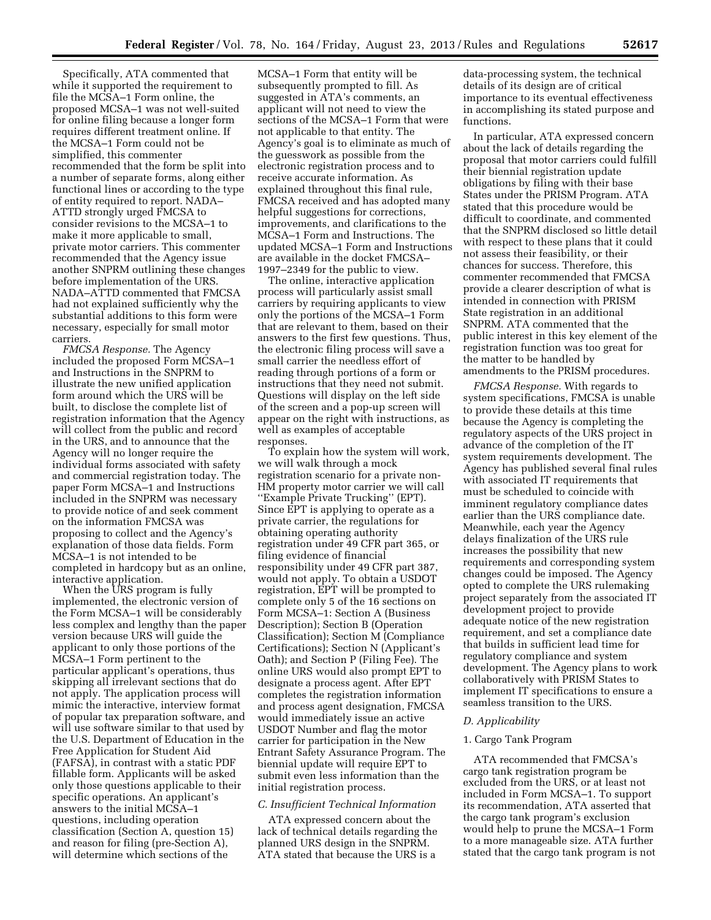Specifically, ATA commented that while it supported the requirement to file the MCSA–1 Form online, the proposed MCSA–1 was not well-suited for online filing because a longer form requires different treatment online. If the MCSA–1 Form could not be simplified, this commenter recommended that the form be split into a number of separate forms, along either functional lines or according to the type of entity required to report. NADA–ATTD strongly urged FMCSA to consider revisions to the MCSA–1 to make it more applicable to small, private motor carriers. This commenter recommended that the Agency issue another SNPRM outlining these changes before implementation of the URS. NADA–ATTD commented that FMCSA had not explained sufficiently why the substantial additions to this form were necessary, especially for small motor carriers.

*FMCSA Response.* The Agency included the proposed Form MCSA–1 and Instructions in the SNPRM to illustrate the new unified application form around which the URS will be built, to disclose the complete list of registration information that the Agency will collect from the public and record in the URS, and to announce that the Agency will no longer require the individual forms associated with safety and commercial registration today. The paper Form MCSA–1 and Instructions included in the SNPRM was necessary to provide notice of and seek comment on the information FMCSA was proposing to collect and the Agency's explanation of those data fields. Form MCSA–1 is not intended to be completed in hardcopy but as an online, interactive application.

When the URS program is fully implemented, the electronic version of the Form MCSA–1 will be considerably less complex and lengthy than the paper version because URS will guide the applicant to only those portions of the MCSA–1 Form pertinent to the particular applicant's operations, thus skipping all irrelevant sections that do not apply. The application process will mimic the interactive, interview format of popular tax preparation software, and will use software similar to that used by the U.S. Department of Education in the Free Application for Student Aid (FAFSA), in contrast with a static PDF fillable form. Applicants will be asked only those questions applicable to their specific operations. An applicant's answers to the initial MCSA–1 questions, including operation classification (Section A, question 15) and reason for filing (pre-Section A), will determine which sections of the MCSA–1 Form that entity will be subsequently prompted to fill. As suggested in ATA's comments, an applicant will not need to view the sections of the MCSA–1 Form that were not applicable to that entity. The Agency's goal is to eliminate as much of the guesswork as possible from the electronic registration process and to receive accurate information. As explained throughout this final rule, FMCSA received and has adopted many helpful suggestions for corrections, improvements, and clarifications to the MCSA–1 Form and Instructions. The updated MCSA–1 Form and Instructions are available in the docket FMCSA–1997–2349 for the public to view.

The online, interactive application process will particularly assist small carriers by requiring applicants to view only the portions of the MCSA–1 Form that are relevant to them, based on their answers to the first few questions. Thus, the electronic filing process will save a small carrier the needless effort of reading through portions of a form or instructions that they need not submit. Questions will display on the left side of the screen and a pop-up screen will appear on the right with instructions, as well as examples of acceptable responses.

To explain how the system will work, we will walk through a mock registration scenario for a private non-HM property motor carrier we will call ''Example Private Trucking'' (EPT). Since EPT is applying to operate as a private carrier, the regulations for obtaining operating authority registration under 49 CFR part 365, or filing evidence of financial responsibility under 49 CFR part 387, would not apply. To obtain a USDOT registration, EPT will be prompted to complete only 5 of the 16 sections on Form MCSA–1: Section A (Business Description); Section B (Operation Classification); Section M (Compliance Certifications); Section N (Applicant's Oath); and Section P (Filing Fee). The online URS would also prompt EPT to designate a process agent. After EPT completes the registration information and process agent designation, FMCSA would immediately issue an active USDOT Number and flag the motor carrier for participation in the New Entrant Safety Assurance Program. The biennial update will require EPT to submit even less information than the initial registration process.

### *C. Insufficient Technical Information*

ATA expressed concern about the lack of technical details regarding the planned URS design in the SNPRM. ATA stated that because the URS is a data-processing system, the technical details of its design are of critical importance to its eventual effectiveness in accomplishing its stated purpose and functions.

In particular, ATA expressed concern about the lack of details regarding the proposal that motor carriers could fulfill their biennial registration update obligations by filing with their base States under the PRISM Program. ATA stated that this procedure would be difficult to coordinate, and commented that the SNPRM disclosed so little detail with respect to these plans that it could not assess their feasibility, or their chances for success. Therefore, this commenter recommended that FMCSA provide a clearer description of what is intended in connection with PRISM State registration in an additional SNPRM. ATA commented that the public interest in this key element of the registration function was too great for the matter to be handled by amendments to the PRISM procedures.

*FMCSA Response.* With regards to system specifications, FMCSA is unable to provide these details at this time because the Agency is completing the regulatory aspects of the URS project in advance of the completion of the IT system requirements development. The Agency has published several final rules with associated IT requirements that must be scheduled to coincide with imminent regulatory compliance dates earlier than the URS compliance date. Meanwhile, each year the Agency delays finalization of the URS rule increases the possibility that new requirements and corresponding system changes could be imposed. The Agency opted to complete the URS rulemaking project separately from the associated IT development project to provide adequate notice of the new registration requirement, and set a compliance date that builds in sufficient lead time for regulatory compliance and system development. The Agency plans to work collaboratively with PRISM States to implement IT specifications to ensure a seamless transition to the URS.

### *D. Applicability*

#### 1. Cargo Tank Program

ATA recommended that FMCSA's cargo tank registration program be excluded from the URS, or at least not included in Form MCSA–1. To support its recommendation, ATA asserted that the cargo tank program's exclusion would help to prune the MCSA–1 Form to a more manageable size. ATA further stated that the cargo tank program is not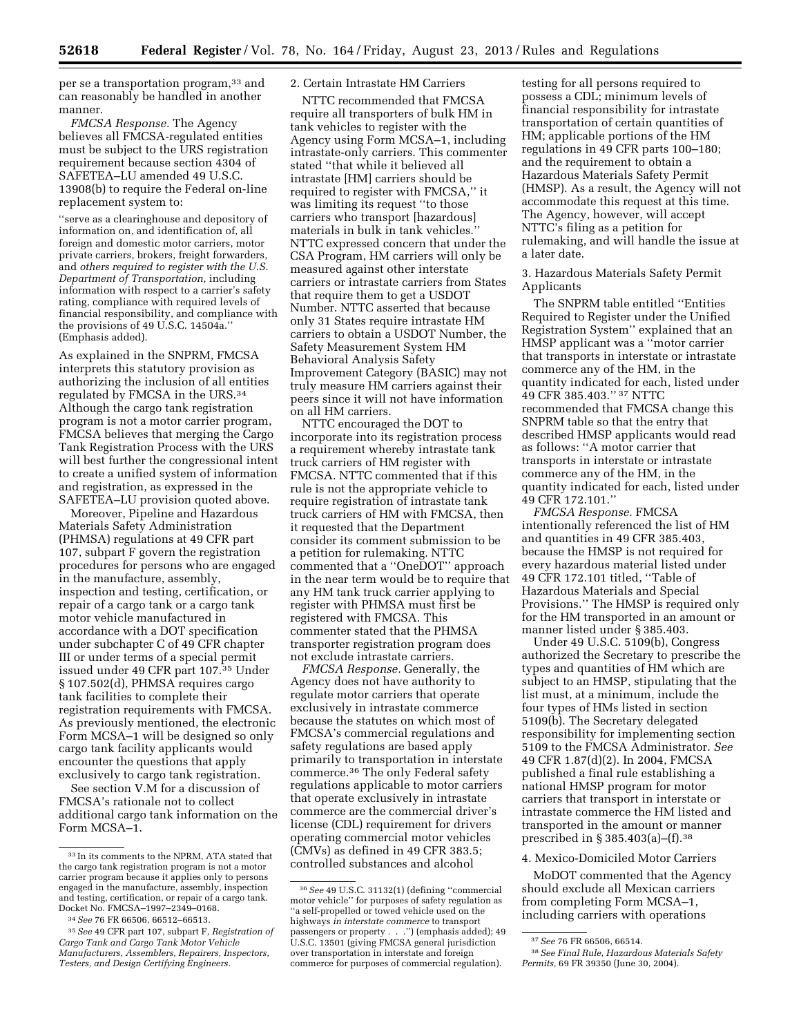per se a transportation program,[33] and can reasonably be handled in another manner.

*FMCSA Response.* The Agency believes all FMCSA-regulated entities must be subject to the URS registration requirement because section 4304 of SAFETEA–LU amended 49 U.S.C. 13908(b) to require the Federal on-line replacement system to:

> ''serve as a clearinghouse and depository of information on, and identification of, all foreign and domestic motor carriers, motor private carriers, brokers, freight forwarders, and *others required to register with the U.S. Department of Transportation,* including information with respect to a carrier's safety rating, compliance with required levels of financial responsibility, and compliance with the provisions of 49 U.S.C. 14504a.'' (Emphasis added).

As explained in the SNPRM, FMCSA interprets this statutory provision as authorizing the inclusion of all entities regulated by FMCSA in the URS.[34] Although the cargo tank registration program is not a motor carrier program, FMCSA believes that merging the Cargo Tank Registration Process with the URS will best further the congressional intent to create a unified system of information and registration, as expressed in the SAFETEA–LU provision quoted above.

Moreover, Pipeline and Hazardous Materials Safety Administration (PHMSA) regulations at 49 CFR part 107, subpart F govern the registration procedures for persons who are engaged in the manufacture, assembly, inspection and testing, certification, or repair of a cargo tank or a cargo tank motor vehicle manufactured in accordance with a DOT specification under subchapter C of 49 CFR chapter III or under terms of a special permit issued under 49 CFR part 107.[35] Under § 107.502(d), PHMSA requires cargo tank facilities to complete their registration requirements with FMCSA. As previously mentioned, the electronic Form MCSA–1 will be designed so only cargo tank facility applicants would encounter the questions that apply exclusively to cargo tank registration.

See section V.M for a discussion of FMCSA's rationale not to collect additional cargo tank information on the Form MCSA–1.

2. Certain Intrastate HM Carriers

NTTC recommended that FMCSA require all transporters of bulk HM in tank vehicles to register with the Agency using Form MCSA–1, including intrastate-only carriers. This commenter stated ''that while it believed all intrastate [HM] carriers should be required to register with FMCSA,'' it was limiting its request ''to those carriers who transport [hazardous] materials in bulk in tank vehicles.'' NTTC expressed concern that under the CSA Program, HM carriers will only be measured against other interstate carriers or intrastate carriers from States that require them to get a USDOT Number. NTTC asserted that because only 31 States require intrastate HM carriers to obtain a USDOT Number, the Safety Measurement System HM Behavioral Analysis Safety Improvement Category (BASIC) may not truly measure HM carriers against their peers since it will not have information on all HM carriers.

NTTC encouraged the DOT to incorporate into its registration process a requirement whereby intrastate tank truck carriers of HM register with FMCSA. NTTC commented that if this rule is not the appropriate vehicle to require registration of intrastate tank truck carriers of HM with FMCSA, then it requested that the Department consider its comment submission to be a petition for rulemaking. NTTC commented that a ''OneDOT'' approach in the near term would be to require that any HM tank truck carrier applying to register with PHMSA must first be registered with FMCSA. This commenter stated that the PHMSA transporter registration program does not exclude intrastate carriers.

*FMCSA Response.* Generally, the Agency does not have authority to regulate motor carriers that operate exclusively in intrastate commerce because the statutes on which most of FMCSA's commercial regulations and safety regulations are based apply primarily to transportation in interstate commerce.[36] The only Federal safety regulations applicable to motor carriers that operate exclusively in intrastate commerce are the commercial driver's license (CDL) requirement for drivers operating commercial motor vehicles (CMVs) as defined in 49 CFR 383.5; controlled substances and alcohol testing for all persons required to possess a CDL; minimum levels of financial responsibility for intrastate transportation of certain quantities of HM; applicable portions of the HM regulations in 49 CFR parts 100–180; and the requirement to obtain a Hazardous Materials Safety Permit (HMSP). As a result, the Agency will not accommodate this request at this time. The Agency, however, will accept NTTC's filing as a petition for rulemaking, and will handle the issue at a later date.

3. Hazardous Materials Safety Permit Applicants

The SNPRM table entitled ''Entities Required to Register under the Unified Registration System'' explained that an HMSP applicant was a ''motor carrier that transports in interstate or intrastate commerce any of the HM, in the quantity indicated for each, listed under 49 CFR 385.403.'' [37] NTTC recommended that FMCSA change this SNPRM table so that the entry that described HMSP applicants would read as follows: ''A motor carrier that transports in interstate or intrastate commerce any of the HM, in the quantity indicated for each, listed under 49 CFR 172.101.''

*FMCSA Response.* FMCSA intentionally referenced the list of HM and quantities in 49 CFR 385.403, because the HMSP is not required for every hazardous material listed under 49 CFR 172.101 titled, ''Table of Hazardous Materials and Special Provisions.'' The HMSP is required only for the HM transported in an amount or manner listed under § 385.403.

Under 49 U.S.C. 5109(b), Congress authorized the Secretary to prescribe the types and quantities of HM which are subject to an HMSP, stipulating that the list must, at a minimum, include the four types of HMs listed in section 5109(b). The Secretary delegated responsibility for implementing section 5109 to the FMCSA Administrator. *See* 49 CFR 1.87(d)(2). In 2004, FMCSA published a final rule establishing a national HMSP program for motor carriers that transport in interstate or intrastate commerce the HM listed and transported in the amount or manner prescribed in § 385.403(a)–(f).[38]

4. Mexico-Domiciled Motor Carriers

MoDOT commented that the Agency should exclude all Mexican carriers from completing Form MCSA–1, including carriers with operations

---

[33] In its comments to the NPRM, ATA stated that the cargo tank registration program is not a motor carrier program because it applies only to persons engaged in the manufacture, assembly, inspection and testing, certification, or repair of a cargo tank. Docket No. FMCSA–1997–2349–0168.

[34] *See* 76 FR 66506, 66512–66513.

[35] *See* 49 CFR part 107, subpart F, *Registration of Cargo Tank and Cargo Tank Motor Vehicle Manufacturers, Assemblers, Repairers, Inspectors, Testers, and Design Certifying Engineers.*

[36] *See* 49 U.S.C. 31132(1) (defining ''commercial motor vehicle'' for purposes of safety regulation as ''a self-propelled or towed vehicle used on the highways *in interstate commerce* to transport passengers or property . . .'') (emphasis added); 49 U.S.C. 13501 (giving FMCSA general jurisdiction over transportation in interstate and foreign commerce for purposes of commercial regulation).

[37] *See* 76 FR 66506, 66514.

[38] *See Final Rule, Hazardous Materials Safety Permits,* 69 FR 39350 (June 30, 2004).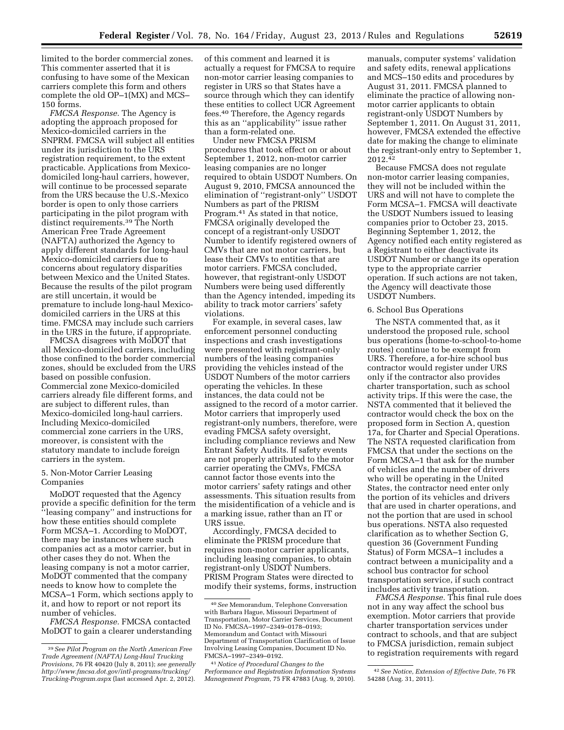limited to the border commercial zones. This commenter asserted that it is confusing to have some of the Mexican carriers complete this form and others complete the old OP–1(MX) and MCS–150 forms.

*FMCSA Response.* The Agency is adopting the approach proposed for Mexico-domiciled carriers in the SNPRM. FMCSA will subject all entities under its jurisdiction to the URS registration requirement, to the extent practicable. Applications from Mexico-domiciled long-haul carriers, however, will continue to be processed separate from the URS because the U.S.-Mexico border is open to only those carriers participating in the pilot program with distinct requirements.[39] The North American Free Trade Agreement (NAFTA) authorized the Agency to apply different standards for long-haul Mexico-domiciled carriers due to concerns about regulatory disparities between Mexico and the United States. Because the results of the pilot program are still uncertain, it would be premature to include long-haul Mexico-domiciled carriers in the URS at this time. FMCSA may include such carriers in the URS in the future, if appropriate.

FMCSA disagrees with MoDOT that all Mexico-domiciled carriers, including those confined to the border commercial zones, should be excluded from the URS based on possible confusion. Commercial zone Mexico-domiciled carriers already file different forms, and are subject to different rules, than Mexico-domiciled long-haul carriers. Including Mexico-domiciled commercial zone carriers in the URS, moreover, is consistent with the statutory mandate to include foreign carriers in the system.

### 5. Non-Motor Carrier Leasing Companies

MoDOT requested that the Agency provide a specific definition for the term "leasing company" and instructions for how these entities should complete Form MCSA–1. According to MoDOT, there may be instances where such companies act as a motor carrier, but in other cases they do not. When the leasing company is not a motor carrier, MoDOT commented that the company needs to know how to complete the MCSA–1 Form, which sections apply to it, and how to report or not report its number of vehicles.

*FMCSA Response.* FMCSA contacted MoDOT to gain a clearer understanding of this comment and learned it is actually a request for FMCSA to require non-motor carrier leasing companies to register in URS so that States have a source through which they can identify these entities to collect UCR Agreement fees.[40] Therefore, the Agency regards this as an "applicability" issue rather than a form-related one.

Under new FMCSA PRISM procedures that took effect on or about September 1, 2012, non-motor carrier leasing companies are no longer required to obtain USDOT Numbers. On August 9, 2010, FMCSA announced the elimination of "registrant-only" USDOT Numbers as part of the PRISM Program.[41] As stated in that notice, FMCSA originally developed the concept of a registrant-only USDOT Number to identify registered owners of CMVs that are not motor carriers, but lease their CMVs to entities that are motor carriers. FMCSA concluded, however, that registrant-only USDOT Numbers were being used differently than the Agency intended, impeding its ability to track motor carriers' safety violations.

For example, in several cases, law enforcement personnel conducting inspections and crash investigations were presented with registrant-only numbers of the leasing companies providing the vehicles instead of the USDOT Numbers of the motor carriers operating the vehicles. In these instances, the data could not be assigned to the record of a motor carrier. Motor carriers that improperly used registrant-only numbers, therefore, were evading FMCSA safety oversight, including compliance reviews and New Entrant Safety Audits. If safety events are not properly attributed to the motor carrier operating the CMVs, FMCSA cannot factor those events into the motor carriers' safety ratings and other assessments. This situation results from the misidentification of a vehicle and is a marking issue, rather than an IT or URS issue.

Accordingly, FMCSA decided to eliminate the PRISM procedure that requires non-motor carrier applicants, including leasing companies, to obtain registrant-only USDOT Numbers. PRISM Program States were directed to modify their systems, forms, instruction manuals, computer systems' validation and safety edits, renewal applications and MCS–150 edits and procedures by August 31, 2011. FMCSA planned to eliminate the practice of allowing non-motor carrier applicants to obtain registrant-only USDOT Numbers by September 1, 2011. On August 31, 2011, however, FMCSA extended the effective date for making the change to eliminate the registrant-only entry to September 1, 2012.[42]

Because FMCSA does not regulate non-motor carrier leasing companies, they will not be included within the URS and will not have to complete the Form MCSA–1. FMCSA will deactivate the USDOT Numbers issued to leasing companies prior to October 23, 2015. Beginning September 1, 2012, the Agency notified each entity registered as a Registrant to either deactivate its USDOT Number or change its operation type to the appropriate carrier operation. If such actions are not taken, the Agency will deactivate those USDOT Numbers.

### 6. School Bus Operations

The NSTA commented that, as it understood the proposed rule, school bus operations (home-to-school-to-home routes) continue to be exempt from URS. Therefore, a for-hire school bus contractor would register under URS only if the contractor also provides charter transportation, such as school activity trips. If this were the case, the NSTA commented that it believed the contractor would check the box on the proposed form in Section A, question 17a, for Charter and Special Operations. The NSTA requested clarification from FMCSA that under the sections on the Form MCSA–1 that ask for the number of vehicles and the number of drivers who will be operating in the United States, the contractor need enter only the portion of its vehicles and drivers that are used in charter operations, and not the portion that are used in school bus operations. NSTA also requested clarification as to whether Section G, question 36 (Government Funding Status) of Form MCSA–1 includes a contract between a municipality and a school bus contractor for school transportation service, if such contract includes activity transportation.

*FMCSA Response.* This final rule does not in any way affect the school bus exemption. Motor carriers that provide charter transportation services under contract to schools, and that are subject to FMCSA jurisdiction, remain subject to registration requirements with regard

---

[39] *See Pilot Program on the North American Free Trade Agreement (NAFTA) Long-Haul Trucking Provisions,* 76 FR 40420 (July 8, 2011); *see generally http://www.fmcsa.dot.gov/intl-programs/trucking/Trucking-Program.aspx* (last accessed Apr. 2, 2012).

[40] *See* Memorandum, Telephone Conversation with Barbara Hague, Missouri Department of Transportation, Motor Carrier Services, Document ID No. FMCSA–1997–2349–0178–0193; Memorandum and Contact with Missouri Department of Transportation Clarification of Issue Involving Leasing Companies, Document ID No. FMCSA–1997–2349–0192.

[41] *Notice of Procedural Changes to the Performance and Registration Information Systems Management Program,* 75 FR 47883 (Aug. 9, 2010).

[42] *See Notice, Extension of Effective Date,* 76 FR 54288 (Aug. 31, 2011).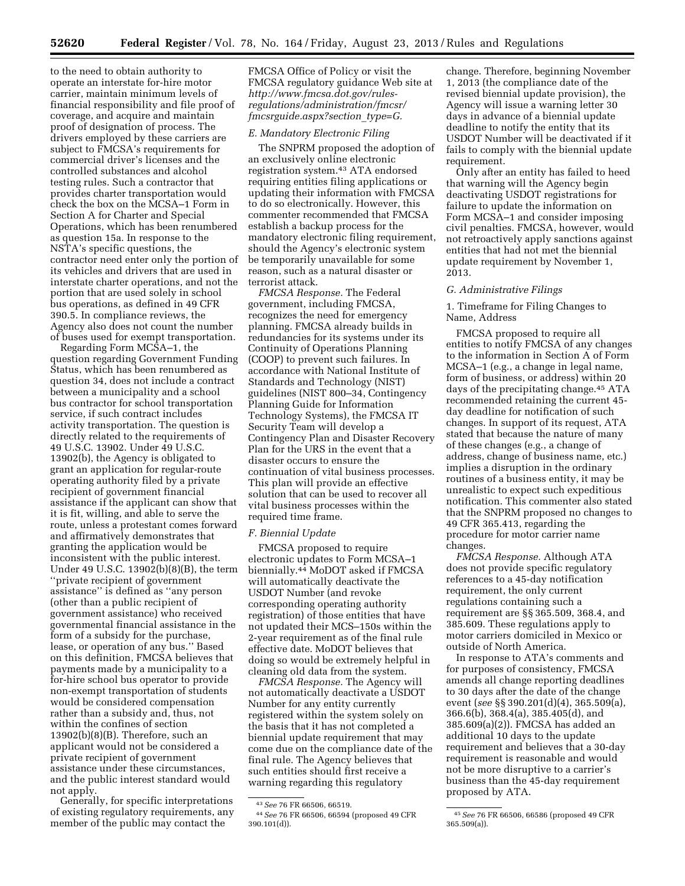to the need to obtain authority to operate an interstate for-hire motor carrier, maintain minimum levels of financial responsibility and file proof of coverage, and acquire and maintain proof of designation of process. The drivers employed by these carriers are subject to FMCSA's requirements for commercial driver's licenses and the controlled substances and alcohol testing rules. Such a contractor that provides charter transportation would check the box on the MCSA–1 Form in Section A for Charter and Special Operations, which has been renumbered as question 15a. In response to the NSTA's specific questions, the contractor need enter only the portion of its vehicles and drivers that are used in interstate charter operations, and not the portion that are used solely in school bus operations, as defined in 49 CFR 390.5. In compliance reviews, the Agency also does not count the number of buses used for exempt transportation.

Regarding Form MCSA–1, the question regarding Government Funding Status, which has been renumbered as question 34, does not include a contract between a municipality and a school bus contractor for school transportation service, if such contract includes activity transportation. The question is directly related to the requirements of 49 U.S.C. 13902. Under 49 U.S.C. 13902(b), the Agency is obligated to grant an application for regular-route operating authority filed by a private recipient of government financial assistance if the applicant can show that it is fit, willing, and able to serve the route, unless a protestant comes forward and affirmatively demonstrates that granting the application would be inconsistent with the public interest. Under 49 U.S.C. 13902(b)(8)(B), the term ''private recipient of government assistance'' is defined as ''any person (other than a public recipient of government assistance) who received governmental financial assistance in the form of a subsidy for the purchase, lease, or operation of any bus.'' Based on this definition, FMCSA believes that payments made by a municipality to a for-hire school bus operator to provide non-exempt transportation of students would be considered compensation rather than a subsidy and, thus, not within the confines of section 13902(b)(8)(B). Therefore, such an applicant would not be considered a private recipient of government assistance under these circumstances, and the public interest standard would not apply.

Generally, for specific interpretations of existing regulatory requirements, any member of the public may contact the FMCSA Office of Policy or visit the FMCSA regulatory guidance Web site at *http://www.fmcsa.dot.gov/rules-regulations/administration/fmcsr/fmcsrguide.aspx?section_type=G.*

### *E. Mandatory Electronic Filing*

The SNPRM proposed the adoption of an exclusively online electronic registration system.[43] ATA endorsed requiring entities filing applications or updating their information with FMCSA to do so electronically. However, this commenter recommended that FMCSA establish a backup process for the mandatory electronic filing requirement, should the Agency's electronic system be temporarily unavailable for some reason, such as a natural disaster or terrorist attack.

*FMCSA Response.* The Federal government, including FMCSA, recognizes the need for emergency planning. FMCSA already builds in redundancies for its systems under its Continuity of Operations Planning (COOP) to prevent such failures. In accordance with National Institute of Standards and Technology (NIST) guidelines (NIST 800–34, Contingency Planning Guide for Information Technology Systems), the FMCSA IT Security Team will develop a Contingency Plan and Disaster Recovery Plan for the URS in the event that a disaster occurs to ensure the continuation of vital business processes. This plan will provide an effective solution that can be used to recover all vital business processes within the required time frame.

### *F. Biennial Update*

FMCSA proposed to require electronic updates to Form MCSA–1 biennially.[44] MoDOT asked if FMCSA will automatically deactivate the USDOT Number (and revoke corresponding operating authority registration) of those entities that have not updated their MCS–150s within the 2-year requirement as of the final rule effective date. MoDOT believes that doing so would be extremely helpful in cleaning old data from the system.

*FMCSA Response.* The Agency will not automatically deactivate a USDOT Number for any entity currently registered within the system solely on the basis that it has not completed a biennial update requirement that may come due on the compliance date of the final rule. The Agency believes that such entities should first receive a warning regarding this regulatory change. Therefore, beginning November 1, 2013 (the compliance date of the revised biennial update provision), the Agency will issue a warning letter 30 days in advance of a biennial update deadline to notify the entity that its USDOT Number will be deactivated if it fails to comply with the biennial update requirement.

Only after an entity has failed to heed that warning will the Agency begin deactivating USDOT registrations for failure to update the information on Form MCSA–1 and consider imposing civil penalties. FMCSA, however, would not retroactively apply sanctions against entities that had not met the biennial update requirement by November 1, 2013.

### *G. Administrative Filings*

1. Timeframe for Filing Changes to Name, Address

FMCSA proposed to require all entities to notify FMCSA of any changes to the information in Section A of Form MCSA–1 (e.g., a change in legal name, form of business, or address) within 20 days of the precipitating change.[45] ATA recommended retaining the current 45-day deadline for notification of such changes. In support of its request, ATA stated that because the nature of many of these changes (e.g., a change of address, change of business name, etc.) implies a disruption in the ordinary routines of a business entity, it may be unrealistic to expect such expeditious notification. This commenter also stated that the SNPRM proposed no changes to 49 CFR 365.413, regarding the procedure for motor carrier name changes.

*FMCSA Response.* Although ATA does not provide specific regulatory references to a 45-day notification requirement, the only current regulations containing such a requirement are §§ 365.509, 368.4, and 385.609. These regulations apply to motor carriers domiciled in Mexico or outside of North America.

In response to ATA's comments and for purposes of consistency, FMCSA amends all change reporting deadlines to 30 days after the date of the change event (*see* §§ 390.201(d)(4), 365.509(a), 366.6(b), 368.4(a), 385.405(d), and 385.609(a)(2)). FMCSA has added an additional 10 days to the update requirement and believes that a 30-day requirement is reasonable and would not be more disruptive to a carrier's business than the 45-day requirement proposed by ATA.

---

[43] *See* 76 FR 66506, 66519.

[44] *See* 76 FR 66506, 66594 (proposed 49 CFR 390.101(d)).

[45] *See* 76 FR 66506, 66586 (proposed 49 CFR 365.509(a)).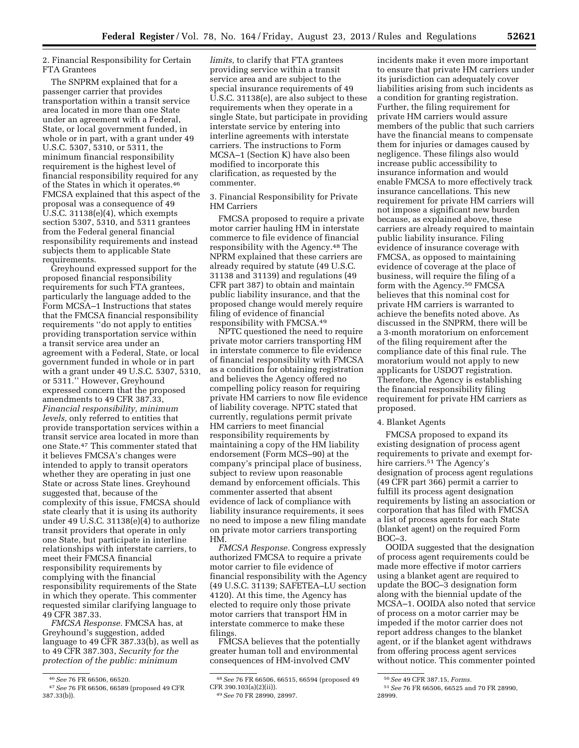2. Financial Responsibility for Certain FTA Grantees

The SNPRM explained that for a passenger carrier that provides transportation within a transit service area located in more than one State under an agreement with a Federal, State, or local government funded, in whole or in part, with a grant under 49 U.S.C. 5307, 5310, or 5311, the minimum financial responsibility requirement is the highest level of financial responsibility required for any of the States in which it operates.[46] FMCSA explained that this aspect of the proposal was a consequence of 49 U.S.C. 31138(e)(4), which exempts section 5307, 5310, and 5311 grantees from the Federal general financial responsibility requirements and instead subjects them to applicable State requirements.

Greyhound expressed support for the proposed financial responsibility requirements for such FTA grantees, particularly the language added to the Form MCSA–1 Instructions that states that the FMCSA financial responsibility requirements ''do not apply to entities providing transportation service within a transit service area under an agreement with a Federal, State, or local government funded in whole or in part with a grant under 49 U.S.C. 5307, 5310, or 5311.'' However, Greyhound expressed concern that the proposed amendments to 49 CFR 387.33, *Financial responsibility, minimum levels,* only referred to entities that provide transportation services within a transit service area located in more than one State.[47] This commenter stated that it believes FMCSA's changes were intended to apply to transit operators whether they are operating in just one State or across State lines. Greyhound suggested that, because of the complexity of this issue, FMCSA should state clearly that it is using its authority under 49 U.S.C. 31138(e)(4) to authorize transit providers that operate in only one State, but participate in interline relationships with interstate carriers, to meet their FMCSA financial responsibility requirements by complying with the financial responsibility requirements of the State in which they operate. This commenter requested similar clarifying language to 49 CFR 387.33.

*FMCSA Response.* FMCSA has, at Greyhound's suggestion, added language to 49 CFR 387.33(b), as well as to 49 CFR 387.303, *Security for the protection of the public: minimum limits,* to clarify that FTA grantees providing service within a transit service area and are subject to the special insurance requirements of 49 U.S.C. 31138(e), are also subject to these requirements when they operate in a single State, but participate in providing interstate service by entering into interline agreements with interstate carriers. The instructions to Form MCSA–1 (Section K) have also been modified to incorporate this clarification, as requested by the commenter.

3. Financial Responsibility for Private HM Carriers

FMCSA proposed to require a private motor carrier hauling HM in interstate commerce to file evidence of financial responsibility with the Agency.[48] The NPRM explained that these carriers are already required by statute (49 U.S.C. 31138 and 31139) and regulations (49 CFR part 387) to obtain and maintain public liability insurance, and that the proposed change would merely require filing of evidence of financial responsibility with FMCSA.[49]

NPTC questioned the need to require private motor carriers transporting HM in interstate commerce to file evidence of financial responsibility with FMCSA as a condition for obtaining registration and believes the Agency offered no compelling policy reason for requiring private HM carriers to now file evidence of liability coverage. NPTC stated that currently, regulations permit private HM carriers to meet financial responsibility requirements by maintaining a copy of the HM liability endorsement (Form MCS–90) at the company's principal place of business, subject to review upon reasonable demand by enforcement officials. This commenter asserted that absent evidence of lack of compliance with liability insurance requirements, it sees no need to impose a new filing mandate on private motor carriers transporting HM.

*FMCSA Response.* Congress expressly authorized FMCSA to require a private motor carrier to file evidence of financial responsibility with the Agency (49 U.S.C. 31139; SAFETEA–LU section 4120). At this time, the Agency has elected to require only those private motor carriers that transport HM in interstate commerce to make these filings.

FMCSA believes that the potentially greater human toll and environmental consequences of HM-involved CMV incidents make it even more important to ensure that private HM carriers under its jurisdiction can adequately cover liabilities arising from such incidents as a condition for granting registration. Further, the filing requirement for private HM carriers would assure members of the public that such carriers have the financial means to compensate them for injuries or damages caused by negligence. These filings also would increase public accessibility to insurance information and would enable FMCSA to more effectively track insurance cancellations. This new requirement for private HM carriers will not impose a significant new burden because, as explained above, these carriers are already required to maintain public liability insurance. Filing evidence of insurance coverage with FMCSA, as opposed to maintaining evidence of coverage at the place of business, will require the filing of a form with the Agency.[50] FMCSA believes that this nominal cost for private HM carriers is warranted to achieve the benefits noted above. As discussed in the SNPRM, there will be a 3-month moratorium on enforcement of the filing requirement after the compliance date of this final rule. The moratorium would not apply to new applicants for USDOT registration. Therefore, the Agency is establishing the financial responsibility filing requirement for private HM carriers as proposed.

4. Blanket Agents

FMCSA proposed to expand its existing designation of process agent requirements to private and exempt for-hire carriers.[51] The Agency's designation of process agent regulations (49 CFR part 366) permit a carrier to fulfill its process agent designation requirements by listing an association or corporation that has filed with FMCSA a list of process agents for each State (blanket agent) on the required Form BOC–3.

OOIDA suggested that the designation of process agent requirements could be made more effective if motor carriers using a blanket agent are required to update the BOC–3 designation form along with the biennial update of the MCSA–1. OOIDA also noted that service of process on a motor carrier may be impeded if the motor carrier does not report address changes to the blanket agent, or if the blanket agent withdraws from offering process agent services without notice. This commenter pointed

---

[46] *See* 76 FR 66506, 66520.

[47] *See* 76 FR 66506, 66589 (proposed 49 CFR 387.33(b)).

[48] *See* 76 FR 66506, 66515, 66594 (proposed 49 CFR 390.103(a)(2)(ii)).

[49] *See* 70 FR 28990, 28997.

[50] *See* 49 CFR 387.15, *Forms.*

[51] *See* 76 FR 66506, 66525 and 70 FR 28990, 28999.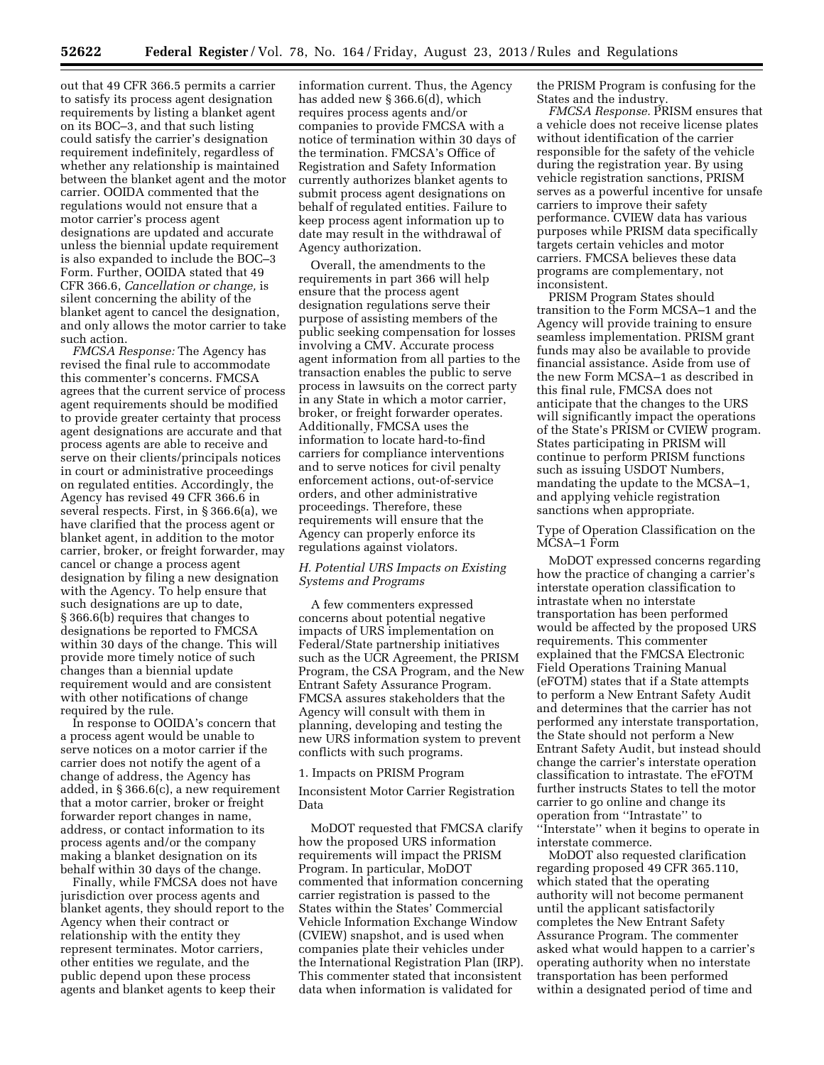out that 49 CFR 366.5 permits a carrier to satisfy its process agent designation requirements by listing a blanket agent on its BOC–3, and that such listing could satisfy the carrier's designation requirement indefinitely, regardless of whether any relationship is maintained between the blanket agent and the motor carrier. OOIDA commented that the regulations would not ensure that a motor carrier's process agent designations are updated and accurate unless the biennial update requirement is also expanded to include the BOC–3 Form. Further, OOIDA stated that 49 CFR 366.6, *Cancellation or change,* is silent concerning the ability of the blanket agent to cancel the designation, and only allows the motor carrier to take such action.

*FMCSA Response:* The Agency has revised the final rule to accommodate this commenter's concerns. FMCSA agrees that the current service of process agent requirements should be modified to provide greater certainty that process agent designations are accurate and that process agents are able to receive and serve on their clients/principals notices in court or administrative proceedings on regulated entities. Accordingly, the Agency has revised 49 CFR 366.6 in several respects. First, in § 366.6(a), we have clarified that the process agent or blanket agent, in addition to the motor carrier, broker, or freight forwarder, may cancel or change a process agent designation by filing a new designation with the Agency. To help ensure that such designations are up to date, § 366.6(b) requires that changes to designations be reported to FMCSA within 30 days of the change. This will provide more timely notice of such changes than a biennial update requirement would and are consistent with other notifications of change required by the rule.

In response to OOIDA's concern that a process agent would be unable to serve notices on a motor carrier if the carrier does not notify the agent of a change of address, the Agency has added, in § 366.6(c), a new requirement that a motor carrier, broker or freight forwarder report changes in name, address, or contact information to its process agents and/or the company making a blanket designation on its behalf within 30 days of the change.

Finally, while FMCSA does not have jurisdiction over process agents and blanket agents, they should report to the Agency when their contract or relationship with the entity they represent terminates. Motor carriers, other entities we regulate, and the public depend upon these process agents and blanket agents to keep their information current. Thus, the Agency has added new § 366.6(d), which requires process agents and/or companies to provide FMCSA with a notice of termination within 30 days of the termination. FMCSA's Office of Registration and Safety Information currently authorizes blanket agents to submit process agent designations on behalf of regulated entities. Failure to keep process agent information up to date may result in the withdrawal of Agency authorization.

Overall, the amendments to the requirements in part 366 will help ensure that the process agent designation regulations serve their purpose of assisting members of the public seeking compensation for losses involving a CMV. Accurate process agent information from all parties to the transaction enables the public to serve process in lawsuits on the correct party in any State in which a motor carrier, broker, or freight forwarder operates. Additionally, FMCSA uses the information to locate hard-to-find carriers for compliance interventions and to serve notices for civil penalty enforcement actions, out-of-service orders, and other administrative proceedings. Therefore, these requirements will ensure that the Agency can properly enforce its regulations against violators.

### *H. Potential URS Impacts on Existing Systems and Programs*

A few commenters expressed concerns about potential negative impacts of URS implementation on Federal/State partnership initiatives such as the UCR Agreement, the PRISM Program, the CSA Program, and the New Entrant Safety Assurance Program. FMCSA assures stakeholders that the Agency will consult with them in planning, developing and testing the new URS information system to prevent conflicts with such programs.

#### 1. Impacts on PRISM Program

Inconsistent Motor Carrier Registration Data

MoDOT requested that FMCSA clarify how the proposed URS information requirements will impact the PRISM Program. In particular, MoDOT commented that information concerning carrier registration is passed to the States within the States' Commercial Vehicle Information Exchange Window (CVIEW) snapshot, and is used when companies plate their vehicles under the International Registration Plan (IRP). This commenter stated that inconsistent data when information is validated for the PRISM Program is confusing for the States and the industry.

*FMCSA Response.* PRISM ensures that a vehicle does not receive license plates without identification of the carrier responsible for the safety of the vehicle during the registration year. By using vehicle registration sanctions, PRISM serves as a powerful incentive for unsafe carriers to improve their safety performance. CVIEW data has various purposes while PRISM data specifically targets certain vehicles and motor carriers. FMCSA believes these data programs are complementary, not inconsistent.

PRISM Program States should transition to the Form MCSA–1 and the Agency will provide training to ensure seamless implementation. PRISM grant funds may also be available to provide financial assistance. Aside from use of the new Form MCSA–1 as described in this final rule, FMCSA does not anticipate that the changes to the URS will significantly impact the operations of the State's PRISM or CVIEW program. States participating in PRISM will continue to perform PRISM functions such as issuing USDOT Numbers, mandating the update to the MCSA–1, and applying vehicle registration sanctions when appropriate.

Type of Operation Classification on the MCSA–1 Form

MoDOT expressed concerns regarding how the practice of changing a carrier's interstate operation classification to intrastate when no interstate transportation has been performed would be affected by the proposed URS requirements. This commenter explained that the FMCSA Electronic Field Operations Training Manual (eFOTM) states that if a State attempts to perform a New Entrant Safety Audit and determines that the carrier has not performed any interstate transportation, the State should not perform a New Entrant Safety Audit, but instead should change the carrier's interstate operation classification to intrastate. The eFOTM further instructs States to tell the motor carrier to go online and change its operation from ''Intrastate'' to ''Interstate'' when it begins to operate in interstate commerce.

MoDOT also requested clarification regarding proposed 49 CFR 365.110, which stated that the operating authority will not become permanent until the applicant satisfactorily completes the New Entrant Safety Assurance Program. The commenter asked what would happen to a carrier's operating authority when no interstate transportation has been performed within a designated period of time and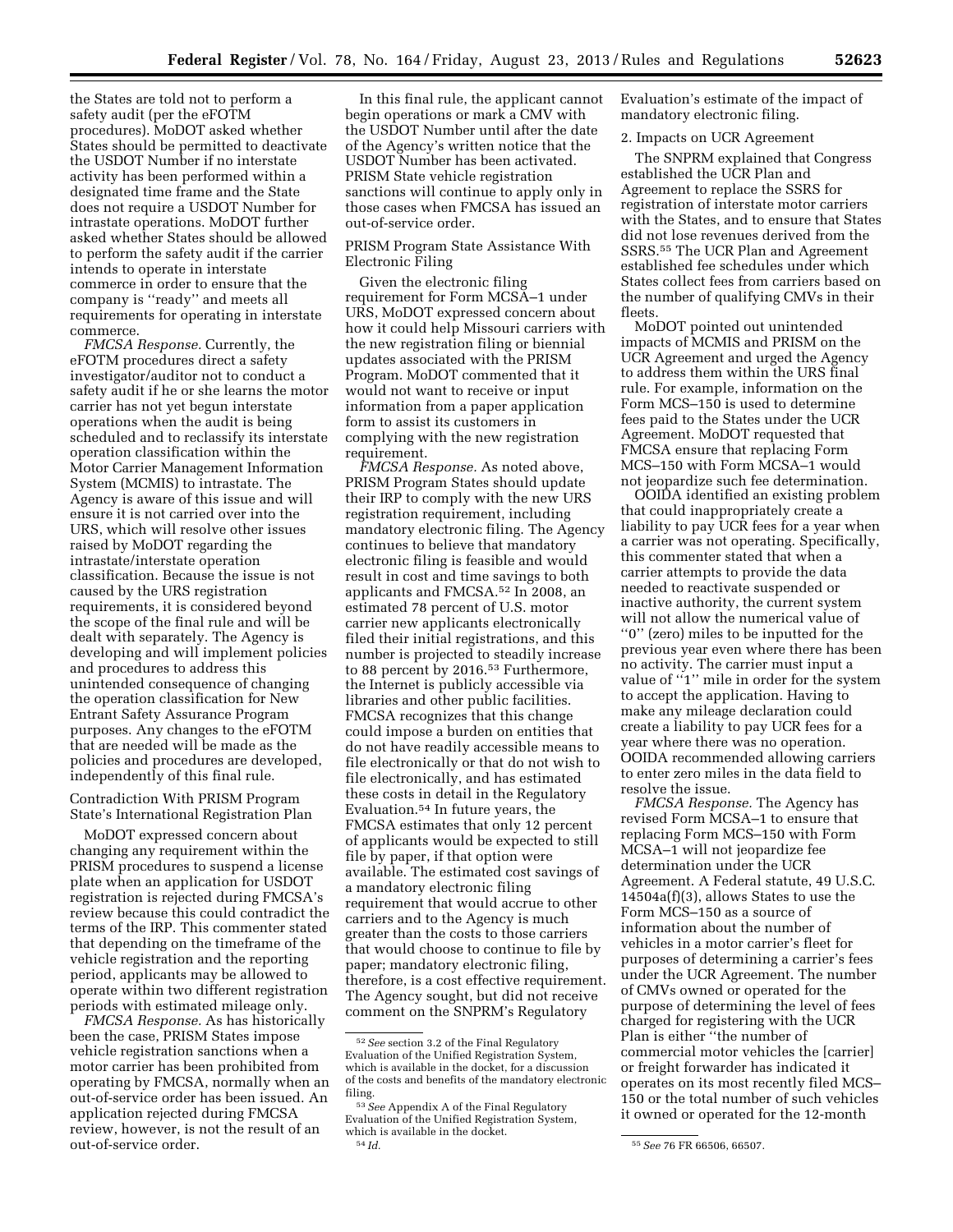the States are told not to perform a safety audit (per the eFOTM procedures). MoDOT asked whether States should be permitted to deactivate the USDOT Number if no interstate activity has been performed within a designated time frame and the State does not require a USDOT Number for intrastate operations. MoDOT further asked whether States should be allowed to perform the safety audit if the carrier intends to operate in interstate commerce in order to ensure that the company is ''ready'' and meets all requirements for operating in interstate commerce.

*FMCSA Response.* Currently, the eFOTM procedures direct a safety investigator/auditor not to conduct a safety audit if he or she learns the motor carrier has not yet begun interstate operations when the audit is being scheduled and to reclassify its interstate operation classification within the Motor Carrier Management Information System (MCMIS) to intrastate. The Agency is aware of this issue and will ensure it is not carried over into the URS, which will resolve other issues raised by MoDOT regarding the intrastate/interstate operation classification. Because the issue is not caused by the URS registration requirements, it is considered beyond the scope of the final rule and will be dealt with separately. The Agency is developing and will implement policies and procedures to address this unintended consequence of changing the operation classification for New Entrant Safety Assurance Program purposes. Any changes to the eFOTM that are needed will be made as the policies and procedures are developed, independently of this final rule.

Contradiction With PRISM Program State's International Registration Plan

MoDOT expressed concern about changing any requirement within the PRISM procedures to suspend a license plate when an application for USDOT registration is rejected during FMCSA's review because this could contradict the terms of the IRP. This commenter stated that depending on the timeframe of the vehicle registration and the reporting period, applicants may be allowed to operate within two different registration periods with estimated mileage only.

*FMCSA Response.* As has historically been the case, PRISM States impose vehicle registration sanctions when a motor carrier has been prohibited from operating by FMCSA, normally when an out-of-service order has been issued. An application rejected during FMCSA review, however, is not the result of an out-of-service order.

In this final rule, the applicant cannot begin operations or mark a CMV with the USDOT Number until after the date of the Agency's written notice that the USDOT Number has been activated. PRISM State vehicle registration sanctions will continue to apply only in those cases when FMCSA has issued an out-of-service order.

PRISM Program State Assistance With Electronic Filing

Given the electronic filing requirement for Form MCSA–1 under URS, MoDOT expressed concern about how it could help Missouri carriers with the new registration filing or biennial updates associated with the PRISM Program. MoDOT commented that it would not want to receive or input information from a paper application form to assist its customers in complying with the new registration requirement.

*FMCSA Response.* As noted above, PRISM Program States should update their IRP to comply with the new URS registration requirement, including mandatory electronic filing. The Agency continues to believe that mandatory electronic filing is feasible and would result in cost and time savings to both applicants and FMCSA.[52] In 2008, an estimated 78 percent of U.S. motor carrier new applicants electronically filed their initial registrations, and this number is projected to steadily increase to 88 percent by 2016.[53] Furthermore, the Internet is publicly accessible via libraries and other public facilities. FMCSA recognizes that this change could impose a burden on entities that do not have readily accessible means to file electronically or that do not wish to file electronically, and has estimated these costs in detail in the Regulatory Evaluation.[54] In future years, the FMCSA estimates that only 12 percent of applicants would be expected to still file by paper, if that option were available. The estimated cost savings of a mandatory electronic filing requirement that would accrue to other carriers and to the Agency is much greater than the costs to those carriers that would choose to continue to file by paper; mandatory electronic filing, therefore, is a cost effective requirement. The Agency sought, but did not receive comment on the SNPRM's Regulatory Evaluation's estimate of the impact of mandatory electronic filing.

2. Impacts on UCR Agreement

The SNPRM explained that Congress established the UCR Plan and Agreement to replace the SSRS for registration of interstate motor carriers with the States, and to ensure that States did not lose revenues derived from the SSRS.[55] The UCR Plan and Agreement established fee schedules under which States collect fees from carriers based on the number of qualifying CMVs in their fleets.

MoDOT pointed out unintended impacts of MCMIS and PRISM on the UCR Agreement and urged the Agency to address them within the URS final rule. For example, information on the Form MCS–150 is used to determine fees paid to the States under the UCR Agreement. MoDOT requested that FMCSA ensure that replacing Form MCS–150 with Form MCSA–1 would not jeopardize such fee determination.

OOIDA identified an existing problem that could inappropriately create a liability to pay UCR fees for a year when a carrier was not operating. Specifically, this commenter stated that when a carrier attempts to provide the data needed to reactivate suspended or inactive authority, the current system will not allow the numerical value of ''0'' (zero) miles to be inputted for the previous year even where there has been no activity. The carrier must input a value of ''1'' mile in order for the system to accept the application. Having to make any mileage declaration could create a liability to pay UCR fees for a year where there was no operation. OOIDA recommended allowing carriers to enter zero miles in the data field to resolve the issue.

*FMCSA Response.* The Agency has revised Form MCSA–1 to ensure that replacing Form MCS–150 with Form MCSA–1 will not jeopardize fee determination under the UCR Agreement. A Federal statute, 49 U.S.C. 14504a(f)(3), allows States to use the Form MCS–150 as a source of information about the number of vehicles in a motor carrier's fleet for purposes of determining a carrier's fees under the UCR Agreement. The number of CMVs owned or operated for the purpose of determining the level of fees charged for registering with the UCR Plan is either ''the number of commercial motor vehicles the [carrier] or freight forwarder has indicated it operates on its most recently filed MCS–150 or the total number of such vehicles it owned or operated for the 12-month

[52] *See* section 3.2 of the Final Regulatory Evaluation of the Unified Registration System, which is available in the docket, for a discussion of the costs and benefits of the mandatory electronic filing.

[53] *See* Appendix A of the Final Regulatory Evaluation of the Unified Registration System, which is available in the docket.

[54] *Id.*

[55] *See* 76 FR 66506, 66507.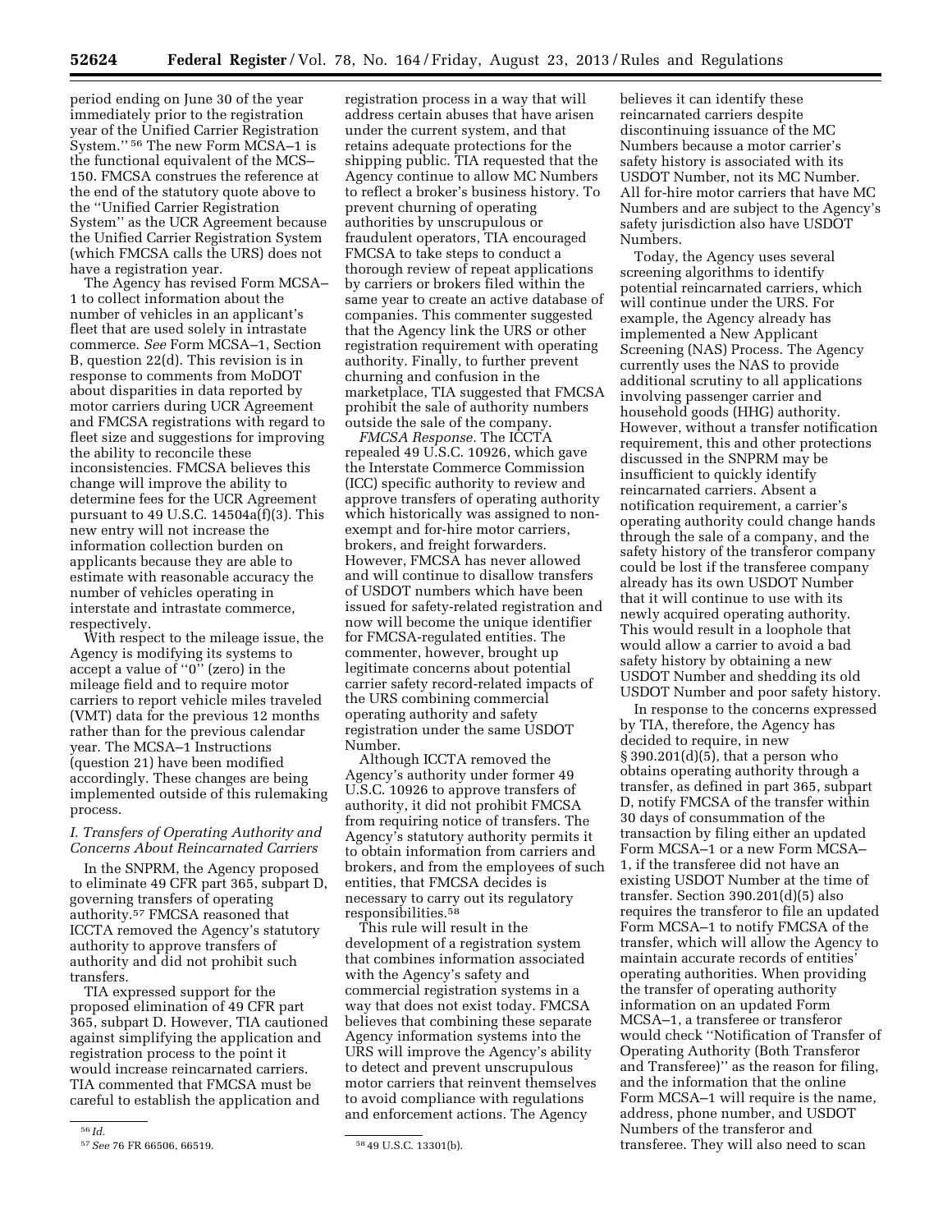period ending on June 30 of the year immediately prior to the registration year of the Unified Carrier Registration System.'' [56] The new Form MCSA–1 is the functional equivalent of the MCS–150. FMCSA construes the reference at the end of the statutory quote above to the ''Unified Carrier Registration System'' as the UCR Agreement because the Unified Carrier Registration System (which FMCSA calls the URS) does not have a registration year.

The Agency has revised Form MCSA–1 to collect information about the number of vehicles in an applicant's fleet that are used solely in intrastate commerce. *See* Form MCSA–1, Section B, question 22(d). This revision is in response to comments from MoDOT about disparities in data reported by motor carriers during UCR Agreement and FMCSA registrations with regard to fleet size and suggestions for improving the ability to reconcile these inconsistencies. FMCSA believes this change will improve the ability to determine fees for the UCR Agreement pursuant to 49 U.S.C. 14504a(f)(3). This new entry will not increase the information collection burden on applicants because they are able to estimate with reasonable accuracy the number of vehicles operating in interstate and intrastate commerce, respectively.

With respect to the mileage issue, the Agency is modifying its systems to accept a value of ''0'' (zero) in the mileage field and to require motor carriers to report vehicle miles traveled (VMT) data for the previous 12 months rather than for the previous calendar year. The MCSA–1 Instructions (question 21) have been modified accordingly. These changes are being implemented outside of this rulemaking process.

### *I. Transfers of Operating Authority and Concerns About Reincarnated Carriers*

In the SNPRM, the Agency proposed to eliminate 49 CFR part 365, subpart D, governing transfers of operating authority.[57] FMCSA reasoned that ICCTA removed the Agency's statutory authority to approve transfers of authority and did not prohibit such transfers.

TIA expressed support for the proposed elimination of 49 CFR part 365, subpart D. However, TIA cautioned against simplifying the application and registration process to the point it would increase reincarnated carriers. TIA commented that FMCSA must be careful to establish the application and registration process in a way that will address certain abuses that have arisen under the current system, and that retains adequate protections for the shipping public. TIA requested that the Agency continue to allow MC Numbers to reflect a broker's business history. To prevent churning of operating authorities by unscrupulous or fraudulent operators, TIA encouraged FMCSA to take steps to conduct a thorough review of repeat applications by carriers or brokers filed within the same year to create an active database of companies. This commenter suggested that the Agency link the URS or other registration requirement with operating authority. Finally, to further prevent churning and confusion in the marketplace, TIA suggested that FMCSA prohibit the sale of authority numbers outside the sale of the company.

*FMCSA Response.* The ICCTA repealed 49 U.S.C. 10926, which gave the Interstate Commerce Commission (ICC) specific authority to review and approve transfers of operating authority which historically was assigned to non-exempt and for-hire motor carriers, brokers, and freight forwarders. However, FMCSA has never allowed and will continue to disallow transfers of USDOT numbers which have been issued for safety-related registration and now will become the unique identifier for FMCSA-regulated entities. The commenter, however, brought up legitimate concerns about potential carrier safety record-related impacts of the URS combining commercial operating authority and safety registration under the same USDOT Number.

Although ICCTA removed the Agency's authority under former 49 U.S.C. 10926 to approve transfers of authority, it did not prohibit FMCSA from requiring notice of transfers. The Agency's statutory authority permits it to obtain information from carriers and brokers, and from the employees of such entities, that FMCSA decides is necessary to carry out its regulatory responsibilities.[58]

This rule will result in the development of a registration system that combines information associated with the Agency's safety and commercial registration systems in a way that does not exist today. FMCSA believes that combining these separate Agency information systems into the URS will improve the Agency's ability to detect and prevent unscrupulous motor carriers that reinvent themselves to avoid compliance with regulations and enforcement actions. The Agency believes it can identify these reincarnated carriers despite discontinuing issuance of the MC Numbers because a motor carrier's safety history is associated with its USDOT Number, not its MC Number. All for-hire motor carriers that have MC Numbers and are subject to the Agency's safety jurisdiction also have USDOT Numbers.

Today, the Agency uses several screening algorithms to identify potential reincarnated carriers, which will continue under the URS. For example, the Agency already has implemented a New Applicant Screening (NAS) Process. The Agency currently uses the NAS to provide additional scrutiny to all applications involving passenger carrier and household goods (HHG) authority. However, without a transfer notification requirement, this and other protections discussed in the SNPRM may be insufficient to quickly identify reincarnated carriers. Absent a notification requirement, a carrier's operating authority could change hands through the sale of a company, and the safety history of the transferor company could be lost if the transferee company already has its own USDOT Number that it will continue to use with its newly acquired operating authority. This would result in a loophole that would allow a carrier to avoid a bad safety history by obtaining a new USDOT Number and shedding its old USDOT Number and poor safety history.

In response to the concerns expressed by TIA, therefore, the Agency has decided to require, in new § 390.201(d)(5), that a person who obtains operating authority through a transfer, as defined in part 365, subpart D, notify FMCSA of the transfer within 30 days of consummation of the transaction by filing either an updated Form MCSA–1 or a new Form MCSA–1, if the transferee did not have an existing USDOT Number at the time of transfer. Section 390.201(d)(5) also requires the transferor to file an updated Form MCSA–1 to notify FMCSA of the transfer, which will allow the Agency to maintain accurate records of entities' operating authorities. When providing the transfer of operating authority information on an updated Form MCSA–1, a transferee or transferor would check ''Notification of Transfer of Operating Authority (Both Transferor and Transferee)'' as the reason for filing, and the information that the online Form MCSA–1 will require is the name, address, phone number, and USDOT Numbers of the transferor and transferee. They will also need to scan

[56] *Id.*

[57] *See* 76 FR 66506, 66519.

[58] 49 U.S.C. 13301(b).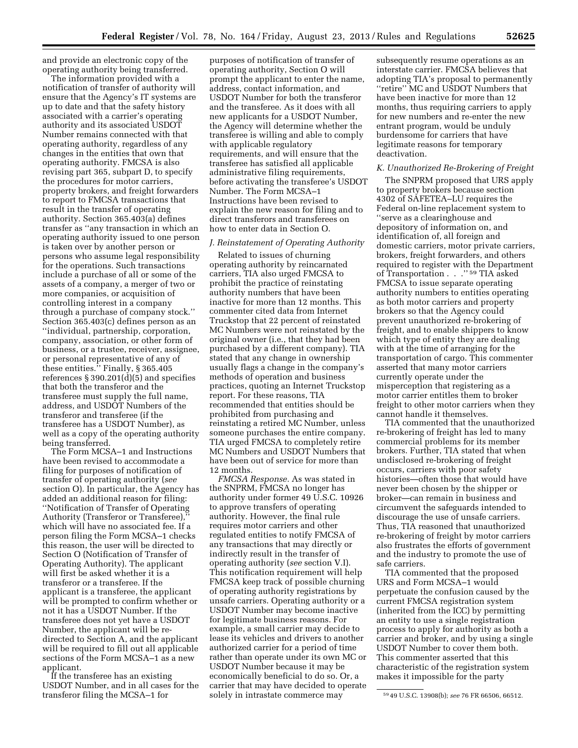and provide an electronic copy of the operating authority being transferred.

The information provided with a notification of transfer of authority will ensure that the Agency's IT systems are up to date and that the safety history associated with a carrier's operating authority and its associated USDOT Number remains connected with that operating authority, regardless of any changes in the entities that own that operating authority. FMCSA is also revising part 365, subpart D, to specify the procedures for motor carriers, property brokers, and freight forwarders to report to FMCSA transactions that result in the transfer of operating authority. Section 365.403(a) defines transfer as ''any transaction in which an operating authority issued to one person is taken over by another person or persons who assume legal responsibility for the operations. Such transactions include a purchase of all or some of the assets of a company, a merger of two or more companies, or acquisition of controlling interest in a company through a purchase of company stock.'' Section 365.403(c) defines person as an ''individual, partnership, corporation, company, association, or other form of business, or a trustee, receiver, assignee, or personal representative of any of these entities.'' Finally, § 365.405 references § 390.201(d)(5) and specifies that both the transferor and the transferee must supply the full name, address, and USDOT Numbers of the transferor and transferee (if the transferee has a USDOT Number), as well as a copy of the operating authority being transferred.

The Form MCSA–1 and Instructions have been revised to accommodate a filing for purposes of notification of transfer of operating authority (*see* section O). In particular, the Agency has added an additional reason for filing: ''Notification of Transfer of Operating Authority (Transferor or Transferee),'' which will have no associated fee. If a person filing the Form MCSA–1 checks this reason, the user will be directed to Section O (Notification of Transfer of Operating Authority). The applicant will first be asked whether it is a transferor or a transferee. If the applicant is a transferee, the applicant will be prompted to confirm whether or not it has a USDOT Number. If the transferee does not yet have a USDOT Number, the applicant will be re-directed to Section A, and the applicant will be required to fill out all applicable sections of the Form MCSA–1 as a new applicant.

If the transferee has an existing USDOT Number, and in all cases for the transferor filing the MCSA–1 for purposes of notification of transfer of operating authority, Section O will prompt the applicant to enter the name, address, contact information, and USDOT Number for both the transferor and the transferee. As it does with all new applicants for a USDOT Number, the Agency will determine whether the transferee is willing and able to comply with applicable regulatory requirements, and will ensure that the transferee has satisfied all applicable administrative filing requirements, before activating the transferee's USDOT Number. The Form MCSA–1 Instructions have been revised to explain the new reason for filing and to direct transferors and transferees on how to enter data in Section O.

### *J. Reinstatement of Operating Authority*

Related to issues of churning operating authority by reincarnated carriers, TIA also urged FMCSA to prohibit the practice of reinstating authority numbers that have been inactive for more than 12 months. This commenter cited data from Internet Truckstop that 22 percent of reinstated MC Numbers were not reinstated by the original owner (i.e., that they had been purchased by a different company). TIA stated that any change in ownership usually flags a change in the company's methods of operation and business practices, quoting an Internet Truckstop report. For these reasons, TIA recommended that entities should be prohibited from purchasing and reinstating a retired MC Number, unless someone purchases the entire company. TIA urged FMCSA to completely retire MC Numbers and USDOT Numbers that have been out of service for more than 12 months.

*FMCSA Response.* As was stated in the SNPRM, FMCSA no longer has authority under former 49 U.S.C. 10926 to approve transfers of operating authority. However, the final rule requires motor carriers and other regulated entities to notify FMCSA of any transactions that may directly or indirectly result in the transfer of operating authority (*see* section V.I). This notification requirement will help FMCSA keep track of possible churning of operating authority registrations by unsafe carriers. Operating authority or a USDOT Number may become inactive for legitimate business reasons. For example, a small carrier may decide to lease its vehicles and drivers to another authorized carrier for a period of time rather than operate under its own MC or USDOT Number because it may be economically beneficial to do so. Or, a carrier that may have decided to operate solely in intrastate commerce may subsequently resume operations as an interstate carrier. FMCSA believes that adopting TIA's proposal to permanently ''retire'' MC and USDOT Numbers that have been inactive for more than 12 months, thus requiring carriers to apply for new numbers and re-enter the new entrant program, would be unduly burdensome for carriers that have legitimate reasons for temporary deactivation.

### *K. Unauthorized Re-Brokering of Freight*

The SNPRM proposed that URS apply to property brokers because section 4302 of SAFETEA–LU requires the Federal on-line replacement system to ''serve as a clearinghouse and depository of information on, and identification of, all foreign and domestic carriers, motor private carriers, brokers, freight forwarders, and others required to register with the Department of Transportation . . .''[59] TIA asked FMCSA to issue separate operating authority numbers to entities operating as both motor carriers and property brokers so that the Agency could prevent unauthorized re-brokering of freight, and to enable shippers to know which type of entity they are dealing with at the time of arranging for the transportation of cargo. This commenter asserted that many motor carriers currently operate under the misperception that registering as a motor carrier entitles them to broker freight to other motor carriers when they cannot handle it themselves.

TIA commented that the unauthorized re-brokering of freight has led to many commercial problems for its member brokers. Further, TIA stated that when undisclosed re-brokering of freight occurs, carriers with poor safety histories—often those that would have never been chosen by the shipper or broker—can remain in business and circumvent the safeguards intended to discourage the use of unsafe carriers. Thus, TIA reasoned that unauthorized re-brokering of freight by motor carriers also frustrates the efforts of government and the industry to promote the use of safe carriers.

TIA commented that the proposed URS and Form MCSA–1 would perpetuate the confusion caused by the current FMCSA registration system (inherited from the ICC) by permitting an entity to use a single registration process to apply for authority as both a carrier and broker, and by using a single USDOT Number to cover them both. This commenter asserted that this characteristic of the registration system makes it impossible for the party

[59] 49 U.S.C. 13908(b); *see* 76 FR 66506, 66512.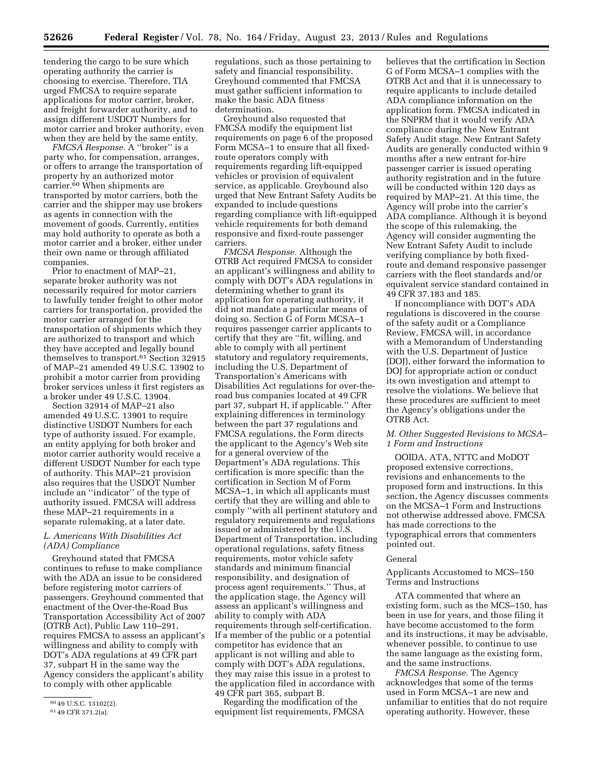tendering the cargo to be sure which operating authority the carrier is choosing to exercise. Therefore, TIA urged FMCSA to require separate applications for motor carrier, broker, and freight forwarder authority, and to assign different USDOT Numbers for motor carrier and broker authority, even when they are held by the same entity.

*FMCSA Response.* A ''broker'' is a party who, for compensation, arranges, or offers to arrange the transportation of property by an authorized motor carrier.[60] When shipments are transported by motor carriers, both the carrier and the shipper may use brokers as agents in connection with the movement of goods. Currently, entities may hold authority to operate as both a motor carrier and a broker, either under their own name or through affiliated companies.

Prior to enactment of MAP–21, separate broker authority was not necessarily required for motor carriers to lawfully tender freight to other motor carriers for transportation, provided the motor carrier arranged for the transportation of shipments which they are authorized to transport and which they have accepted and legally bound themselves to transport.[61] Section 32915 of MAP–21 amended 49 U.S.C. 13902 to prohibit a motor carrier from providing broker services unless it first registers as a broker under 49 U.S.C. 13904.

Section 32914 of MAP–21 also amended 49 U.S.C. 13901 to require distinctive USDOT Numbers for each type of authority issued. For example, an entity applying for both broker and motor carrier authority would receive a different USDOT Number for each type of authority. This MAP–21 provision also requires that the USDOT Number include an ''indicator'' of the type of authority issued. FMCSA will address these MAP–21 requirements in a separate rulemaking, at a later date.

### *L. Americans With Disabilities Act (ADA) Compliance*

Greyhound stated that FMCSA continues to refuse to make compliance with the ADA an issue to be considered before registering motor carriers of passengers. Greyhound commented that enactment of the Over-the-Road Bus Transportation Accessibility Act of 2007 (OTRB Act), Public Law 110–291, requires FMCSA to assess an applicant's willingness and ability to comply with DOT's ADA regulations at 49 CFR part 37, subpart H in the same way the Agency considers the applicant's ability to comply with other applicable regulations, such as those pertaining to safety and financial responsibility. Greyhound commented that FMCSA must gather sufficient information to make the basic ADA fitness determination.

Greyhound also requested that FMCSA modify the equipment list requirements on page 6 of the proposed Form MCSA–1 to ensure that all fixed-route operators comply with requirements regarding lift-equipped vehicles or provision of equivalent service, as applicable. Greyhound also urged that New Entrant Safety Audits be expanded to include questions regarding compliance with lift-equipped vehicle requirements for both demand responsive and fixed-route passenger carriers.

*FMCSA Response.* Although the OTRB Act required FMCSA to consider an applicant's willingness and ability to comply with DOT's ADA regulations in determining whether to grant its application for operating authority, it did not mandate a particular means of doing so. Section G of Form MCSA–1 requires passenger carrier applicants to certify that they are ''fit, willing, and able to comply with all pertinent statutory and regulatory requirements, including the U.S. Department of Transportation's Americans with Disabilities Act regulations for over-the-road bus companies located at 49 CFR part 37, subpart H, if applicable.'' After explaining differences in terminology between the part 37 regulations and FMCSA regulations, the Form directs the applicant to the Agency's Web site for a general overview of the Department's ADA regulations. This certification is more specific than the certification in Section M of Form MCSA–1, in which all applicants must certify that they are willing and able to comply ''with all pertinent statutory and regulatory requirements and regulations issued or administered by the U.S. Department of Transportation, including operational regulations, safety fitness requirements, motor vehicle safety standards and minimum financial responsibility, and designation of process agent requirements.'' Thus, at the application stage, the Agency will assess an applicant's willingness and ability to comply with ADA requirements through self-certification. If a member of the public or a potential competitor has evidence that an applicant is not willing and able to comply with DOT's ADA regulations, they may raise this issue in a protest to the application filed in accordance with 49 CFR part 365, subpart B.

Regarding the modification of the equipment list requirements, FMCSA believes that the certification in Section G of Form MCSA–1 complies with the OTRB Act and that it is unnecessary to require applicants to include detailed ADA compliance information on the application form. FMCSA indicated in the SNPRM that it would verify ADA compliance during the New Entrant Safety Audit stage. New Entrant Safety Audits are generally conducted within 9 months after a new entrant for-hire passenger carrier is issued operating authority registration and in the future will be conducted within 120 days as required by MAP–21. At this time, the Agency will probe into the carrier's ADA compliance. Although it is beyond the scope of this rulemaking, the Agency will consider augmenting the New Entrant Safety Audit to include verifying compliance by both fixed-route and demand responsive passenger carriers with the fleet standards and/or equivalent service standard contained in 49 CFR 37.183 and 185.

If noncompliance with DOT's ADA regulations is discovered in the course of the safety audit or a Compliance Review, FMCSA will, in accordance with a Memorandum of Understanding with the U.S. Department of Justice (DOJ), either forward the information to DOJ for appropriate action or conduct its own investigation and attempt to resolve the violations. We believe that these procedures are sufficient to meet the Agency's obligations under the OTRB Act.

### *M. Other Suggested Revisions to MCSA–1 Form and Instructions*

OOIDA, ATA, NTTC and MoDOT proposed extensive corrections, revisions and enhancements to the proposed form and instructions. In this section, the Agency discusses comments on the MCSA–1 Form and Instructions not otherwise addressed above. FMCSA has made corrections to the typographical errors that commenters pointed out.

General

Applicants Accustomed to MCS–150 Terms and Instructions

ATA commented that where an existing form, such as the MCS–150, has been in use for years, and those filing it have become accustomed to the form and its instructions, it may be advisable, whenever possible, to continue to use the same language as the existing form, and the same instructions.

*FMCSA Response.* The Agency acknowledges that some of the terms used in Form MCSA–1 are new and unfamiliar to entities that do not require operating authority. However, these

[60] 49 U.S.C. 13102(2).

[61] 49 CFR 371.2(a).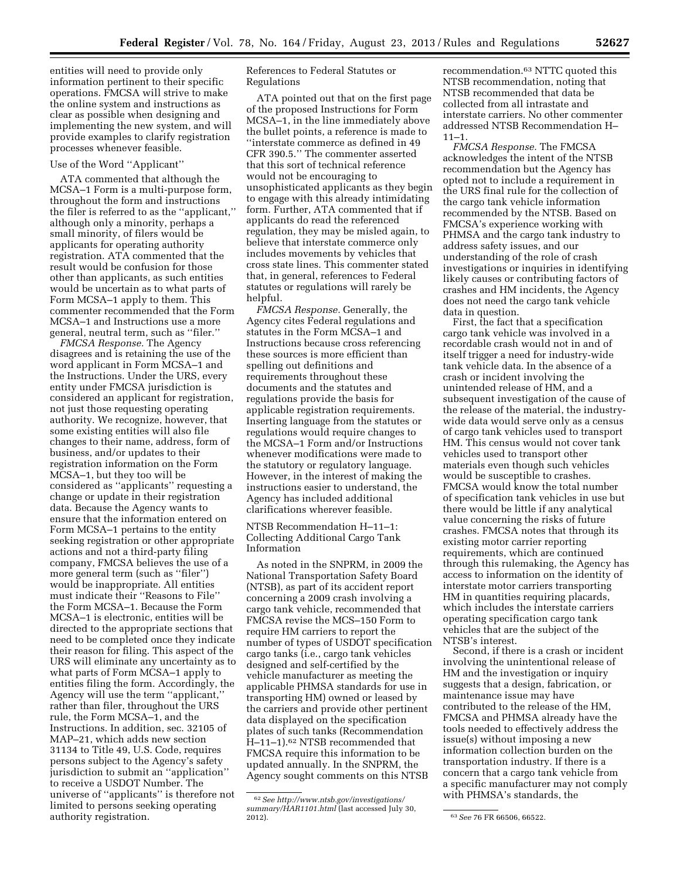entities will need to provide only information pertinent to their specific operations. FMCSA will strive to make the online system and instructions as clear as possible when designing and implementing the new system, and will provide examples to clarify registration processes whenever feasible.

Use of the Word ''Applicant''

ATA commented that although the MCSA–1 Form is a multi-purpose form, throughout the form and instructions the filer is referred to as the ''applicant,'' although only a minority, perhaps a small minority, of filers would be applicants for operating authority registration. ATA commented that the result would be confusion for those other than applicants, as such entities would be uncertain as to what parts of Form MCSA–1 apply to them. This commenter recommended that the Form MCSA–1 and Instructions use a more general, neutral term, such as ''filer.''

*FMCSA Response.* The Agency disagrees and is retaining the use of the word applicant in Form MCSA–1 and the Instructions. Under the URS, every entity under FMCSA jurisdiction is considered an applicant for registration, not just those requesting operating authority. We recognize, however, that some existing entities will also file changes to their name, address, form of business, and/or updates to their registration information on the Form MCSA–1, but they too will be considered as ''applicants'' requesting a change or update in their registration data. Because the Agency wants to ensure that the information entered on Form MCSA–1 pertains to the entity seeking registration or other appropriate actions and not a third-party filing company, FMCSA believes the use of a more general term (such as ''filer'') would be inappropriate. All entities must indicate their ''Reasons to File'' the Form MCSA–1. Because the Form MCSA–1 is electronic, entities will be directed to the appropriate sections that need to be completed once they indicate their reason for filing. This aspect of the URS will eliminate any uncertainty as to what parts of Form MCSA–1 apply to entities filing the form. Accordingly, the Agency will use the term ''applicant,'' rather than filer, throughout the URS rule, the Form MCSA–1, and the Instructions. In addition, sec. 32105 of MAP–21, which adds new section 31134 to Title 49, U.S. Code, requires persons subject to the Agency's safety jurisdiction to submit an ''application'' to receive a USDOT Number. The universe of ''applicants'' is therefore not limited to persons seeking operating authority registration.

References to Federal Statutes or Regulations

ATA pointed out that on the first page of the proposed Instructions for Form MCSA–1, in the line immediately above the bullet points, a reference is made to ''interstate commerce as defined in 49 CFR 390.5.'' The commenter asserted that this sort of technical reference would not be encouraging to unsophisticated applicants as they begin to engage with this already intimidating form. Further, ATA commented that if applicants do read the referenced regulation, they may be misled again, to believe that interstate commerce only includes movements by vehicles that cross state lines. This commenter stated that, in general, references to Federal statutes or regulations will rarely be helpful.

*FMCSA Response.* Generally, the Agency cites Federal regulations and statutes in the Form MCSA–1 and Instructions because cross referencing these sources is more efficient than spelling out definitions and requirements throughout these documents and the statutes and regulations provide the basis for applicable registration requirements. Inserting language from the statutes or regulations would require changes to the MCSA–1 Form and/or Instructions whenever modifications were made to the statutory or regulatory language. However, in the interest of making the instructions easier to understand, the Agency has included additional clarifications wherever feasible.

NTSB Recommendation H–11–1: Collecting Additional Cargo Tank Information

As noted in the SNPRM, in 2009 the National Transportation Safety Board (NTSB), as part of its accident report concerning a 2009 crash involving a cargo tank vehicle, recommended that FMCSA revise the MCS–150 Form to require HM carriers to report the number of types of USDOT specification cargo tanks (i.e., cargo tank vehicles designed and self-certified by the vehicle manufacturer as meeting the applicable PHMSA standards for use in transporting HM) owned or leased by the carriers and provide other pertinent data displayed on the specification plates of such tanks (Recommendation H–11–1).[62] NTSB recommended that FMCSA require this information to be updated annually. In the SNPRM, the Agency sought comments on this NTSB recommendation.[63] NTTC quoted this NTSB recommendation, noting that NTSB recommended that data be collected from all intrastate and interstate carriers. No other commenter addressed NTSB Recommendation H–11–1.

*FMCSA Response.* The FMCSA acknowledges the intent of the NTSB recommendation but the Agency has opted not to include a requirement in the URS final rule for the collection of the cargo tank vehicle information recommended by the NTSB. Based on FMCSA's experience working with PHMSA and the cargo tank industry to address safety issues, and our understanding of the role of crash investigations or inquiries in identifying likely causes or contributing factors of crashes and HM incidents, the Agency does not need the cargo tank vehicle data in question.

First, the fact that a specification cargo tank vehicle was involved in a recordable crash would not in and of itself trigger a need for industry-wide tank vehicle data. In the absence of a crash or incident involving the unintended release of HM, and a subsequent investigation of the cause of the release of the material, the industry-wide data would serve only as a census of cargo tank vehicles used to transport HM. This census would not cover tank vehicles used to transport other materials even though such vehicles would be susceptible to crashes. FMCSA would know the total number of specification tank vehicles in use but there would be little if any analytical value concerning the risks of future crashes. FMCSA notes that through its existing motor carrier reporting requirements, which are continued through this rulemaking, the Agency has access to information on the identity of interstate motor carriers transporting HM in quantities requiring placards, which includes the interstate carriers operating specification cargo tank vehicles that are the subject of the NTSB's interest.

Second, if there is a crash or incident involving the unintentional release of HM and the investigation or inquiry suggests that a design, fabrication, or maintenance issue may have contributed to the release of the HM, FMCSA and PHMSA already have the tools needed to effectively address the issue(s) without imposing a new information collection burden on the transportation industry. If there is a concern that a cargo tank vehicle from a specific manufacturer may not comply with PHMSA's standards, the

[62] *See http://www.ntsb.gov/investigations/summary/HAR1101.html* (last accessed July 30, 2012).

[63] *See* 76 FR 66506, 66522.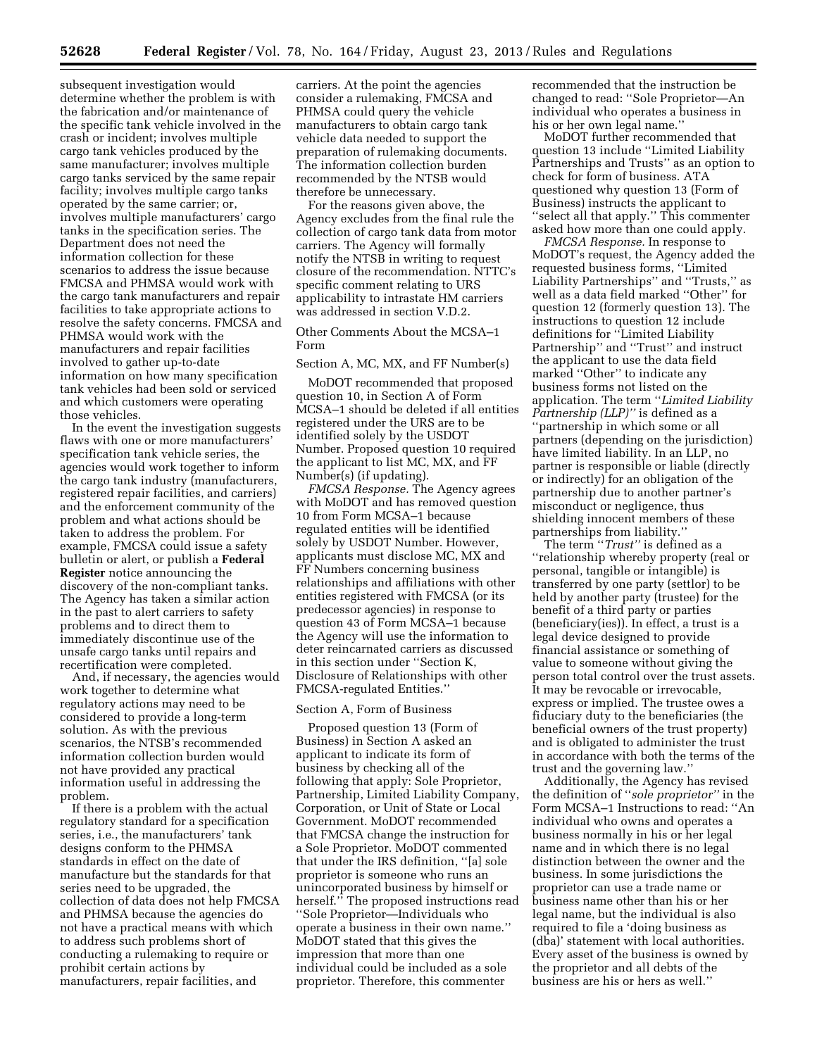subsequent investigation would determine whether the problem is with the fabrication and/or maintenance of the specific tank vehicle involved in the crash or incident; involves multiple cargo tank vehicles produced by the same manufacturer; involves multiple cargo tanks serviced by the same repair facility; involves multiple cargo tanks operated by the same carrier; or, involves multiple manufacturers' cargo tanks in the specification series. The Department does not need the information collection for these scenarios to address the issue because FMCSA and PHMSA would work with the cargo tank manufacturers and repair facilities to take appropriate actions to resolve the safety concerns. FMCSA and PHMSA would work with the manufacturers and repair facilities involved to gather up-to-date information on how many specification tank vehicles had been sold or serviced and which customers were operating those vehicles.

In the event the investigation suggests flaws with one or more manufacturers' specification tank vehicle series, the agencies would work together to inform the cargo tank industry (manufacturers, registered repair facilities, and carriers) and the enforcement community of the problem and what actions should be taken to address the problem. For example, FMCSA could issue a safety bulletin or alert, or publish a **Federal Register** notice announcing the discovery of the non-compliant tanks. The Agency has taken a similar action in the past to alert carriers to safety problems and to direct them to immediately discontinue use of the unsafe cargo tanks until repairs and recertification were completed.

And, if necessary, the agencies would work together to determine what regulatory actions may need to be considered to provide a long-term solution. As with the previous scenarios, the NTSB's recommended information collection burden would not have provided any practical information useful in addressing the problem.

If there is a problem with the actual regulatory standard for a specification series, i.e., the manufacturers' tank designs conform to the PHMSA standards in effect on the date of manufacture but the standards for that series need to be upgraded, the collection of data does not help FMCSA and PHMSA because the agencies do not have a practical means with which to address such problems short of conducting a rulemaking to require or prohibit certain actions by manufacturers, repair facilities, and carriers. At the point the agencies consider a rulemaking, FMCSA and PHMSA could query the vehicle manufacturers to obtain cargo tank vehicle data needed to support the preparation of rulemaking documents. The information collection burden recommended by the NTSB would therefore be unnecessary.

For the reasons given above, the Agency excludes from the final rule the collection of cargo tank data from motor carriers. The Agency will formally notify the NTSB in writing to request closure of the recommendation. NTTC's specific comment relating to URS applicability to intrastate HM carriers was addressed in section V.D.2.

Other Comments About the MCSA–1 Form

Section A, MC, MX, and FF Number(s)

MoDOT recommended that proposed question 10, in Section A of Form MCSA–1 should be deleted if all entities registered under the URS are to be identified solely by the USDOT Number. Proposed question 10 required the applicant to list MC, MX, and FF Number(s) (if updating).

*FMCSA Response.* The Agency agrees with MoDOT and has removed question 10 from Form MCSA–1 because regulated entities will be identified solely by USDOT Number. However, applicants must disclose MC, MX and FF Numbers concerning business relationships and affiliations with other entities registered with FMCSA (or its predecessor agencies) in response to question 43 of Form MCSA–1 because the Agency will use the information to deter reincarnated carriers as discussed in this section under ''Section K, Disclosure of Relationships with other FMCSA-regulated Entities.''

Section A, Form of Business

Proposed question 13 (Form of Business) in Section A asked an applicant to indicate its form of business by checking all of the following that apply: Sole Proprietor, Partnership, Limited Liability Company, Corporation, or Unit of State or Local Government. MoDOT recommended that FMCSA change the instruction for a Sole Proprietor. MoDOT commented that under the IRS definition, ''[a] sole proprietor is someone who runs an unincorporated business by himself or herself.'' The proposed instructions read ''Sole Proprietor—Individuals who operate a business in their own name.'' MoDOT stated that this gives the impression that more than one individual could be included as a sole proprietor. Therefore, this commenter recommended that the instruction be changed to read: ''Sole Proprietor—An individual who operates a business in his or her own legal name.''

MoDOT further recommended that question 13 include ''Limited Liability Partnerships and Trusts'' as an option to check for form of business. ATA questioned why question 13 (Form of Business) instructs the applicant to ''select all that apply.'' This commenter asked how more than one could apply.

*FMCSA Response.* In response to MoDOT's request, the Agency added the requested business forms, ''Limited Liability Partnerships'' and ''Trusts,'' as well as a data field marked ''Other'' for question 12 (formerly question 13). The instructions to question 12 include definitions for ''Limited Liability Partnership'' and ''Trust'' and instruct the applicant to use the data field marked ''Other'' to indicate any business forms not listed on the application. The term ''*Limited Liability Partnership (LLP)''* is defined as a ''partnership in which some or all partners (depending on the jurisdiction) have limited liability. In an LLP, no partner is responsible or liable (directly or indirectly) for an obligation of the partnership due to another partner's misconduct or negligence, thus shielding innocent members of these partnerships from liability.''

The term ''*Trust''* is defined as a ''relationship whereby property (real or personal, tangible or intangible) is transferred by one party (settlor) to be held by another party (trustee) for the benefit of a third party or parties (beneficiary(ies)). In effect, a trust is a legal device designed to provide financial assistance or something of value to someone without giving the person total control over the trust assets. It may be revocable or irrevocable, express or implied. The trustee owes a fiduciary duty to the beneficiaries (the beneficial owners of the trust property) and is obligated to administer the trust in accordance with both the terms of the trust and the governing law.''

Additionally, the Agency has revised the definition of ''*sole proprietor''* in the Form MCSA–1 Instructions to read: ''An individual who owns and operates a business normally in his or her legal name and in which there is no legal distinction between the owner and the business. In some jurisdictions the proprietor can use a trade name or business name other than his or her legal name, but the individual is also required to file a 'doing business as (dba)' statement with local authorities. Every asset of the business is owned by the proprietor and all debts of the business are his or hers as well.''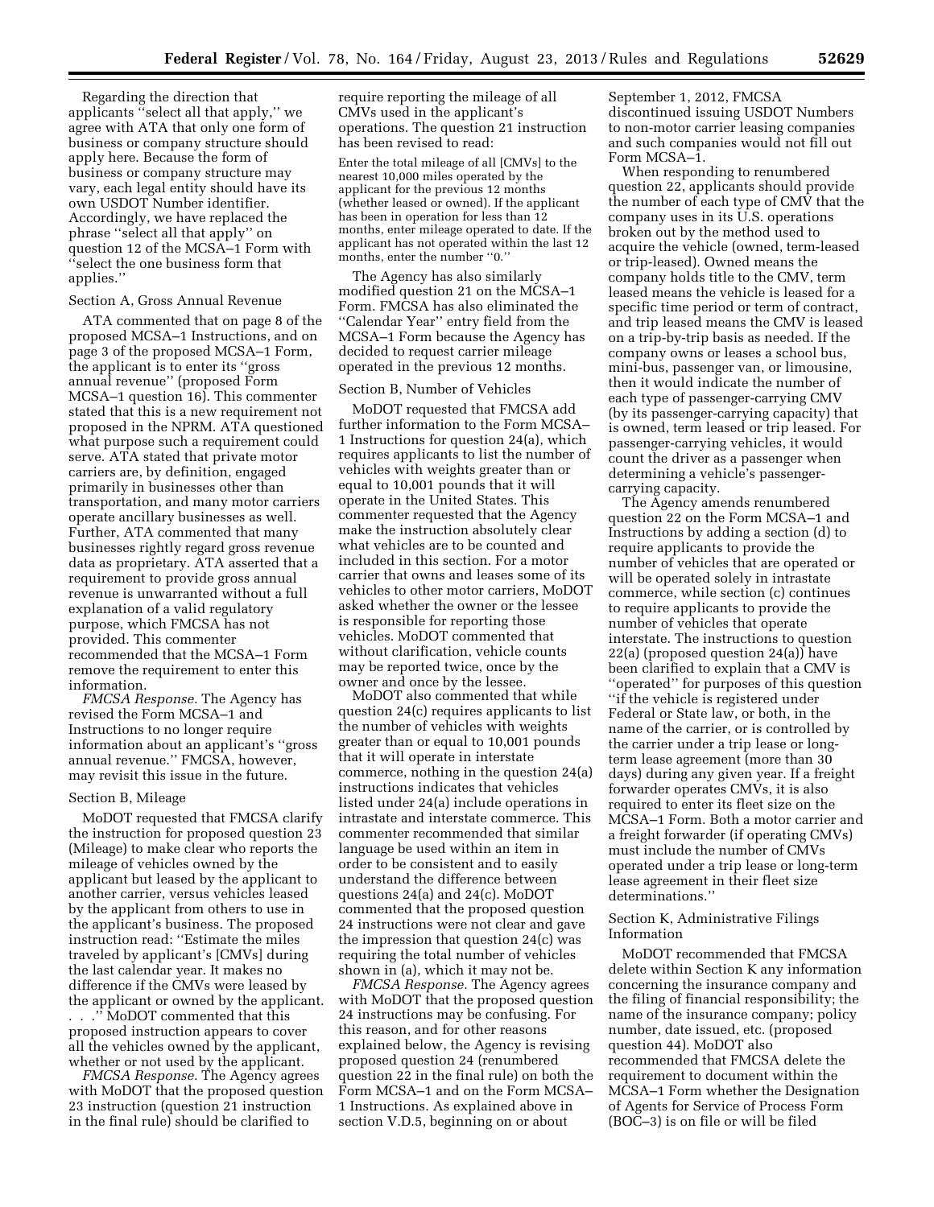Regarding the direction that applicants ''select all that apply,'' we agree with ATA that only one form of business or company structure should apply here. Because the form of business or company structure may vary, each legal entity should have its own USDOT Number identifier. Accordingly, we have replaced the phrase ''select all that apply'' on question 12 of the MCSA–1 Form with ''select the one business form that applies.''

Section A, Gross Annual Revenue

ATA commented that on page 8 of the proposed MCSA–1 Instructions, and on page 3 of the proposed MCSA–1 Form, the applicant is to enter its ''gross annual revenue'' (proposed Form MCSA–1 question 16). This commenter stated that this is a new requirement not proposed in the NPRM. ATA questioned what purpose such a requirement could serve. ATA stated that private motor carriers are, by definition, engaged primarily in businesses other than transportation, and many motor carriers operate ancillary businesses as well. Further, ATA commented that many businesses rightly regard gross revenue data as proprietary. ATA asserted that a requirement to provide gross annual revenue is unwarranted without a full explanation of a valid regulatory purpose, which FMCSA has not provided. This commenter recommended that the MCSA–1 Form remove the requirement to enter this information.

*FMCSA Response.* The Agency has revised the Form MCSA–1 and Instructions to no longer require information about an applicant's ''gross annual revenue.'' FMCSA, however, may revisit this issue in the future.

Section B, Mileage

MoDOT requested that FMCSA clarify the instruction for proposed question 23 (Mileage) to make clear who reports the mileage of vehicles owned by the applicant but leased by the applicant to another carrier, versus vehicles leased by the applicant from others to use in the applicant's business. The proposed instruction read: ''Estimate the miles traveled by applicant's [CMVs] during the last calendar year. It makes no difference if the CMVs were leased by the applicant or owned by the applicant. . . .'' MoDOT commented that this proposed instruction appears to cover all the vehicles owned by the applicant, whether or not used by the applicant.

*FMCSA Response.* The Agency agrees with MoDOT that the proposed question 23 instruction (question 21 instruction in the final rule) should be clarified to require reporting the mileage of all CMVs used in the applicant's operations. The question 21 instruction has been revised to read:

> Enter the total mileage of all [CMVs] to the nearest 10,000 miles operated by the applicant for the previous 12 months (whether leased or owned). If the applicant has been in operation for less than 12 months, enter mileage operated to date. If the applicant has not operated within the last 12 months, enter the number ''0.''

The Agency has also similarly modified question 21 on the MCSA–1 Form. FMCSA has also eliminated the ''Calendar Year'' entry field from the MCSA–1 Form because the Agency has decided to request carrier mileage operated in the previous 12 months.

Section B, Number of Vehicles

MoDOT requested that FMCSA add further information to the Form MCSA–1 Instructions for question 24(a), which requires applicants to list the number of vehicles with weights greater than or equal to 10,001 pounds that it will operate in the United States. This commenter requested that the Agency make the instruction absolutely clear what vehicles are to be counted and included in this section. For a motor carrier that owns and leases some of its vehicles to other motor carriers, MoDOT asked whether the owner or the lessee is responsible for reporting those vehicles. MoDOT commented that without clarification, vehicle counts may be reported twice, once by the owner and once by the lessee.

MoDOT also commented that while question 24(c) requires applicants to list the number of vehicles with weights greater than or equal to 10,001 pounds that it will operate in interstate commerce, nothing in the question 24(a) instructions indicates that vehicles listed under 24(a) include operations in intrastate and interstate commerce. This commenter recommended that similar language be used within an item in order to be consistent and to easily understand the difference between questions 24(a) and 24(c). MoDOT commented that the proposed question 24 instructions were not clear and gave the impression that question 24(c) was requiring the total number of vehicles shown in (a), which it may not be.

*FMCSA Response.* The Agency agrees with MoDOT that the proposed question 24 instructions may be confusing. For this reason, and for other reasons explained below, the Agency is revising proposed question 24 (renumbered question 22 in the final rule) on both the Form MCSA–1 and on the Form MCSA–1 Instructions. As explained above in section V.D.5, beginning on or about September 1, 2012, FMCSA discontinued issuing USDOT Numbers to non-motor carrier leasing companies and such companies would not fill out Form MCSA–1.

When responding to renumbered question 22, applicants should provide the number of each type of CMV that the company uses in its U.S. operations broken out by the method used to acquire the vehicle (owned, term-leased or trip-leased). Owned means the company holds title to the CMV, term leased means the vehicle is leased for a specific time period or term of contract, and trip leased means the CMV is leased on a trip-by-trip basis as needed. If the company owns or leases a school bus, mini-bus, passenger van, or limousine, then it would indicate the number of each type of passenger-carrying CMV (by its passenger-carrying capacity) that is owned, term leased or trip leased. For passenger-carrying vehicles, it would count the driver as a passenger when determining a vehicle's passenger-carrying capacity.

The Agency amends renumbered question 22 on the Form MCSA–1 and Instructions by adding a section (d) to require applicants to provide the number of vehicles that are operated or will be operated solely in intrastate commerce, while section (c) continues to require applicants to provide the number of vehicles that operate interstate. The instructions to question 22(a) (proposed question 24(a)) have been clarified to explain that a CMV is ''operated'' for purposes of this question ''if the vehicle is registered under Federal or State law, or both, in the name of the carrier, or is controlled by the carrier under a trip lease or long-term lease agreement (more than 30 days) during any given year. If a freight forwarder operates CMVs, it is also required to enter its fleet size on the MCSA–1 Form. Both a motor carrier and a freight forwarder (if operating CMVs) must include the number of CMVs operated under a trip lease or long-term lease agreement in their fleet size determinations.''

Section K, Administrative Filings Information

MoDOT recommended that FMCSA delete within Section K any information concerning the insurance company and the filing of financial responsibility; the name of the insurance company; policy number, date issued, etc. (proposed question 44). MoDOT also recommended that FMCSA delete the requirement to document within the MCSA–1 Form whether the Designation of Agents for Service of Process Form (BOC–3) is on file or will be filed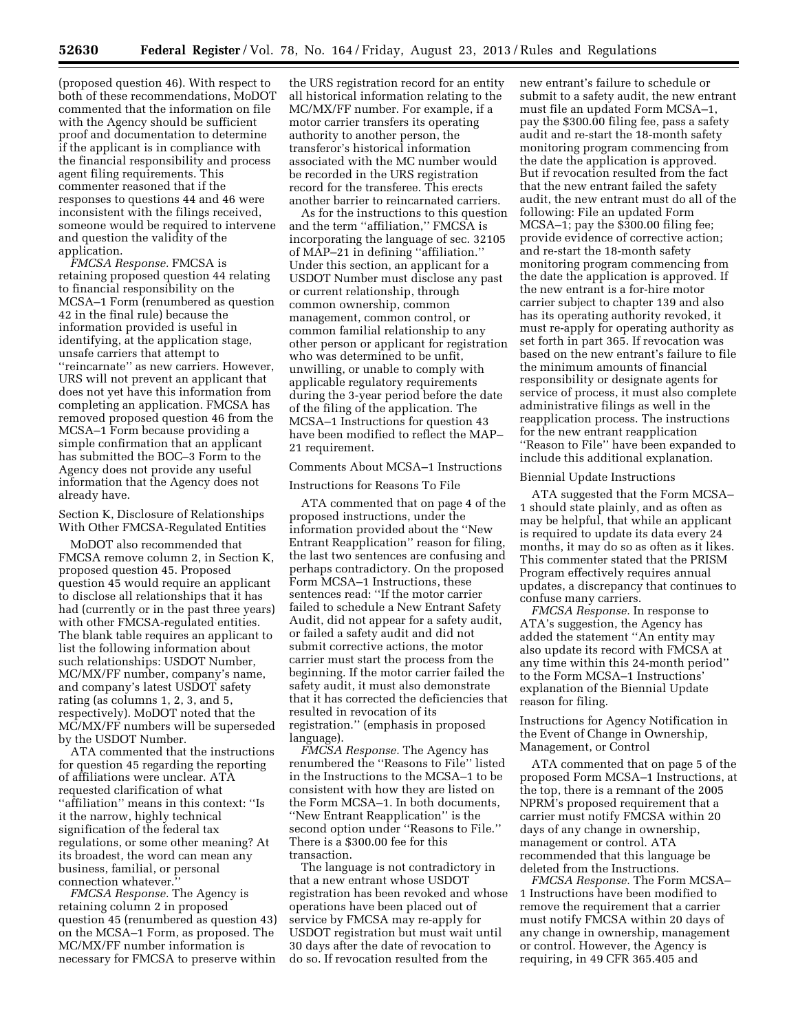(proposed question 46). With respect to both of these recommendations, MoDOT commented that the information on file with the Agency should be sufficient proof and documentation to determine if the applicant is in compliance with the financial responsibility and process agent filing requirements. This commenter reasoned that if the responses to questions 44 and 46 were inconsistent with the filings received, someone would be required to intervene and question the validity of the application.

*FMCSA Response.* FMCSA is retaining proposed question 44 relating to financial responsibility on the MCSA–1 Form (renumbered as question 42 in the final rule) because the information provided is useful in identifying, at the application stage, unsafe carriers that attempt to ''reincarnate'' as new carriers. However, URS will not prevent an applicant that does not yet have this information from completing an application. FMCSA has removed proposed question 46 from the MCSA–1 Form because providing a simple confirmation that an applicant has submitted the BOC–3 Form to the Agency does not provide any useful information that the Agency does not already have.

Section K, Disclosure of Relationships With Other FMCSA-Regulated Entities

MoDOT also recommended that FMCSA remove column 2, in Section K, proposed question 45. Proposed question 45 would require an applicant to disclose all relationships that it has had (currently or in the past three years) with other FMCSA-regulated entities. The blank table requires an applicant to list the following information about such relationships: USDOT Number, MC/MX/FF number, company's name, and company's latest USDOT safety rating (as columns 1, 2, 3, and 5, respectively). MoDOT noted that the MC/MX/FF numbers will be superseded by the USDOT Number.

ATA commented that the instructions for question 45 regarding the reporting of affiliations were unclear. ATA requested clarification of what ''affiliation'' means in this context: ''Is it the narrow, highly technical signification of the federal tax regulations, or some other meaning? At its broadest, the word can mean any business, familial, or personal connection whatever.''

*FMCSA Response.* The Agency is retaining column 2 in proposed question 45 (renumbered as question 43) on the MCSA–1 Form, as proposed. The MC/MX/FF number information is necessary for FMCSA to preserve within the URS registration record for an entity all historical information relating to the MC/MX/FF number. For example, if a motor carrier transfers its operating authority to another person, the transferor's historical information associated with the MC number would be recorded in the URS registration record for the transferee. This erects another barrier to reincarnated carriers.

As for the instructions to this question and the term ''affiliation,'' FMCSA is incorporating the language of sec. 32105 of MAP–21 in defining ''affiliation.'' Under this section, an applicant for a USDOT Number must disclose any past or current relationship, through common ownership, common management, common control, or common familial relationship to any other person or applicant for registration who was determined to be unfit, unwilling, or unable to comply with applicable regulatory requirements during the 3-year period before the date of the filing of the application. The MCSA–1 Instructions for question 43 have been modified to reflect the MAP–21 requirement.

Comments About MCSA–1 Instructions

Instructions for Reasons To File

ATA commented that on page 4 of the proposed instructions, under the information provided about the ''New Entrant Reapplication'' reason for filing, the last two sentences are confusing and perhaps contradictory. On the proposed Form MCSA–1 Instructions, these sentences read: ''If the motor carrier failed to schedule a New Entrant Safety Audit, did not appear for a safety audit, or failed a safety audit and did not submit corrective actions, the motor carrier must start the process from the beginning. If the motor carrier failed the safety audit, it must also demonstrate that it has corrected the deficiencies that resulted in revocation of its registration.'' (emphasis in proposed language).

*FMCSA Response.* The Agency has renumbered the ''Reasons to File'' listed in the Instructions to the MCSA–1 to be consistent with how they are listed on the Form MCSA–1. In both documents, ''New Entrant Reapplication'' is the second option under ''Reasons to File.'' There is a $300.00 fee for this transaction.

The language is not contradictory in that a new entrant whose USDOT registration has been revoked and whose operations have been placed out of service by FMCSA may re-apply for USDOT registration but must wait until 30 days after the date of revocation to do so. If revocation resulted from the new entrant's failure to schedule or submit to a safety audit, the new entrant must file an updated Form MCSA–1, pay the $300.00 filing fee, pass a safety audit and re-start the 18-month safety monitoring program commencing from the date the application is approved. But if revocation resulted from the fact that the new entrant failed the safety audit, the new entrant must do all of the following: File an updated Form MCSA–1; pay the $300.00 filing fee; provide evidence of corrective action; and re-start the 18-month safety monitoring program commencing from the date the application is approved. If the new entrant is a for-hire motor carrier subject to chapter 139 and also has its operating authority revoked, it must re-apply for operating authority as set forth in part 365. If revocation was based on the new entrant's failure to file the minimum amounts of financial responsibility or designate agents for service of process, it must also complete administrative filings as well in the reapplication process. The instructions for the new entrant reapplication ''Reason to File'' have been expanded to include this additional explanation.

Biennial Update Instructions

ATA suggested that the Form MCSA–1 should state plainly, and as often as may be helpful, that while an applicant is required to update its data every 24 months, it may do so as often as it likes. This commenter stated that the PRISM Program effectively requires annual updates, a discrepancy that continues to confuse many carriers.

*FMCSA Response.* In response to ATA's suggestion, the Agency has added the statement ''An entity may also update its record with FMCSA at any time within this 24-month period'' to the Form MCSA–1 Instructions' explanation of the Biennial Update reason for filing.

Instructions for Agency Notification in the Event of Change in Ownership, Management, or Control

ATA commented that on page 5 of the proposed Form MCSA–1 Instructions, at the top, there is a remnant of the 2005 NPRM's proposed requirement that a carrier must notify FMCSA within 20 days of any change in ownership, management or control. ATA recommended that this language be deleted from the Instructions.

*FMCSA Response.* The Form MCSA–1 Instructions have been modified to remove the requirement that a carrier must notify FMCSA within 20 days of any change in ownership, management or control. However, the Agency is requiring, in 49 CFR 365.405 and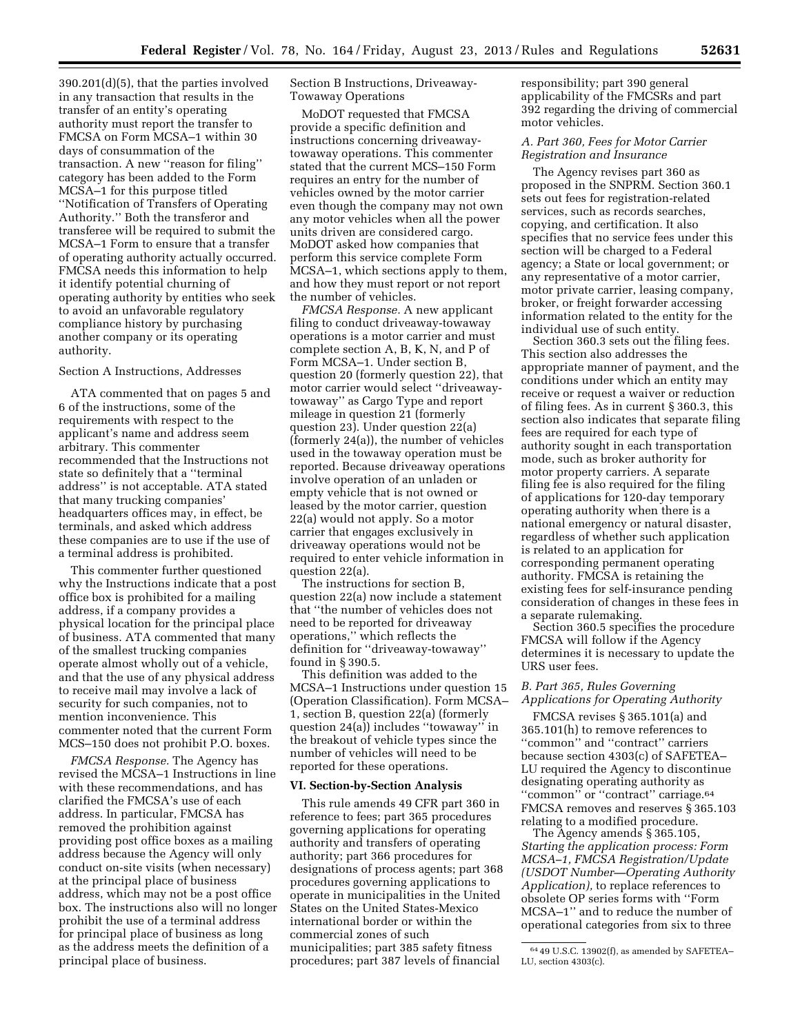390.201(d)(5), that the parties involved in any transaction that results in the transfer of an entity's operating authority must report the transfer to FMCSA on Form MCSA–1 within 30 days of consummation of the transaction. A new ''reason for filing'' category has been added to the Form MCSA–1 for this purpose titled ''Notification of Transfers of Operating Authority.'' Both the transferor and transferee will be required to submit the MCSA–1 Form to ensure that a transfer of operating authority actually occurred. FMCSA needs this information to help it identify potential churning of operating authority by entities who seek to avoid an unfavorable regulatory compliance history by purchasing another company or its operating authority.

Section A Instructions, Addresses

ATA commented that on pages 5 and 6 of the instructions, some of the requirements with respect to the applicant's name and address seem arbitrary. This commenter recommended that the Instructions not state so definitely that a ''terminal address'' is not acceptable. ATA stated that many trucking companies' headquarters offices may, in effect, be terminals, and asked which address these companies are to use if the use of a terminal address is prohibited.

This commenter further questioned why the Instructions indicate that a post office box is prohibited for a mailing address, if a company provides a physical location for the principal place of business. ATA commented that many of the smallest trucking companies operate almost wholly out of a vehicle, and that the use of any physical address to receive mail may involve a lack of security for such companies, not to mention inconvenience. This commenter noted that the current Form MCS–150 does not prohibit P.O. boxes.

*FMCSA Response.* The Agency has revised the MCSA–1 Instructions in line with these recommendations, and has clarified the FMCSA's use of each address. In particular, FMCSA has removed the prohibition against providing post office boxes as a mailing address because the Agency will only conduct on-site visits (when necessary) at the principal place of business address, which may not be a post office box. The instructions also will no longer prohibit the use of a terminal address for principal place of business as long as the address meets the definition of a principal place of business.

Section B Instructions, Driveaway-Towaway Operations

MoDOT requested that FMCSA provide a specific definition and instructions concerning driveaway-towaway operations. This commenter stated that the current MCS–150 Form requires an entry for the number of vehicles owned by the motor carrier even though the company may not own any motor vehicles when all the power units driven are considered cargo. MoDOT asked how companies that perform this service complete Form MCSA–1, which sections apply to them, and how they must report or not report the number of vehicles.

*FMCSA Response.* A new applicant filing to conduct driveaway-towaway operations is a motor carrier and must complete section A, B, K, N, and P of Form MCSA–1. Under section B, question 20 (formerly question 22), that motor carrier would select ''driveaway-towaway'' as Cargo Type and report mileage in question 21 (formerly question 23). Under question 22(a) (formerly 24(a)), the number of vehicles used in the towaway operation must be reported. Because driveaway operations involve operation of an unladen or empty vehicle that is not owned or leased by the motor carrier, question 22(a) would not apply. So a motor carrier that engages exclusively in driveaway operations would not be required to enter vehicle information in question 22(a).

The instructions for section B, question 22(a) now include a statement that ''the number of vehicles does not need to be reported for driveaway operations,'' which reflects the definition for ''driveaway-towaway'' found in § 390.5.

This definition was added to the MCSA–1 Instructions under question 15 (Operation Classification). Form MCSA–1, section B, question 22(a) (formerly question 24(a)) includes ''towaway'' in the breakout of vehicle types since the number of vehicles will need to be reported for these operations.

## VI. Section-by-Section Analysis

This rule amends 49 CFR part 360 in reference to fees; part 365 procedures governing applications for operating authority and transfers of operating authority; part 366 procedures for designations of process agents; part 368 procedures governing applications to operate in municipalities in the United States on the United States-Mexico international border or within the commercial zones of such municipalities; part 385 safety fitness procedures; part 387 levels of financial responsibility; part 390 general applicability of the FMCSRs and part 392 regarding the driving of commercial motor vehicles.

### *A. Part 360, Fees for Motor Carrier Registration and Insurance*

The Agency revises part 360 as proposed in the SNPRM. Section 360.1 sets out fees for registration-related services, such as records searches, copying, and certification. It also specifies that no service fees under this section will be charged to a Federal agency; a State or local government; or any representative of a motor carrier, motor private carrier, leasing company, broker, or freight forwarder accessing information related to the entity for the individual use of such entity.

Section 360.3 sets out the filing fees. This section also addresses the appropriate manner of payment, and the conditions under which an entity may receive or request a waiver or reduction of filing fees. As in current § 360.3, this section also indicates that separate filing fees are required for each type of authority sought in each transportation mode, such as broker authority for motor property carriers. A separate filing fee is also required for the filing of applications for 120-day temporary operating authority when there is a national emergency or natural disaster, regardless of whether such application is related to an application for corresponding permanent operating authority. FMCSA is retaining the existing fees for self-insurance pending consideration of changes in these fees in a separate rulemaking.

Section 360.5 specifies the procedure FMCSA will follow if the Agency determines it is necessary to update the URS user fees.

### *B. Part 365, Rules Governing Applications for Operating Authority*

FMCSA revises § 365.101(a) and 365.101(h) to remove references to ''common'' and ''contract'' carriers because section 4303(c) of SAFETEA–LU required the Agency to discontinue designating operating authority as ''common'' or ''contract'' carriage.[64] FMCSA removes and reserves § 365.103 relating to a modified procedure.

The Agency amends § 365.105, *Starting the application process: Form MCSA–1, FMCSA Registration/Update (USDOT Number—Operating Authority Application),* to replace references to obsolete OP series forms with ''Form MCSA–1'' and to reduce the number of operational categories from six to three

[64] 49 U.S.C. 13902(f), as amended by SAFETEA–LU, section 4303(c).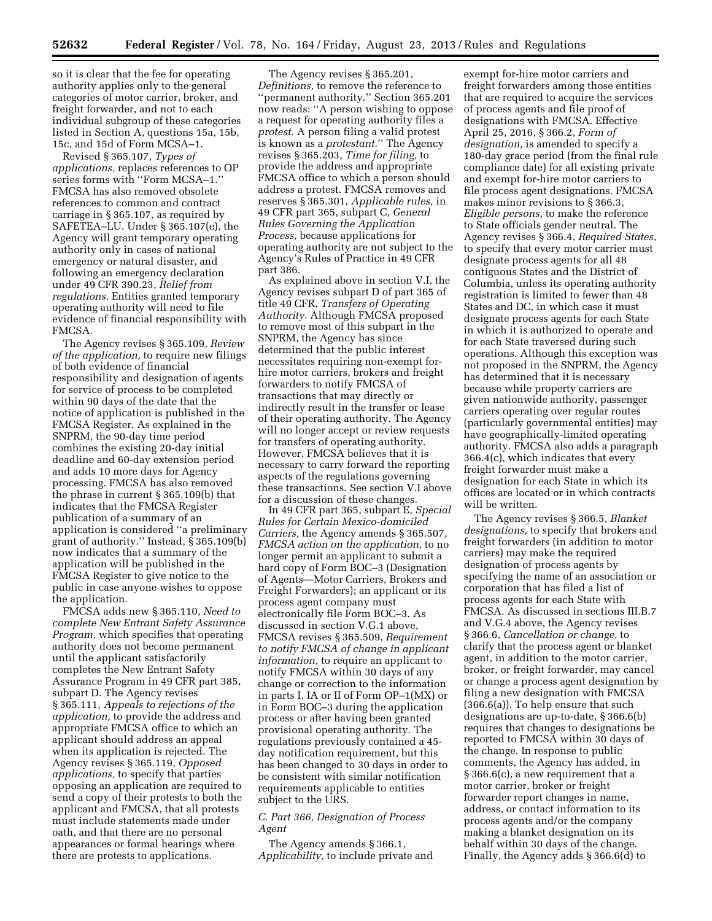so it is clear that the fee for operating authority applies only to the general categories of motor carrier, broker, and freight forwarder, and not to each individual subgroup of these categories listed in Section A, questions 15a, 15b, 15c, and 15d of Form MCSA–1.

Revised § 365.107, *Types of applications,* replaces references to OP series forms with ''Form MCSA–1.'' FMCSA has also removed obsolete references to common and contract carriage in § 365.107, as required by SAFETEA–LU. Under § 365.107(e), the Agency will grant temporary operating authority only in cases of national emergency or natural disaster, and following an emergency declaration under 49 CFR 390.23, *Relief from regulations.* Entities granted temporary operating authority will need to file evidence of financial responsibility with FMCSA.

The Agency revises § 365.109, *Review of the application,* to require new filings of both evidence of financial responsibility and designation of agents for service of process to be completed within 90 days of the date that the notice of application is published in the FMCSA Register. As explained in the SNPRM, the 90-day time period combines the existing 20-day initial deadline and 60-day extension period and adds 10 more days for Agency processing. FMCSA has also removed the phrase in current § 365.109(b) that indicates that the FMCSA Register publication of a summary of an application is considered ''a preliminary grant of authority.'' Instead, § 365.109(b) now indicates that a summary of the application will be published in the FMCSA Register to give notice to the public in case anyone wishes to oppose the application.

FMCSA adds new § 365.110, *Need to complete New Entrant Safety Assurance Program,* which specifies that operating authority does not become permanent until the applicant satisfactorily completes the New Entrant Safety Assurance Program in 49 CFR part 385, subpart D. The Agency revises § 365.111, *Appeals to rejections of the application,* to provide the address and appropriate FMCSA office to which an applicant should address an appeal when its application is rejected. The Agency revises § 365.119, *Opposed applications,* to specify that parties opposing an application are required to send a copy of their protests to both the applicant and FMCSA, that all protests must include statements made under oath, and that there are no personal appearances or formal hearings where there are protests to applications.

The Agency revises § 365.201, *Definitions,* to remove the reference to ''permanent authority.'' Section 365.201 now reads: ''A person wishing to oppose a request for operating authority files a *protest.* A person filing a valid protest is known as a *protestant.*'' The Agency revises § 365.203, *Time for filing,* to provide the address and appropriate FMCSA office to which a person should address a protest. FMCSA removes and reserves § 365.301, *Applicable rules,* in 49 CFR part 365, subpart C, *General Rules Governing the Application Process,* because applications for operating authority are not subject to the Agency's Rules of Practice in 49 CFR part 386.

As explained above in section V.I, the Agency revises subpart D of part 365 of title 49 CFR, *Transfers of Operating Authority.* Although FMCSA proposed to remove most of this subpart in the SNPRM, the Agency has since determined that the public interest necessitates requiring non-exempt for-hire motor carriers, brokers and freight forwarders to notify FMCSA of transactions that may directly or indirectly result in the transfer or lease of their operating authority. The Agency will no longer accept or review requests for transfers of operating authority. However, FMCSA believes that it is necessary to carry forward the reporting aspects of the regulations governing these transactions. See section V.I above for a discussion of these changes.

In 49 CFR part 365, subpart E, *Special Rules for Certain Mexico-domiciled Carriers,* the Agency amends § 365.507, *FMCSA action on the application,* to no longer permit an applicant to submit a hard copy of Form BOC–3 (Designation of Agents—Motor Carriers, Brokers and Freight Forwarders); an applicant or its process agent company must electronically file Form BOC–3. As discussed in section V.G.1 above, FMCSA revises § 365.509, *Requirement to notify FMCSA of change in applicant information,* to require an applicant to notify FMCSA within 30 days of any change or correction to the information in parts I, IA or II of Form OP–1(MX) or in Form BOC–3 during the application process or after having been granted provisional operating authority. The regulations previously contained a 45-day notification requirement, but this has been changed to 30 days in order to be consistent with similar notification requirements applicable to entities subject to the URS.

### *C. Part 366, Designation of Process Agent*

The Agency amends § 366.1, *Applicability,* to include private and exempt for-hire motor carriers and freight forwarders among those entities that are required to acquire the services of process agents and file proof of designations with FMCSA. Effective April 25, 2016, § 366.2, *Form of designation,* is amended to specify a 180-day grace period (from the final rule compliance date) for all existing private and exempt for-hire motor carriers to file process agent designations. FMCSA makes minor revisions to § 366.3, *Eligible persons,* to make the reference to State officials gender neutral. The Agency revises § 366.4, *Required States,* to specify that every motor carrier must designate process agents for all 48 contiguous States and the District of Columbia, unless its operating authority registration is limited to fewer than 48 States and DC, in which case it must designate process agents for each State in which it is authorized to operate and for each State traversed during such operations. Although this exception was not proposed in the SNPRM, the Agency has determined that it is necessary because while property carriers are given nationwide authority, passenger carriers operating over regular routes (particularly governmental entities) may have geographically-limited operating authority. FMCSA also adds a paragraph 366.4(c), which indicates that every freight forwarder must make a designation for each State in which its offices are located or in which contracts will be written.

The Agency revises § 366.5, *Blanket designations,* to specify that brokers and freight forwarders (in addition to motor carriers) may make the required designation of process agents by specifying the name of an association or corporation that has filed a list of process agents for each State with FMCSA. As discussed in sections III.B.7 and V.G.4 above, the Agency revises § 366.6, *Cancellation or change,* to clarify that the process agent or blanket agent, in addition to the motor carrier, broker, or freight forwarder, may cancel or change a process agent designation by filing a new designation with FMCSA (366.6(a)). To help ensure that such designations are up-to-date, § 366.6(b) requires that changes to designations be reported to FMCSA within 30 days of the change. In response to public comments, the Agency has added, in § 366.6(c), a new requirement that a motor carrier, broker or freight forwarder report changes in name, address, or contact information to its process agents and/or the company making a blanket designation on its behalf within 30 days of the change. Finally, the Agency adds § 366.6(d) to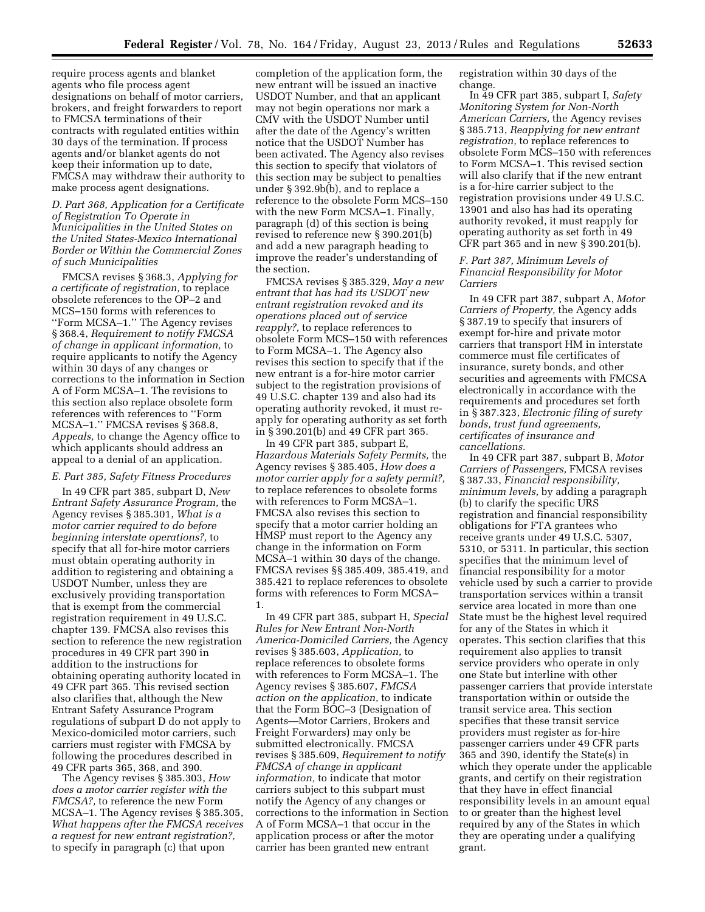require process agents and blanket agents who file process agent designations on behalf of motor carriers, brokers, and freight forwarders to report to FMCSA terminations of their contracts with regulated entities within 30 days of the termination. If process agents and/or blanket agents do not keep their information up to date, FMCSA may withdraw their authority to make process agent designations.

### *D. Part 368, Application for a Certificate of Registration To Operate in Municipalities in the United States on the United States-Mexico International Border or Within the Commercial Zones of such Municipalities*

FMCSA revises § 368.3, *Applying for a certificate of registration,* to replace obsolete references to the OP–2 and MCS–150 forms with references to ''Form MCSA–1.'' The Agency revises § 368.4, *Requirement to notify FMCSA of change in applicant information,* to require applicants to notify the Agency within 30 days of any changes or corrections to the information in Section A of Form MCSA–1. The revisions to this section also replace obsolete form references with references to ''Form MCSA–1.'' FMCSA revises § 368.8, *Appeals,* to change the Agency office to which applicants should address an appeal to a denial of an application.

### *E. Part 385, Safety Fitness Procedures*

In 49 CFR part 385, subpart D, *New Entrant Safety Assurance Program,* the Agency revises § 385.301, *What is a motor carrier required to do before beginning interstate operations?,* to specify that all for-hire motor carriers must obtain operating authority in addition to registering and obtaining a USDOT Number, unless they are exclusively providing transportation that is exempt from the commercial registration requirement in 49 U.S.C. chapter 139. FMCSA also revises this section to reference the new registration procedures in 49 CFR part 390 in addition to the instructions for obtaining operating authority located in 49 CFR part 365. This revised section also clarifies that, although the New Entrant Safety Assurance Program regulations of subpart D do not apply to Mexico-domiciled motor carriers, such carriers must register with FMCSA by following the procedures described in 49 CFR parts 365, 368, and 390.

The Agency revises § 385.303, *How does a motor carrier register with the FMCSA?,* to reference the new Form MCSA–1. The Agency revises § 385.305, *What happens after the FMCSA receives a request for new entrant registration?,* to specify in paragraph (c) that upon completion of the application form, the new entrant will be issued an inactive USDOT Number, and that an applicant may not begin operations nor mark a CMV with the USDOT Number until after the date of the Agency's written notice that the USDOT Number has been activated. The Agency also revises this section to specify that violators of this section may be subject to penalties under § 392.9b(b), and to replace a reference to the obsolete Form MCS–150 with the new Form MCSA–1. Finally, paragraph (d) of this section is being revised to reference new § 390.201(b) and add a new paragraph heading to improve the reader's understanding of the section.

FMCSA revises § 385.329, *May a new entrant that has had its USDOT new entrant registration revoked and its operations placed out of service reapply?,* to replace references to obsolete Form MCS–150 with references to Form MCSA–1. The Agency also revises this section to specify that if the new entrant is a for-hire motor carrier subject to the registration provisions of 49 U.S.C. chapter 139 and also had its operating authority revoked, it must re-apply for operating authority as set forth in § 390.201(b) and 49 CFR part 365.

In 49 CFR part 385, subpart E, *Hazardous Materials Safety Permits,* the Agency revises § 385.405, *How does a motor carrier apply for a safety permit?,* to replace references to obsolete forms with references to Form MCSA–1. FMCSA also revises this section to specify that a motor carrier holding an HMSP must report to the Agency any change in the information on Form MCSA–1 within 30 days of the change. FMCSA revises §§ 385.409, 385.419, and 385.421 to replace references to obsolete forms with references to Form MCSA–1.

In 49 CFR part 385, subpart H, *Special Rules for New Entrant Non-North America-Domiciled Carriers,* the Agency revises § 385.603, *Application,* to replace references to obsolete forms with references to Form MCSA–1. The Agency revises § 385.607, *FMCSA action on the application,* to indicate that the Form BOC–3 (Designation of Agents—Motor Carriers, Brokers and Freight Forwarders) may only be submitted electronically. FMCSA revises § 385.609, *Requirement to notify FMCSA of change in applicant information,* to indicate that motor carriers subject to this subpart must notify the Agency of any changes or corrections to the information in Section A of Form MCSA–1 that occur in the application process or after the motor carrier has been granted new entrant registration within 30 days of the change.

In 49 CFR part 385, subpart I, *Safety Monitoring System for Non-North American Carriers,* the Agency revises § 385.713, *Reapplying for new entrant registration,* to replace references to obsolete Form MCS–150 with references to Form MCSA–1. This revised section will also clarify that if the new entrant is a for-hire carrier subject to the registration provisions under 49 U.S.C. 13901 and also has had its operating authority revoked, it must reapply for operating authority as set forth in 49 CFR part 365 and in new § 390.201(b).

### *F. Part 387, Minimum Levels of Financial Responsibility for Motor Carriers*

In 49 CFR part 387, subpart A, *Motor Carriers of Property,* the Agency adds § 387.19 to specify that insurers of exempt for-hire and private motor carriers that transport HM in interstate commerce must file certificates of insurance, surety bonds, and other securities and agreements with FMCSA electronically in accordance with the requirements and procedures set forth in § 387.323, *Electronic filing of surety bonds, trust fund agreements, certificates of insurance and cancellations.*

In 49 CFR part 387, subpart B, *Motor Carriers of Passengers,* FMCSA revises § 387.33, *Financial responsibility, minimum levels,* by adding a paragraph (b) to clarify the specific URS registration and financial responsibility obligations for FTA grantees who receive grants under 49 U.S.C. 5307, 5310, or 5311. In particular, this section specifies that the minimum level of financial responsibility for a motor vehicle used by such a carrier to provide transportation services within a transit service area located in more than one State must be the highest level required for any of the States in which it operates. This section clarifies that this requirement also applies to transit service providers who operate in only one State but interline with other passenger carriers that provide interstate transportation within or outside the transit service area. This section specifies that these transit service providers must register as for-hire passenger carriers under 49 CFR parts 365 and 390, identify the State(s) in which they operate under the applicable grants, and certify on their registration that they have in effect financial responsibility levels in an amount equal to or greater than the highest level required by any of the States in which they are operating under a qualifying grant.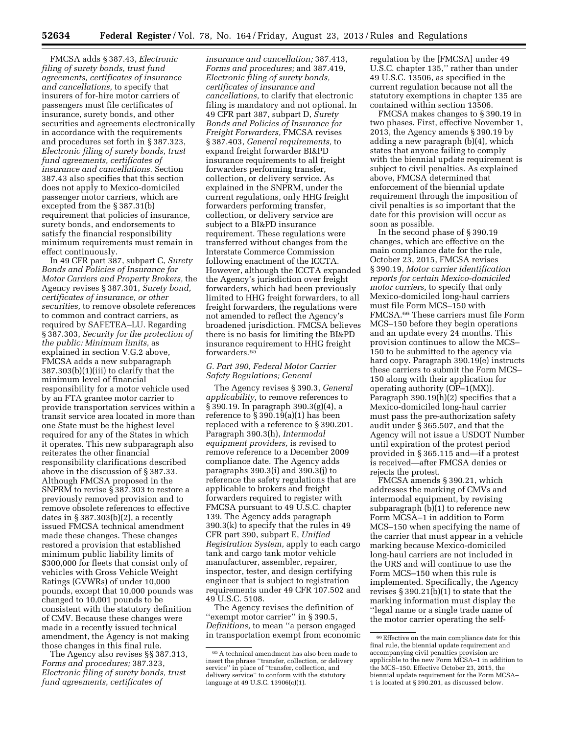FMCSA adds § 387.43, *Electronic filing of surety bonds, trust fund agreements, certificates of insurance and cancellations,* to specify that insurers of for-hire motor carriers of passengers must file certificates of insurance, surety bonds, and other securities and agreements electronically in accordance with the requirements and procedures set forth in § 387.323, *Electronic filing of surety bonds, trust fund agreements, certificates of insurance and cancellations.* Section 387.43 also specifies that this section does not apply to Mexico-domiciled passenger motor carriers, which are excepted from the § 387.31(b) requirement that policies of insurance, surety bonds, and endorsements to satisfy the financial responsibility minimum requirements must remain in effect continuously.

In 49 CFR part 387, subpart C, *Surety Bonds and Policies of Insurance for Motor Carriers and Property Brokers,* the Agency revises § 387.301, *Surety bond, certificates of insurance, or other securities,* to remove obsolete references to common and contract carriers, as required by SAFETEA–LU. Regarding § 387.303, *Security for the protection of the public: Minimum limits,* as explained in section V.G.2 above, FMCSA adds a new subparagraph 387.303(b)(1)(iii) to clarify that the minimum level of financial responsibility for a motor vehicle used by an FTA grantee motor carrier to provide transportation services within a transit service area located in more than one State must be the highest level required for any of the States in which it operates. This new subparagraph also reiterates the other financial responsibility clarifications described above in the discussion of § 387.33. Although FMCSA proposed in the SNPRM to revise § 387.303 to restore a previously removed provision and to remove obsolete references to effective dates in § 387.303(b)(2), a recently issued FMCSA technical amendment made these changes. These changes restored a provision that established minimum public liability limits of $300,000 for fleets that consist only of vehicles with Gross Vehicle Weight Ratings (GVWRs) of under 10,000 pounds, except that 10,000 pounds was changed to 10,001 pounds to be consistent with the statutory definition of CMV. Because these changes were made in a recently issued technical amendment, the Agency is not making those changes in this final rule.

The Agency also revises §§ 387.313, *Forms and procedures;* 387.323, *Electronic filing of surety bonds, trust fund agreements, certificates of insurance and cancellation;* 387.413, *Forms and procedures;* and 387.419, *Electronic filing of surety bonds, certificates of insurance and cancellations,* to clarify that electronic filing is mandatory and not optional. In 49 CFR part 387, subpart D, *Surety Bonds and Policies of Insurance for Freight Forwarders,* FMCSA revises § 387.403, *General requirements,* to expand freight forwarder BI&PD insurance requirements to all freight forwarders performing transfer, collection, or delivery service. As explained in the SNPRM, under the current regulations, only HHG freight forwarders performing transfer, collection, or delivery service are subject to a BI&PD insurance requirement. These regulations were transferred without changes from the Interstate Commerce Commission following enactment of the ICCTA. However, although the ICCTA expanded the Agency's jurisdiction over freight forwarders, which had been previously limited to HHG freight forwarders, to all freight forwarders, the regulations were not amended to reflect the Agency's broadened jurisdiction. FMCSA believes there is no basis for limiting the BI&PD insurance requirement to HHG freight forwarders.[65]

## G. Part 390, Federal Motor Carrier Safety Regulations; General

The Agency revises § 390.3, *General applicability,* to remove references to § 390.19. In paragraph 390.3(g)(4), a reference to § 390.19(a)(1) has been replaced with a reference to § 390.201. Paragraph 390.3(h), *Intermodal equipment providers,* is revised to remove reference to a December 2009 compliance date. The Agency adds paragraphs 390.3(i) and 390.3(j) to reference the safety regulations that are applicable to brokers and freight forwarders required to register with FMCSA pursuant to 49 U.S.C. chapter 139. The Agency adds paragraph 390.3(k) to specify that the rules in 49 CFR part 390, subpart E, *Unified Registration System,* apply to each cargo tank and cargo tank motor vehicle manufacturer, assembler, repairer, inspector, tester, and design certifying engineer that is subject to registration requirements under 49 CFR 107.502 and 49 U.S.C. 5108.

The Agency revises the definition of ''exempt motor carrier'' in § 390.5, *Definitions,* to mean ''a person engaged in transportation exempt from economic regulation by the [FMCSA] under 49 U.S.C. chapter 135,'' rather than under 49 U.S.C. 13506, as specified in the current regulation because not all the statutory exemptions in chapter 135 are contained within section 13506.

FMCSA makes changes to § 390.19 in two phases. First, effective November 1, 2013, the Agency amends § 390.19 by adding a new paragraph (b)(4), which states that anyone failing to comply with the biennial update requirement is subject to civil penalties. As explained above, FMCSA determined that enforcement of the biennial update requirement through the imposition of civil penalties is so important that the date for this provision will occur as soon as possible.

In the second phase of § 390.19 changes, which are effective on the main compliance date for the rule, October 23, 2015, FMCSA revises § 390.19, *Motor carrier identification reports for certain Mexico-domiciled motor carriers,* to specify that only Mexico-domiciled long-haul carriers must file Form MCS–150 with FMCSA.[66] These carriers must file Form MCS–150 before they begin operations and an update every 24 months. This provision continues to allow the MCS–150 to be submitted to the agency via hard copy. Paragraph 390.19(e) instructs these carriers to submit the Form MCS–150 along with their application for operating authority (OP–1(MX)). Paragraph 390.19(h)(2) specifies that a Mexico-domiciled long-haul carrier must pass the pre-authorization safety audit under § 365.507, and that the Agency will not issue a USDOT Number until expiration of the protest period provided in § 365.115 and—if a protest is received—after FMCSA denies or rejects the protest.

FMCSA amends § 390.21, which addresses the marking of CMVs and intermodal equipment, by revising subparagraph (b)(1) to reference new Form MCSA–1 in addition to Form MCS–150 when specifying the name of the carrier that must appear in a vehicle marking because Mexico-domiciled long-haul carriers are not included in the URS and will continue to use the Form MCS–150 when this rule is implemented. Specifically, the Agency revises § 390.21(b)(1) to state that the marking information must display the ''legal name or a single trade name of the motor carrier operating the self-

---

[65] A technical amendment has also been made to insert the phrase ''transfer, collection, or delivery service'' in place of ''transfer, collection, and delivery service'' to conform with the statutory language at 49 U.S.C. 13906(c)(1).

[66] Effective on the main compliance date for this final rule, the biennial update requirement and accompanying civil penalties provision are applicable to the new Form MCSA–1 in addition to the MCS–150. Effective October 23, 2015, the biennial update requirement for the Form MCSA–1 is located at § 390.201, as discussed below.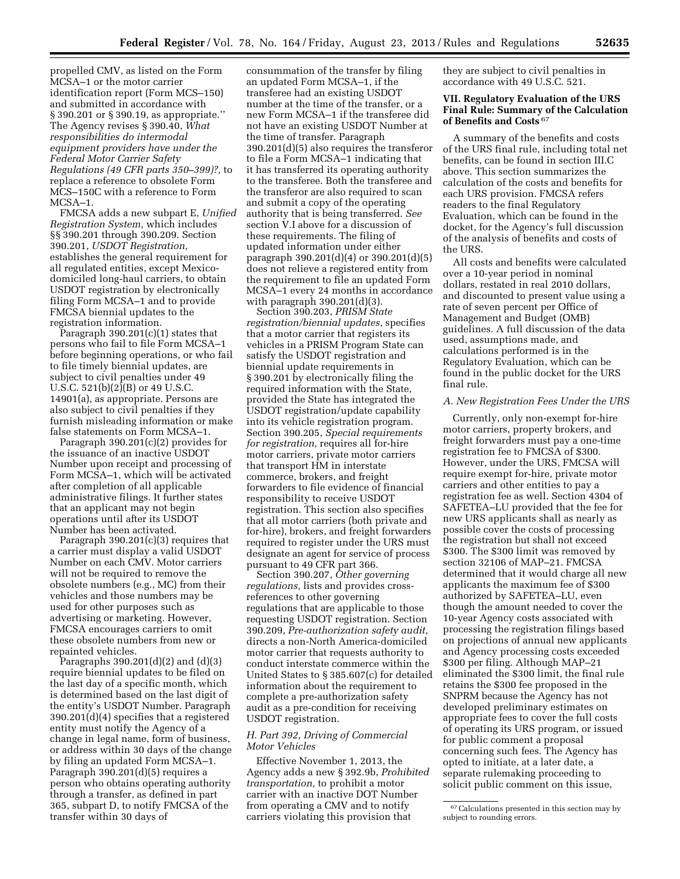propelled CMV, as listed on the Form MCSA–1 or the motor carrier identification report (Form MCS–150) and submitted in accordance with § 390.201 or § 390.19, as appropriate.'' The Agency revises § 390.40, *What responsibilities do intermodal equipment providers have under the Federal Motor Carrier Safety Regulations (49 CFR parts 350–399)?,* to replace a reference to obsolete Form MCS–150C with a reference to Form MCSA–1.

FMCSA adds a new subpart E, *Unified Registration System,* which includes §§ 390.201 through 390.209. Section 390.201, *USDOT Registration,* establishes the general requirement for all regulated entities, except Mexico-domiciled long-haul carriers, to obtain USDOT registration by electronically filing Form MCSA–1 and to provide FMCSA biennial updates to the registration information.

Paragraph 390.201(c)(1) states that persons who fail to file Form MCSA–1 before beginning operations, or who fail to file timely biennial updates, are subject to civil penalties under 49 U.S.C. 521(b)(2)(B) or 49 U.S.C. 14901(a), as appropriate. Persons are also subject to civil penalties if they furnish misleading information or make false statements on Form MCSA–1.

Paragraph 390.201(c)(2) provides for the issuance of an inactive USDOT Number upon receipt and processing of Form MCSA–1, which will be activated after completion of all applicable administrative filings. It further states that an applicant may not begin operations until after its USDOT Number has been activated.

Paragraph 390.201(c)(3) requires that a carrier must display a valid USDOT Number on each CMV. Motor carriers will not be required to remove the obsolete numbers (e.g., MC) from their vehicles and those numbers may be used for other purposes such as advertising or marketing. However, FMCSA encourages carriers to omit these obsolete numbers from new or repainted vehicles.

Paragraphs 390.201(d)(2) and (d)(3) require biennial updates to be filed on the last day of a specific month, which is determined based on the last digit of the entity's USDOT Number. Paragraph 390.201(d)(4) specifies that a registered entity must notify the Agency of a change in legal name, form of business, or address within 30 days of the change by filing an updated Form MCSA–1. Paragraph 390.201(d)(5) requires a person who obtains operating authority through a transfer, as defined in part 365, subpart D, to notify FMCSA of the transfer within 30 days of consummation of the transfer by filing an updated Form MCSA–1, if the transferee had an existing USDOT number at the time of the transfer, or a new Form MCSA–1 if the transferee did not have an existing USDOT Number at the time of transfer. Paragraph 390.201(d)(5) also requires the transferor to file a Form MCSA–1 indicating that it has transferred its operating authority to the transferee. Both the transferee and the transferor are also required to scan and submit a copy of the operating authority that is being transferred. *See* section V.I above for a discussion of these requirements. The filing of updated information under either paragraph 390.201(d)(4) or 390.201(d)(5) does not relieve a registered entity from the requirement to file an updated Form MCSA–1 every 24 months in accordance with paragraph 390.201(d)(3).

Section 390.203, *PRISM State registration/biennial updates,* specifies that a motor carrier that registers its vehicles in a PRISM Program State can satisfy the USDOT registration and biennial update requirements in § 390.201 by electronically filing the required information with the State, provided the State has integrated the USDOT registration/update capability into its vehicle registration program. Section 390.205, *Special requirements for registration,* requires all for-hire motor carriers, private motor carriers that transport HM in interstate commerce, brokers, and freight forwarders to file evidence of financial responsibility to receive USDOT registration. This section also specifies that all motor carriers (both private and for-hire), brokers, and freight forwarders required to register under the URS must designate an agent for service of process pursuant to 49 CFR part 366.

Section 390.207, *Other governing regulations,* lists and provides cross-references to other governing regulations that are applicable to those requesting USDOT registration. Section 390.209, *Pre-authorization safety audit,* directs a non-North America-domiciled motor carrier that requests authority to conduct interstate commerce within the United States to § 385.607(c) for detailed information about the requirement to complete a pre-authorization safety audit as a pre-condition for receiving USDOT registration.

### H. Part 392, Driving of Commercial Motor Vehicles

Effective November 1, 2013, the Agency adds a new § 392.9b, *Prohibited transportation,* to prohibit a motor carrier with an inactive DOT Number from operating a CMV and to notify carriers violating this provision that they are subject to civil penalties in accordance with 49 U.S.C. 521.

## VII. Regulatory Evaluation of the URS Final Rule: Summary of the Calculation of Benefits and Costs [67]

A summary of the benefits and costs of the URS final rule, including total net benefits, can be found in section III.C above. This section summarizes the calculation of the costs and benefits for each URS provision. FMCSA refers readers to the final Regulatory Evaluation, which can be found in the docket, for the Agency's full discussion of the analysis of benefits and costs of the URS.

All costs and benefits were calculated over a 10-year period in nominal dollars, restated in real 2010 dollars, and discounted to present value using a rate of seven percent per Office of Management and Budget (OMB) guidelines. A full discussion of the data used, assumptions made, and calculations performed is in the Regulatory Evaluation, which can be found in the public docket for the URS final rule.

### A. New Registration Fees Under the URS

Currently, only non-exempt for-hire motor carriers, property brokers, and freight forwarders must pay a one-time registration fee to FMCSA of $300. However, under the URS, FMCSA will require exempt for-hire, private motor carriers and other entities to pay a registration fee as well. Section 4304 of SAFETEA–LU provided that the fee for new URS applicants shall as nearly as possible cover the costs of processing the registration but shall not exceed $300. The $300 limit was removed by section 32106 of MAP–21. FMCSA determined that it would charge all new applicants the maximum fee of $300 authorized by SAFETEA–LU, even though the amount needed to cover the 10-year Agency costs associated with processing the registration filings based on projections of annual new applicants and Agency processing costs exceeded $300 per filing. Although MAP–21 eliminated the $300 limit, the final rule retains the $300 fee proposed in the SNPRM because the Agency has not developed preliminary estimates on appropriate fees to cover the full costs of operating its URS program, or issued for public comment a proposal concerning such fees. The Agency has opted to initiate, at a later date, a separate rulemaking proceeding to solicit public comment on this issue,

[67] Calculations presented in this section may by subject to rounding errors.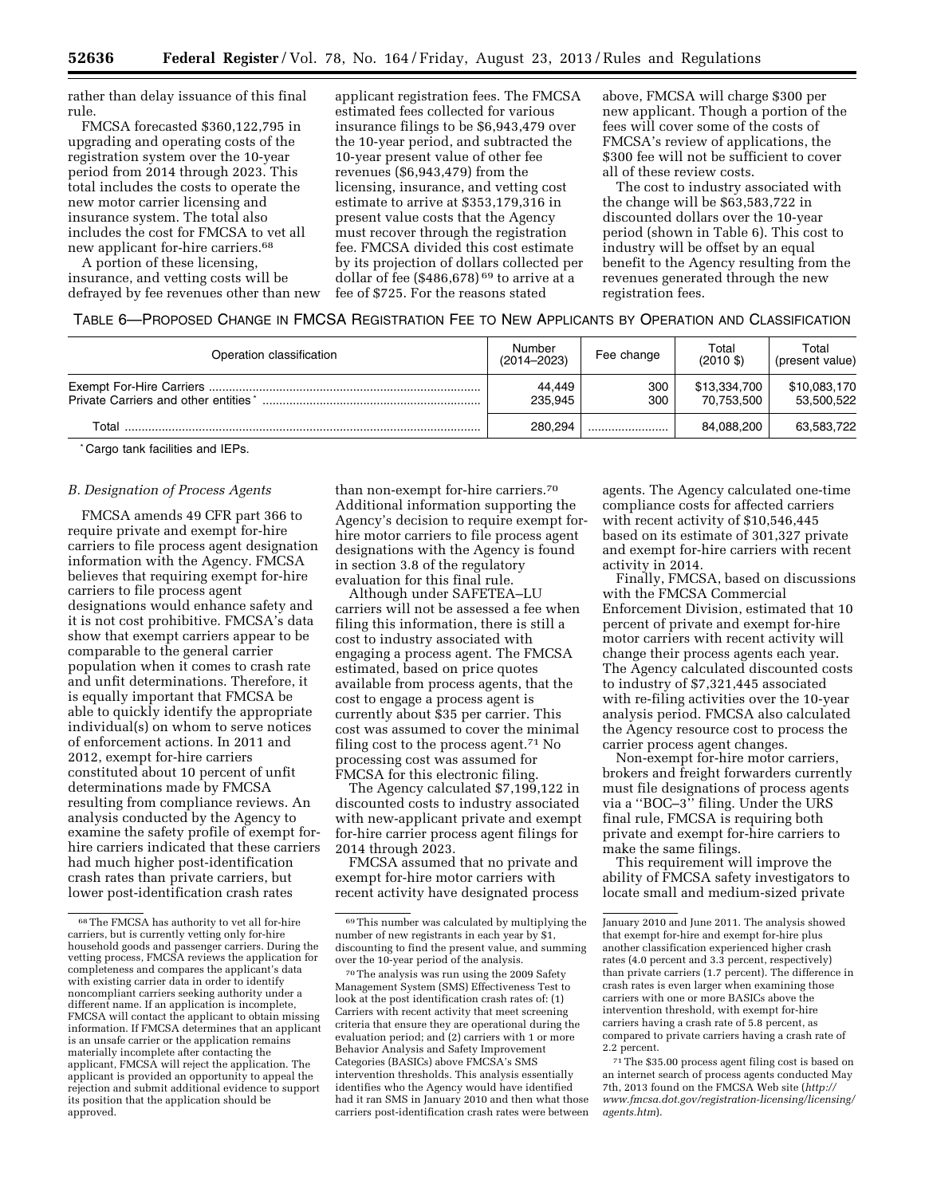rather than delay issuance of this final rule.

FMCSA forecasted $360,122,795 in upgrading and operating costs of the registration system over the 10-year period from 2014 through 2023. This total includes the costs to operate the new motor carrier licensing and insurance system. The total also includes the cost for FMCSA to vet all new applicant for-hire carriers.[68]

A portion of these licensing, insurance, and vetting costs will be defrayed by fee revenues other than new applicant registration fees. The FMCSA estimated fees collected for various insurance filings to be $6,943,479 over the 10-year period, and subtracted the 10-year present value of other fee revenues ($6,943,479) from the licensing, insurance, and vetting cost estimate to arrive at $353,179,316 in present value costs that the Agency must recover through the registration fee. FMCSA divided this cost estimate by its projection of dollars collected per dollar of fee ($486,678)[69] to arrive at a fee of $725. For the reasons stated above, FMCSA will charge $300 per new applicant. Though a portion of the fees will cover some of the costs of FMCSA's review of applications, the $300 fee will not be sufficient to cover all of these review costs.

The cost to industry associated with the change will be $63,583,722 in discounted dollars over the 10-year period (shown in Table 6). This cost to industry will be offset by an equal benefit to the Agency resulting from the revenues generated through the new registration fees.

TABLE 6—PROPOSED CHANGE IN FMCSA REGISTRATION FEE TO NEW APPLICANTS BY OPERATION AND CLASSIFICATION

| Operation classification | Number (2014–2023) | Fee change | Total (2010 $) | Total (present value) |
|---|---|---|---|---|
| Exempt For-Hire Carriers | 44,449 | 300 | $13,334,700 | $10,083,170 |
| Private Carriers and other entities * | 235,945 | 300 | 70,753,500 | 53,500,522 |
| Total | 280,294 | | 84,088,200 | 63,583,722 |

* Cargo tank facilities and IEPs.

### B. Designation of Process Agents

FMCSA amends 49 CFR part 366 to require private and exempt for-hire carriers to file process agent designation information with the Agency. FMCSA believes that requiring exempt for-hire carriers to file process agent designations would enhance safety and it is not cost prohibitive. FMCSA's data show that exempt carriers appear to be comparable to the general carrier population when it comes to crash rate and unfit determinations. Therefore, it is equally important that FMCSA be able to quickly identify the appropriate individual(s) on whom to serve notices of enforcement actions. In 2011 and 2012, exempt for-hire carriers constituted about 10 percent of unfit determinations made by FMCSA resulting from compliance reviews. An analysis conducted by the Agency to examine the safety profile of exempt for-hire carriers indicated that these carriers had much higher post-identification crash rates than private carriers, but lower post-identification crash rates than non-exempt for-hire carriers.[70] Additional information supporting the Agency's decision to require exempt for-hire motor carriers to file process agent designations with the Agency is found in section 3.8 of the regulatory evaluation for this final rule.

Although under SAFETEA–LU carriers will not be assessed a fee when filing this information, there is still a cost to industry associated with engaging a process agent. The FMCSA estimated, based on price quotes available from process agents, that the cost to engage a process agent is currently about $35 per carrier. This cost was assumed to cover the minimal filing cost to the process agent.[71] No processing cost was assumed for FMCSA for this electronic filing.

The Agency calculated $7,199,122 in discounted costs to industry associated with new-applicant private and exempt for-hire carrier process agent filings for 2014 through 2023.

FMCSA assumed that no private and exempt for-hire motor carriers with recent activity have designated process agents. The Agency calculated one-time compliance costs for affected carriers with recent activity of $10,546,445 based on its estimate of 301,327 private and exempt for-hire carriers with recent activity in 2014.

Finally, FMCSA, based on discussions with the FMCSA Commercial Enforcement Division, estimated that 10 percent of private and exempt for-hire motor carriers with recent activity will change their process agents each year. The Agency calculated discounted costs to industry of $7,321,445 associated with re-filing activities over the 10-year analysis period. FMCSA also calculated the Agency resource cost to process the carrier process agent changes.

Non-exempt for-hire motor carriers, brokers and freight forwarders currently must file designations of process agents via a "BOC–3" filing. Under the URS final rule, FMCSA is requiring both private and exempt for-hire carriers to make the same filings.

This requirement will improve the ability of FMCSA safety investigators to locate small and medium-sized private

---

[68] The FMCSA has authority to vet all for-hire carriers, but is currently vetting only for-hire household goods and passenger carriers. During the vetting process, FMCSA reviews the application for completeness and compares the applicant's data with existing carrier data in order to identify noncompliant carriers seeking authority under a different name. If an application is incomplete, FMCSA will contact the applicant to obtain missing information. If FMCSA determines that an applicant is an unsafe carrier or the application remains materially incomplete after contacting the applicant, FMCSA will reject the application. The applicant is provided an opportunity to appeal the rejection and submit additional evidence to support its position that the application should be approved.

[69] This number was calculated by multiplying the number of new registrants in each year by $1, discounting to find the present value, and summing over the 10-year period of the analysis.

[70] The analysis was run using the 2009 Safety Management System (SMS) Effectiveness Test to look at the post identification crash rates of: (1) Carriers with recent activity that meet screening criteria that ensure they are operational during the evaluation period; and (2) carriers with 1 or more Behavior Analysis and Safety Improvement Categories (BASICs) above FMCSA's SMS intervention thresholds. This analysis essentially identifies who the Agency would have identified had it ran SMS in January 2010 and then what those carriers post-identification crash rates were between January 2010 and June 2011. The analysis showed that exempt for-hire and exempt for-hire plus another classification experienced higher crash rates (4.0 percent and 3.3 percent, respectively) than private carriers (1.7 percent). The difference in crash rates is even larger when examining those carriers with one or more BASICs above the intervention threshold, with exempt for-hire carriers having a crash rate of 5.8 percent, as compared to private carriers having a crash rate of 2.2 percent.

[71] The $35.00 process agent filing cost is based on an internet search of process agents conducted May 7th, 2013 found on the FMCSA Web site (*http://www.fmcsa.dot.gov/registration-licensing/licensing/agents.htm*).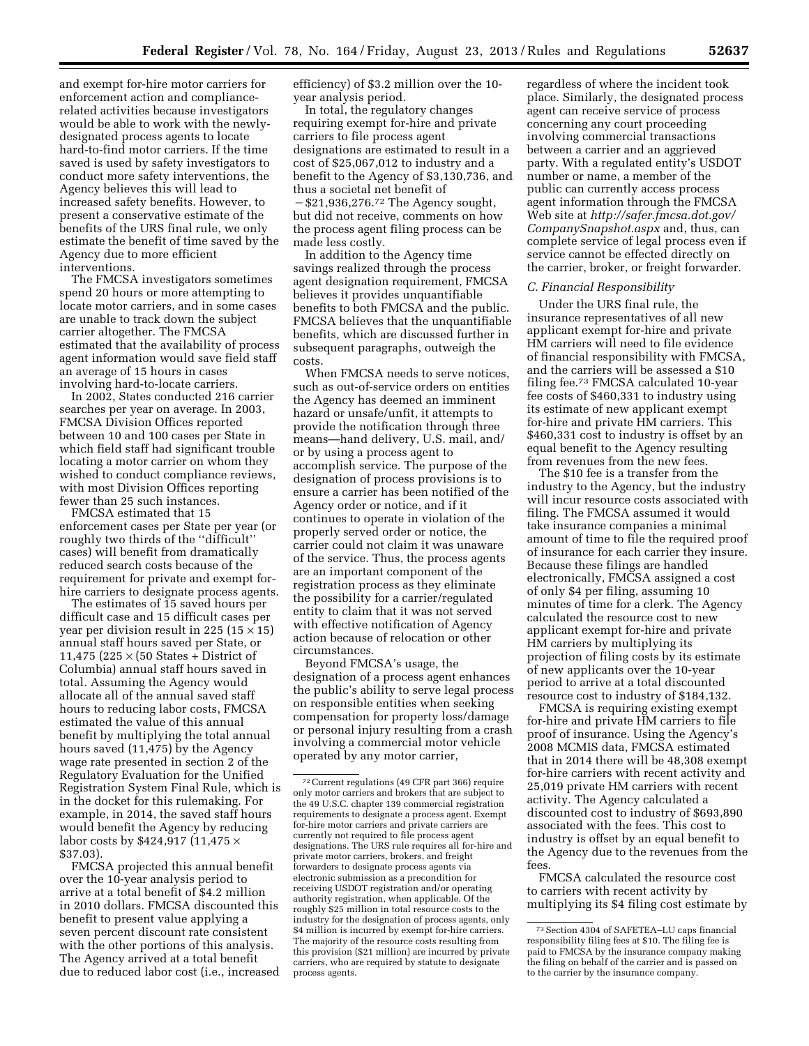and exempt for-hire motor carriers for enforcement action and compliance-related activities because investigators would be able to work with the newly-designated process agents to locate hard-to-find motor carriers. If the time saved is used by safety investigators to conduct more safety interventions, the Agency believes this will lead to increased safety benefits. However, to present a conservative estimate of the benefits of the URS final rule, we only estimate the benefit of time saved by the Agency due to more efficient interventions.

The FMCSA investigators sometimes spend 20 hours or more attempting to locate motor carriers, and in some cases are unable to track down the subject carrier altogether. The FMCSA estimated that the availability of process agent information would save field staff an average of 15 hours in cases involving hard-to-locate carriers.

In 2002, States conducted 216 carrier searches per year on average. In 2003, FMCSA Division Offices reported between 10 and 100 cases per State in which field staff had significant trouble locating a motor carrier on whom they wished to conduct compliance reviews, with most Division Offices reporting fewer than 25 such instances.

FMCSA estimated that 15 enforcement cases per State per year (or roughly two thirds of the "difficult" cases) will benefit from dramatically reduced search costs because of the requirement for private and exempt for-hire carriers to designate process agents.

The estimates of 15 saved hours per difficult case and 15 difficult cases per year per division result in 225 ($15 \times 15$) annual staff hours saved per State, or 11,475 ($225 \times$ (50 States + District of Columbia)) annual staff hours saved in total. Assuming the Agency would allocate all of the annual saved staff hours to reducing labor costs, FMCSA estimated the value of this annual benefit by multiplying the total annual hours saved (11,475) by the Agency wage rate presented in section 2 of the Regulatory Evaluation for the Unified Registration System Final Rule, which is in the docket for this rulemaking. For example, in 2014, the saved staff hours would benefit the Agency by reducing labor costs by $424,917 ($11,475 \times$ $37.03).

FMCSA projected this annual benefit over the 10-year analysis period to arrive at a total benefit of $4.2 million in 2010 dollars. FMCSA discounted this benefit to present value applying a seven percent discount rate consistent with the other portions of this analysis. The Agency arrived at a total benefit due to reduced labor cost (i.e., increased efficiency) of $3.2 million over the 10-year analysis period.

In total, the regulatory changes requiring exempt for-hire and private carriers to file process agent designations are estimated to result in a cost of $25,067,012 to industry and a benefit to the Agency of $3,130,736, and thus a societal net benefit of −$21,936,276.[72] The Agency sought, but did not receive, comments on how the process agent filing process can be made less costly.

In addition to the Agency time savings realized through the process agent designation requirement, FMCSA believes it provides unquantifiable benefits to both FMCSA and the public. FMCSA believes that the unquantifiable benefits, which are discussed further in subsequent paragraphs, outweigh the costs.

When FMCSA needs to serve notices, such as out-of-service orders on entities the Agency has deemed an imminent hazard or unsafe/unfit, it attempts to provide the notification through three means—hand delivery, U.S. mail, and/or by using a process agent to accomplish service. The purpose of the designation of process provisions is to ensure a carrier has been notified of the Agency order or notice, and if it continues to operate in violation of the properly served order or notice, the carrier could not claim it was unaware of the service. Thus, the process agents are an important component of the registration process as they eliminate the possibility for a carrier/regulated entity to claim that it was not served with effective notification of Agency action because of relocation or other circumstances.

Beyond FMCSA's usage, the designation of a process agent enhances the public's ability to serve legal process on responsible entities when seeking compensation for property loss/damage or personal injury resulting from a crash involving a commercial motor vehicle operated by any motor carrier, regardless of where the incident took place. Similarly, the designated process agent can receive service of process concerning any court proceeding involving commercial transactions between a carrier and an aggrieved party. With a regulated entity's USDOT number or name, a member of the public can currently access process agent information through the FMCSA Web site at *http://safer.fmcsa.dot.gov/CompanySnapshot.aspx* and, thus, can complete service of legal process even if service cannot be effected directly on the carrier, broker, or freight forwarder.

### *C. Financial Responsibility*

Under the URS final rule, the insurance representatives of all new applicant exempt for-hire and private HM carriers will need to file evidence of financial responsibility with FMCSA, and the carriers will be assessed a $10 filing fee.[73] FMCSA calculated 10-year fee costs of $460,331 to industry using its estimate of new applicant exempt for-hire and private HM carriers. This $460,331 cost to industry is offset by an equal benefit to the Agency resulting from revenues from the new fees.

The $10 fee is a transfer from the industry to the Agency, but the industry will incur resource costs associated with filing. The FMCSA assumed it would take insurance companies a minimal amount of time to file the required proof of insurance for each carrier they insure. Because these filings are handled electronically, FMCSA assigned a cost of only $4 per filing, assuming 10 minutes of time for a clerk. The Agency calculated the resource cost to new applicant exempt for-hire and private HM carriers by multiplying its projection of filing costs by its estimate of new applicants over the 10-year period to arrive at a total discounted resource cost to industry of $184,132.

FMCSA is requiring existing exempt for-hire and private HM carriers to file proof of insurance. Using the Agency's 2008 MCMIS data, FMCSA estimated that in 2014 there will be 48,308 exempt for-hire carriers with recent activity and 25,019 private HM carriers with recent activity. The Agency calculated a discounted cost to industry of $693,890 associated with the fees. This cost to industry is offset by an equal benefit to the Agency due to the revenues from the fees.

FMCSA calculated the resource cost to carriers with recent activity by multiplying its $4 filing cost estimate by

---

[72] Current regulations (49 CFR part 366) require only motor carriers and brokers that are subject to the 49 U.S.C. chapter 139 commercial registration requirements to designate a process agent. Exempt for-hire motor carriers and private carriers are currently not required to file process agent designations. The URS rule requires all for-hire and private motor carriers, brokers, and freight forwarders to designate process agents via electronic submission as a precondition for receiving USDOT registration and/or operating authority registration, when applicable. Of the roughly $25 million in total resource costs to the industry for the designation of process agents, only $4 million is incurred by exempt for-hire carriers. The majority of the resource costs resulting from this provision ($21 million) are incurred by private carriers, who are required by statute to designate process agents.

[73] Section 4304 of SAFETEA–LU caps financial responsibility filing fees at $10. The filing fee is paid to FMCSA by the insurance company making the filing on behalf of the carrier and is passed on to the carrier by the insurance company.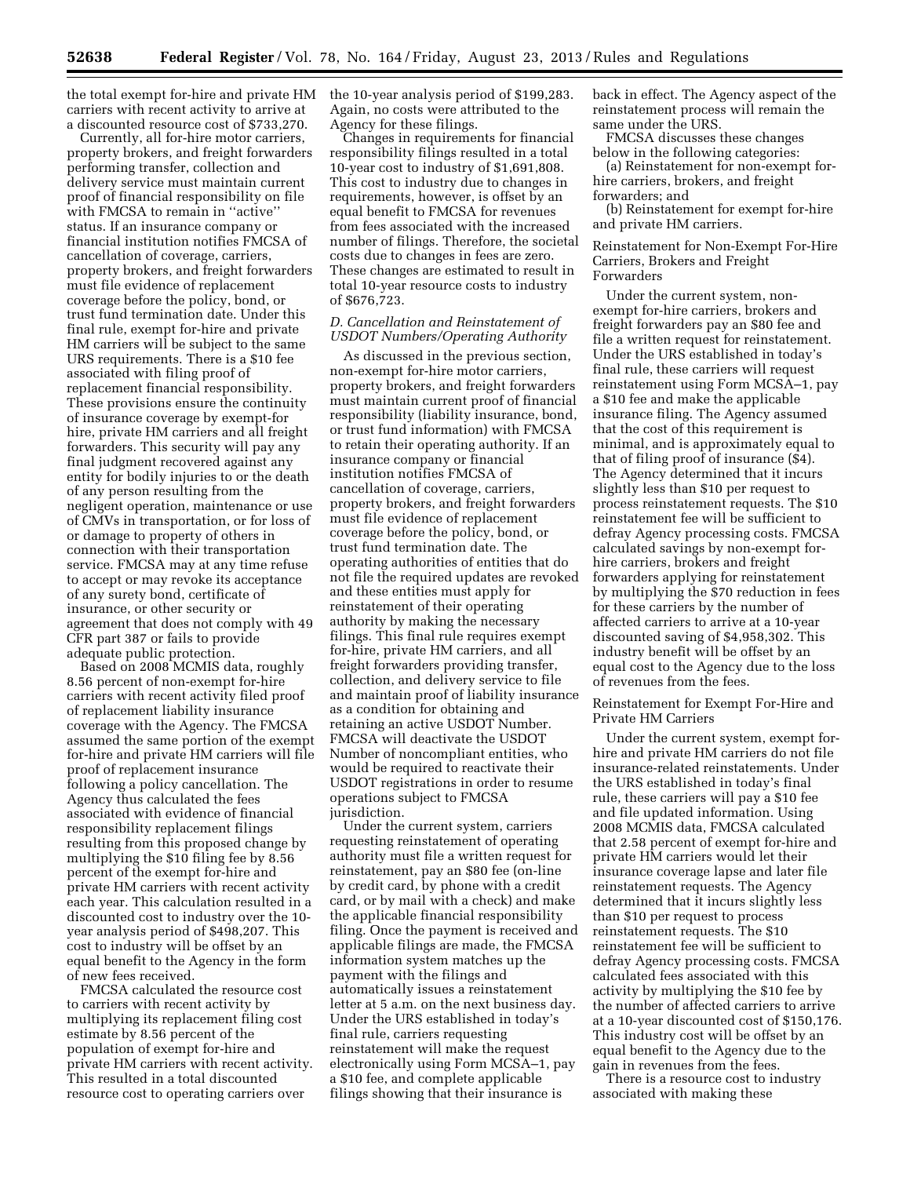the total exempt for-hire and private HM carriers with recent activity to arrive at a discounted resource cost of $733,270.

Currently, all for-hire motor carriers, property brokers, and freight forwarders performing transfer, collection and delivery service must maintain current proof of financial responsibility on file with FMCSA to remain in ''active'' status. If an insurance company or financial institution notifies FMCSA of cancellation of coverage, carriers, property brokers, and freight forwarders must file evidence of replacement coverage before the policy, bond, or trust fund termination date. Under this final rule, exempt for-hire and private HM carriers will be subject to the same URS requirements. There is a $10 fee associated with filing proof of replacement financial responsibility. These provisions ensure the continuity of insurance coverage by exempt-for hire, private HM carriers and all freight forwarders. This security will pay any final judgment recovered against any entity for bodily injuries to or the death of any person resulting from the negligent operation, maintenance or use of CMVs in transportation, or for loss of or damage to property of others in connection with their transportation service. FMCSA may at any time refuse to accept or may revoke its acceptance of any surety bond, certificate of insurance, or other security or agreement that does not comply with 49 CFR part 387 or fails to provide adequate public protection.

Based on 2008 MCMIS data, roughly 8.56 percent of non-exempt for-hire carriers with recent activity filed proof of replacement liability insurance coverage with the Agency. The FMCSA assumed the same portion of the exempt for-hire and private HM carriers will file proof of replacement insurance following a policy cancellation. The Agency thus calculated the fees associated with evidence of financial responsibility replacement filings resulting from this proposed change by multiplying the $10 filing fee by 8.56 percent of the exempt for-hire and private HM carriers with recent activity each year. This calculation resulted in a discounted cost to industry over the 10-year analysis period of $498,207. This cost to industry will be offset by an equal benefit to the Agency in the form of new fees received.

FMCSA calculated the resource cost to carriers with recent activity by multiplying its replacement filing cost estimate by 8.56 percent of the population of exempt for-hire and private HM carriers with recent activity. This resulted in a total discounted resource cost to operating carriers over the 10-year analysis period of $199,283. Again, no costs were attributed to the Agency for these filings.

Changes in requirements for financial responsibility filings resulted in a total 10-year cost to industry of $1,691,808. This cost to industry due to changes in requirements, however, is offset by an equal benefit to FMCSA for revenues from fees associated with the increased number of filings. Therefore, the societal costs due to changes in fees are zero. These changes are estimated to result in total 10-year resource costs to industry of $676,723.

*D. Cancellation and Reinstatement of USDOT Numbers/Operating Authority*

As discussed in the previous section, non-exempt for-hire motor carriers, property brokers, and freight forwarders must maintain current proof of financial responsibility (liability insurance, bond, or trust fund information) with FMCSA to retain their operating authority. If an insurance company or financial institution notifies FMCSA of cancellation of coverage, carriers, property brokers, and freight forwarders must file evidence of replacement coverage before the policy, bond, or trust fund termination date. The operating authorities of entities that do not file the required updates are revoked and these entities must apply for reinstatement of their operating authority by making the necessary filings. This final rule requires exempt for-hire, private HM carriers, and all freight forwarders providing transfer, collection, and delivery service to file and maintain proof of liability insurance as a condition for obtaining and retaining an active USDOT Number. FMCSA will deactivate the USDOT Number of noncompliant entities, who would be required to reactivate their USDOT registrations in order to resume operations subject to FMCSA jurisdiction.

Under the current system, carriers requesting reinstatement of operating authority must file a written request for reinstatement, pay an $80 fee (on-line by credit card, by phone with a credit card, or by mail with a check) and make the applicable financial responsibility filing. Once the payment is received and applicable filings are made, the FMCSA information system matches up the payment with the filings and automatically issues a reinstatement letter at 5 a.m. on the next business day. Under the URS established in today's final rule, carriers requesting reinstatement will make the request electronically using Form MCSA–1, pay a $10 fee, and complete applicable filings showing that their insurance is back in effect. The Agency aspect of the reinstatement process will remain the same under the URS.

FMCSA discusses these changes below in the following categories:

(a) Reinstatement for non-exempt for-hire carriers, brokers, and freight forwarders; and

(b) Reinstatement for exempt for-hire and private HM carriers.

Reinstatement for Non-Exempt For-Hire Carriers, Brokers and Freight Forwarders

Under the current system, non-exempt for-hire carriers, brokers and freight forwarders pay an $80 fee and file a written request for reinstatement. Under the URS established in today's final rule, these carriers will request reinstatement using Form MCSA–1, pay a $10 fee and make the applicable insurance filing. The Agency assumed that the cost of this requirement is minimal, and is approximately equal to that of filing proof of insurance ($4). The Agency determined that it incurs slightly less than $10 per request to process reinstatement requests. The $10 reinstatement fee will be sufficient to defray Agency processing costs. FMCSA calculated savings by non-exempt for-hire carriers, brokers and freight forwarders applying for reinstatement by multiplying the $70 reduction in fees for these carriers by the number of affected carriers to arrive at a 10-year discounted saving of $4,958,302. This industry benefit will be offset by an equal cost to the Agency due to the loss of revenues from the fees.

Reinstatement for Exempt For-Hire and Private HM Carriers

Under the current system, exempt for-hire and private HM carriers do not file insurance-related reinstatements. Under the URS established in today's final rule, these carriers will pay a $10 fee and file updated information. Using 2008 MCMIS data, FMCSA calculated that 2.58 percent of exempt for-hire and private HM carriers would let their insurance coverage lapse and later file reinstatement requests. The Agency determined that it incurs slightly less than $10 per request to process reinstatement requests. The $10 reinstatement fee will be sufficient to defray Agency processing costs. FMCSA calculated fees associated with this activity by multiplying the $10 fee by the number of affected carriers to arrive at a 10-year discounted cost of $150,176. This industry cost will be offset by an equal benefit to the Agency due to the gain in revenues from the fees.

There is a resource cost to industry associated with making these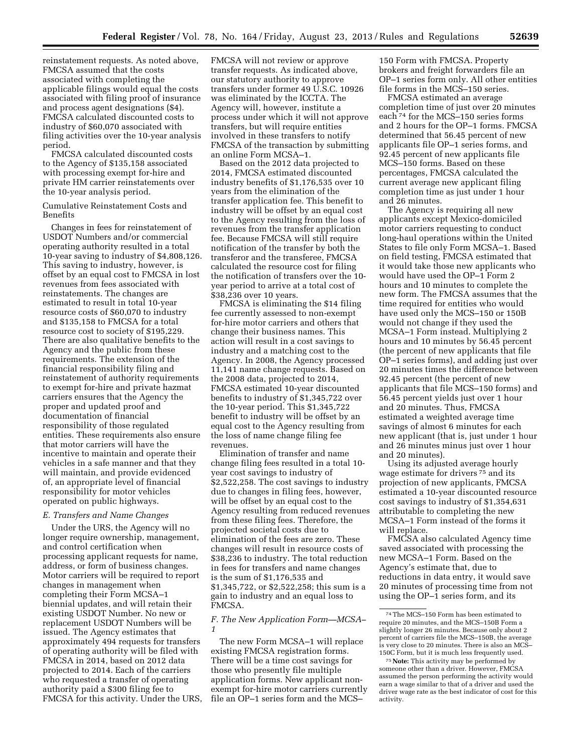reinstatement requests. As noted above, FMCSA assumed that the costs associated with completing the applicable filings would equal the costs associated with filing proof of insurance and process agent designations ($4). FMCSA calculated discounted costs to industry of $60,070 associated with filing activities over the 10-year analysis period.

FMCSA calculated discounted costs to the Agency of $135,158 associated with processing exempt for-hire and private HM carrier reinstatements over the 10-year analysis period.

Cumulative Reinstatement Costs and Benefits

Changes in fees for reinstatement of USDOT Numbers and/or commercial operating authority resulted in a total 10-year saving to industry of $4,808,126. This saving to industry, however, is offset by an equal cost to FMCSA in lost revenues from fees associated with reinstatements. The changes are estimated to result in total 10-year resource costs of $60,070 to industry and $135,158 to FMCSA for a total resource cost to society of $195,229. There are also qualitative benefits to the Agency and the public from these requirements. The extension of the financial responsibility filing and reinstatement of authority requirements to exempt for-hire and private hazmat carriers ensures that the Agency the proper and updated proof and documentation of financial responsibility of those regulated entities. These requirements also ensure that motor carriers will have the incentive to maintain and operate their vehicles in a safe manner and that they will maintain, and provide evidenced of, an appropriate level of financial responsibility for motor vehicles operated on public highways.

*E. Transfers and Name Changes*

Under the URS, the Agency will no longer require ownership, management, and control certification when processing applicant requests for name, address, or form of business changes. Motor carriers will be required to report changes in management when completing their Form MCSA–1 biennial updates, and will retain their existing USDOT Number. No new or replacement USDOT Numbers will be issued. The Agency estimates that approximately 494 requests for transfers of operating authority will be filed with FMCSA in 2014, based on 2012 data projected to 2014. Each of the carriers who requested a transfer of operating authority paid a $300 filing fee to FMCSA for this activity. Under the URS, FMCSA will not review or approve transfer requests. As indicated above, our statutory authority to approve transfers under former 49 U.S.C. 10926 was eliminated by the ICCTA. The Agency will, however, institute a process under which it will not approve transfers, but will require entities involved in these transfers to notify FMCSA of the transaction by submitting an online Form MCSA–1.

Based on the 2012 data projected to 2014, FMCSA estimated discounted industry benefits of $1,176,535 over 10 years from the elimination of the transfer application fee. This benefit to industry will be offset by an equal cost to the Agency resulting from the loss of revenues from the transfer application fee. Because FMCSA will still require notification of the transfer by both the transferor and the transferee, FMCSA calculated the resource cost for filing the notification of transfers over the 10-year period to arrive at a total cost of $38,236 over 10 years.

FMCSA is eliminating the $14 filing fee currently assessed to non-exempt for-hire motor carriers and others that change their business names. This action will result in a cost savings to industry and a matching cost to the Agency. In 2008, the Agency processed 11,141 name change requests. Based on the 2008 data, projected to 2014, FMCSA estimated 10-year discounted benefits to industry of $1,345,722 over the 10-year period. This $1,345,722 benefit to industry will be offset by an equal cost to the Agency resulting from the loss of name change filing fee revenues.

Elimination of transfer and name change filing fees resulted in a total 10-year cost savings to industry of $2,522,258. The cost savings to industry due to changes in filing fees, however, will be offset by an equal cost to the Agency resulting from reduced revenues from these filing fees. Therefore, the projected societal costs due to elimination of the fees are zero. These changes will result in resource costs of $38,236 to industry. The total reduction in fees for transfers and name changes is the sum of $1,176,535 and $1,345,722, or $2,522,258; this sum is a gain to industry and an equal loss to FMCSA.

*F. The New Application Form—MCSA–1*

The new Form MCSA–1 will replace existing FMCSA registration forms. There will be a time cost savings for those who presently file multiple application forms. New applicant non-exempt for-hire motor carriers currently file an OP–1 series form and the MCS–150 Form with FMCSA. Property brokers and freight forwarders file an OP–1 series form only. All other entities file forms in the MCS–150 series.

FMCSA estimated an average completion time of just over 20 minutes each [74] for the MCS–150 series forms and 2 hours for the OP–1 forms. FMCSA determined that 56.45 percent of new applicants file OP–1 series forms, and 92.45 percent of new applicants file MCS–150 forms. Based on these percentages, FMCSA calculated the current average new applicant filing completion time as just under 1 hour and 26 minutes.

The Agency is requiring all new applicants except Mexico-domiciled motor carriers requesting to conduct long-haul operations within the United States to file only Form MCSA–1. Based on field testing, FMCSA estimated that it would take those new applicants who would have used the OP–1 Form 2 hours and 10 minutes to complete the new form. The FMCSA assumes that the time required for entities who would have used only the MCS–150 or 150B would not change if they used the MCSA–1 Form instead. Multiplying 2 hours and 10 minutes by 56.45 percent (the percent of new applicants that file OP–1 series forms), and adding just over 20 minutes times the difference between 92.45 percent (the percent of new applicants that file MCS–150 forms) and 56.45 percent yields just over 1 hour and 20 minutes. Thus, FMCSA estimated a weighted average time savings of almost 6 minutes for each new applicant (that is, just under 1 hour and 26 minutes minus just over 1 hour and 20 minutes).

Using its adjusted average hourly wage estimate for drivers [75] and its projection of new applicants, FMCSA estimated a 10-year discounted resource cost savings to industry of $1,354,631 attributable to completing the new MCSA–1 Form instead of the forms it will replace.

FMCSA also calculated Agency time saved associated with processing the new MCSA–1 Form. Based on the Agency's estimate that, due to reductions in data entry, it would save 20 minutes of processing time from not using the OP–1 series form, and its

---

[74] The MCS–150 Form has been estimated to require 20 minutes, and the MCS–150B Form a slightly longer 26 minutes. Because only about 2 percent of carriers file the MCS–150B, the average is very close to 20 minutes. There is also an MCS–150C Form, but it is much less frequently used.

[75] **Note:** This activity may be performed by someone other than a driver. However, FMCSA assumed the person performing the activity would earn a wage similar to that of a driver and used the driver wage rate as the best indicator of cost for this activity.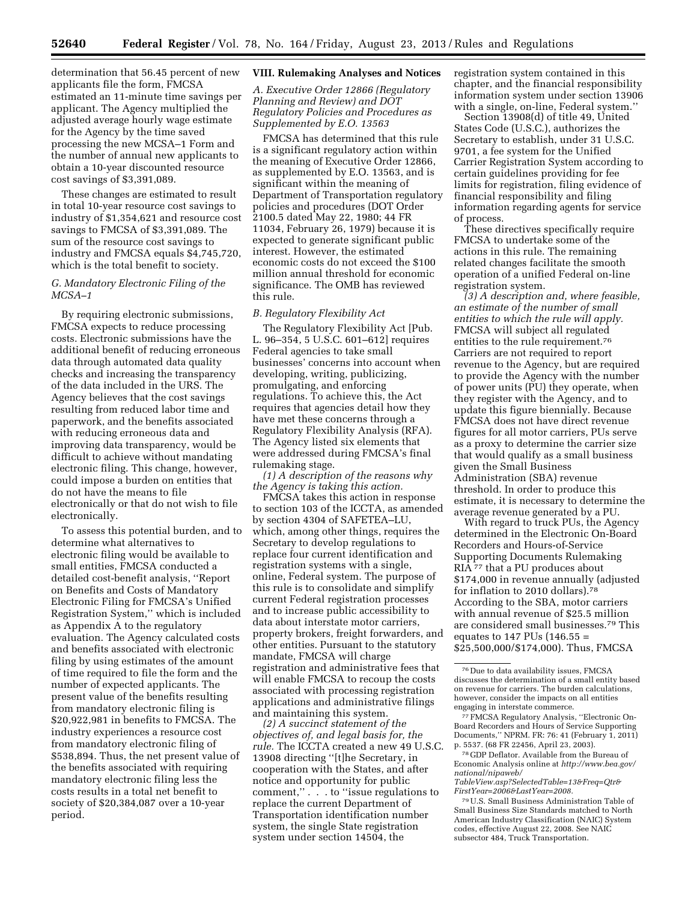determination that 56.45 percent of new applicants file the form, FMCSA estimated an 11-minute time savings per applicant. The Agency multiplied the adjusted average hourly wage estimate for the Agency by the time saved processing the new MCSA–1 Form and the number of annual new applicants to obtain a 10-year discounted resource cost savings of $3,391,089.

These changes are estimated to result in total 10-year resource cost savings to industry of $1,354,621 and resource cost savings to FMCSA of $3,391,089. The sum of the resource cost savings to industry and FMCSA equals $4,745,720, which is the total benefit to society.

### *G. Mandatory Electronic Filing of the MCSA–1*

By requiring electronic submissions, FMCSA expects to reduce processing costs. Electronic submissions have the additional benefit of reducing erroneous data through automated data quality checks and increasing the transparency of the data included in the URS. The Agency believes that the cost savings resulting from reduced labor time and paperwork, and the benefits associated with reducing erroneous data and improving data transparency, would be difficult to achieve without mandating electronic filing. This change, however, could impose a burden on entities that do not have the means to file electronically or that do not wish to file electronically.

To assess this potential burden, and to determine what alternatives to electronic filing would be available to small entities, FMCSA conducted a detailed cost-benefit analysis, ''Report on Benefits and Costs of Mandatory Electronic Filing for FMCSA's Unified Registration System,'' which is included as Appendix A to the regulatory evaluation. The Agency calculated costs and benefits associated with electronic filing by using estimates of the amount of time required to file the form and the number of expected applicants. The present value of the benefits resulting from mandatory electronic filing is $20,922,981 in benefits to FMCSA. The industry experiences a resource cost from mandatory electronic filing of $538,894. Thus, the net present value of the benefits associated with requiring mandatory electronic filing less the costs results in a total net benefit to society of $20,384,087 over a 10-year period.

## VIII. Rulemaking Analyses and Notices

### *A. Executive Order 12866 (Regulatory Planning and Review) and DOT Regulatory Policies and Procedures as Supplemented by E.O. 13563*

FMCSA has determined that this rule is a significant regulatory action within the meaning of Executive Order 12866, as supplemented by E.O. 13563, and is significant within the meaning of Department of Transportation regulatory policies and procedures (DOT Order 2100.5 dated May 22, 1980; 44 FR 11034, February 26, 1979) because it is expected to generate significant public interest. However, the estimated economic costs do not exceed the $100 million annual threshold for economic significance. The OMB has reviewed this rule.

### *B. Regulatory Flexibility Act*

The Regulatory Flexibility Act [Pub. L. 96–354, 5 U.S.C. 601–612] requires Federal agencies to take small businesses' concerns into account when developing, writing, publicizing, promulgating, and enforcing regulations. To achieve this, the Act requires that agencies detail how they have met these concerns through a Regulatory Flexibility Analysis (RFA). The Agency listed six elements that were addressed during FMCSA's final rulemaking stage.

*(1) A description of the reasons why the Agency is taking this action.*

FMCSA takes this action in response to section 103 of the ICCTA, as amended by section 4304 of SAFETEA–LU, which, among other things, requires the Secretary to develop regulations to replace four current identification and registration systems with a single, online, Federal system. The purpose of this rule is to consolidate and simplify current Federal registration processes and to increase public accessibility to data about interstate motor carriers, property brokers, freight forwarders, and other entities. Pursuant to the statutory mandate, FMCSA will charge registration and administrative fees that will enable FMCSA to recoup the costs associated with processing registration applications and administrative filings and maintaining this system.

*(2) A succinct statement of the objectives of, and legal basis for, the rule.* The ICCTA created a new 49 U.S.C. 13908 directing ''[t]he Secretary, in cooperation with the States, and after notice and opportunity for public comment,'' . . . to ''issue regulations to replace the current Department of Transportation identification number system, the single State registration system under section 14504, the registration system contained in this chapter, and the financial responsibility information system under section 13906 with a single, on-line, Federal system.''

Section 13908(d) of title 49, United States Code (U.S.C.), authorizes the Secretary to establish, under 31 U.S.C. 9701, a fee system for the Unified Carrier Registration System according to certain guidelines providing for fee limits for registration, filing evidence of financial responsibility and filing information regarding agents for service of process.

These directives specifically require FMCSA to undertake some of the actions in this rule. The remaining related changes facilitate the smooth operation of a unified Federal on-line registration system.

*(3) A description and, where feasible, an estimate of the number of small entities to which the rule will apply.* FMCSA will subject all regulated entities to the rule requirement.[76] Carriers are not required to report revenue to the Agency, but are required to provide the Agency with the number of power units (PU) they operate, when they register with the Agency, and to update this figure biennially. Because FMCSA does not have direct revenue figures for all motor carriers, PUs serve as a proxy to determine the carrier size that would qualify as a small business given the Small Business Administration (SBA) revenue threshold. In order to produce this estimate, it is necessary to determine the average revenue generated by a PU.

With regard to truck PUs, the Agency determined in the Electronic On-Board Recorders and Hours-of-Service Supporting Documents Rulemaking RIA[77] that a PU produces about $174,000 in revenue annually (adjusted for inflation to 2010 dollars).[78] According to the SBA, motor carriers with annual revenue of $25.5 million are considered small businesses.[79] This equates to 147 PUs (146.55 = $25,500,000/$174,000). Thus, FMCSA

---

[76] Due to data availability issues, FMCSA discusses the determination of a small entity based on revenue for carriers. The burden calculations, however, consider the impacts on all entities engaging in interstate commerce.

[77] FMCSA Regulatory Analysis, ''Electronic On-Board Recorders and Hours of Service Supporting Documents,'' NPRM. FR: 76: 41 (February 1, 2011) p. 5537. (68 FR 22456, April 23, 2003).

[78] GDP Deflator. Available from the Bureau of Economic Analysis online at *http://www.bea.gov/national/nipaweb/TableView.asp?SelectedTable=13&Freq=Qtr&FirstYear=2006&LastYear=2008.*

[79] U.S. Small Business Administration Table of Small Business Size Standards matched to North American Industry Classification (NAIC) System codes, effective August 22, 2008. See NAIC subsector 484, Truck Transportation.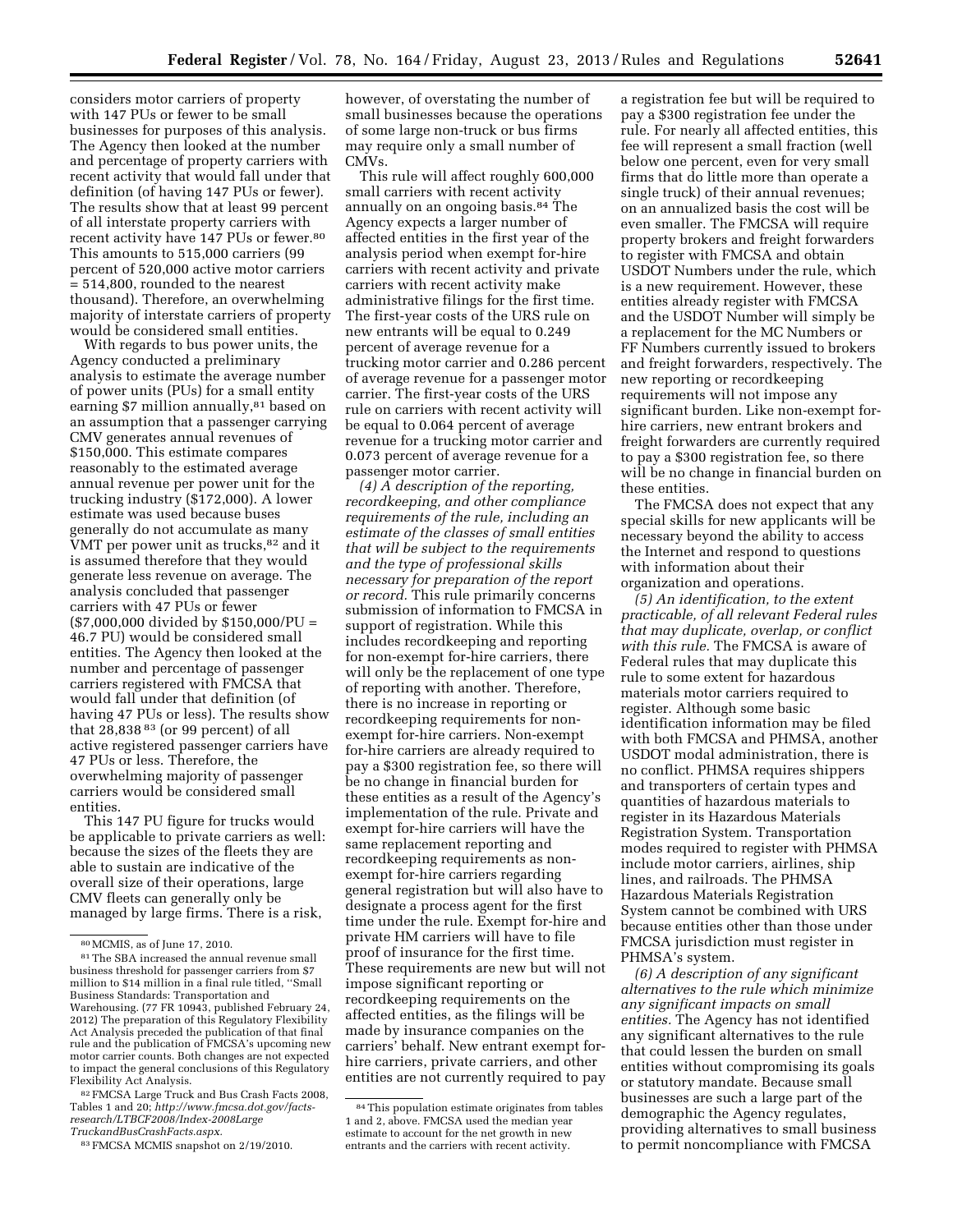considers motor carriers of property with 147 PUs or fewer to be small businesses for purposes of this analysis. The Agency then looked at the number and percentage of property carriers with recent activity that would fall under that definition (of having 147 PUs or fewer). The results show that at least 99 percent of all interstate property carriers with recent activity have 147 PUs or fewer.[80] This amounts to 515,000 carriers (99 percent of 520,000 active motor carriers = 514,800, rounded to the nearest thousand). Therefore, an overwhelming majority of interstate carriers of property would be considered small entities.

With regards to bus power units, the Agency conducted a preliminary analysis to estimate the average number of power units (PUs) for a small entity earning $7 million annually,[81] based on an assumption that a passenger carrying CMV generates annual revenues of $150,000. This estimate compares reasonably to the estimated average annual revenue per power unit for the trucking industry ($172,000). A lower estimate was used because buses generally do not accumulate as many VMT per power unit as trucks,[82] and it is assumed therefore that they would generate less revenue on average. The analysis concluded that passenger carriers with 47 PUs or fewer ($7,000,000 divided by $150,000/PU = 46.7 PU) would be considered small entities. The Agency then looked at the number and percentage of passenger carriers registered with FMCSA that would fall under that definition (of having 47 PUs or less). The results show that 28,838 [83] (or 99 percent) of all active registered passenger carriers have 47 PUs or less. Therefore, the overwhelming majority of passenger carriers would be considered small entities.

This 147 PU figure for trucks would be applicable to private carriers as well: because the sizes of the fleets they are able to sustain are indicative of the overall size of their operations, large CMV fleets can generally only be managed by large firms. There is a risk, however, of overstating the number of small businesses because the operations of some large non-truck or bus firms may require only a small number of CMVs.

This rule will affect roughly 600,000 small carriers with recent activity annually on an ongoing basis.[84] The Agency expects a larger number of affected entities in the first year of the analysis period when exempt for-hire carriers with recent activity and private carriers with recent activity make administrative filings for the first time. The first-year costs of the URS rule on new entrants will be equal to 0.249 percent of average revenue for a trucking motor carrier and 0.286 percent of average revenue for a passenger motor carrier. The first-year costs of the URS rule on carriers with recent activity will be equal to 0.064 percent of average revenue for a trucking motor carrier and 0.073 percent of average revenue for a passenger motor carrier.

*(4) A description of the reporting, recordkeeping, and other compliance requirements of the rule, including an estimate of the classes of small entities that will be subject to the requirements and the type of professional skills necessary for preparation of the report or record.* This rule primarily concerns submission of information to FMCSA in support of registration. While this includes recordkeeping and reporting for non-exempt for-hire carriers, there will only be the replacement of one type of reporting with another. Therefore, there is no increase in reporting or recordkeeping requirements for non-exempt for-hire carriers. Non-exempt for-hire carriers are already required to pay a $300 registration fee, so there will be no change in financial burden for these entities as a result of the Agency's implementation of the rule. Private and exempt for-hire carriers will have the same replacement reporting and recordkeeping requirements as non-exempt for-hire carriers regarding general registration but will also have to designate a process agent for the first time under the rule. Exempt for-hire and private HM carriers will have to file proof of insurance for the first time. These requirements are new but will not impose significant reporting or recordkeeping requirements on the affected entities, as the filings will be made by insurance companies on the carriers' behalf. New entrant exempt for-hire carriers, private carriers, and other entities are not currently required to pay a registration fee but will be required to pay a $300 registration fee under the rule. For nearly all affected entities, this fee will represent a small fraction (well below one percent, even for very small firms that do little more than operate a single truck) of their annual revenues; on an annualized basis the cost will be even smaller. The FMCSA will require property brokers and freight forwarders to register with FMCSA and obtain USDOT Numbers under the rule, which is a new requirement. However, these entities already register with FMCSA and the USDOT Number will simply be a replacement for the MC Numbers or FF Numbers currently issued to brokers and freight forwarders, respectively. The new reporting or recordkeeping requirements will not impose any significant burden. Like non-exempt for-hire carriers, new entrant brokers and freight forwarders are currently required to pay a $300 registration fee, so there will be no change in financial burden on these entities.

The FMCSA does not expect that any special skills for new applicants will be necessary beyond the ability to access the Internet and respond to questions with information about their organization and operations.

*(5) An identification, to the extent practicable, of all relevant Federal rules that may duplicate, overlap, or conflict with this rule.* The FMCSA is aware of Federal rules that may duplicate this rule to some extent for hazardous materials motor carriers required to register. Although some basic identification information may be filed with both FMCSA and PHMSA, another USDOT modal administration, there is no conflict. PHMSA requires shippers and transporters of certain types and quantities of hazardous materials to register in its Hazardous Materials Registration System. Transportation modes required to register with PHMSA include motor carriers, airlines, ship lines, and railroads. The PHMSA Hazardous Materials Registration System cannot be combined with URS because entities other than those under FMCSA jurisdiction must register in PHMSA's system.

*(6) A description of any significant alternatives to the rule which minimize any significant impacts on small entities.* The Agency has not identified any significant alternatives to the rule that could lessen the burden on small entities without compromising its goals or statutory mandate. Because small businesses are such a large part of the demographic the Agency regulates, providing alternatives to small business to permit noncompliance with FMCSA

---

[80] MCMIS, as of June 17, 2010.

[81] The SBA increased the annual revenue small business threshold for passenger carriers from $7 million to $14 million in a final rule titled, "Small Business Standards: Transportation and Warehousing. (77 FR 10943, published February 24, 2012) The preparation of this Regulatory Flexibility Act Analysis preceded the publication of that final rule and the publication of FMCSA's upcoming new motor carrier counts. Both changes are not expected to impact the general conclusions of this Regulatory Flexibility Act Analysis.

[82] FMCSA Large Truck and Bus Crash Facts 2008, Tables 1 and 20; *http://www.fmcsa.dot.gov/facts-research/LTBCF2008/Index-2008LargeTruckandBusCrashFacts.aspx.*

[83] FMCSA MCMIS snapshot on 2/19/2010.

[84] This population estimate originates from tables 1 and 2, above. FMCSA used the median year estimate to account for the net growth in new entrants and the carriers with recent activity.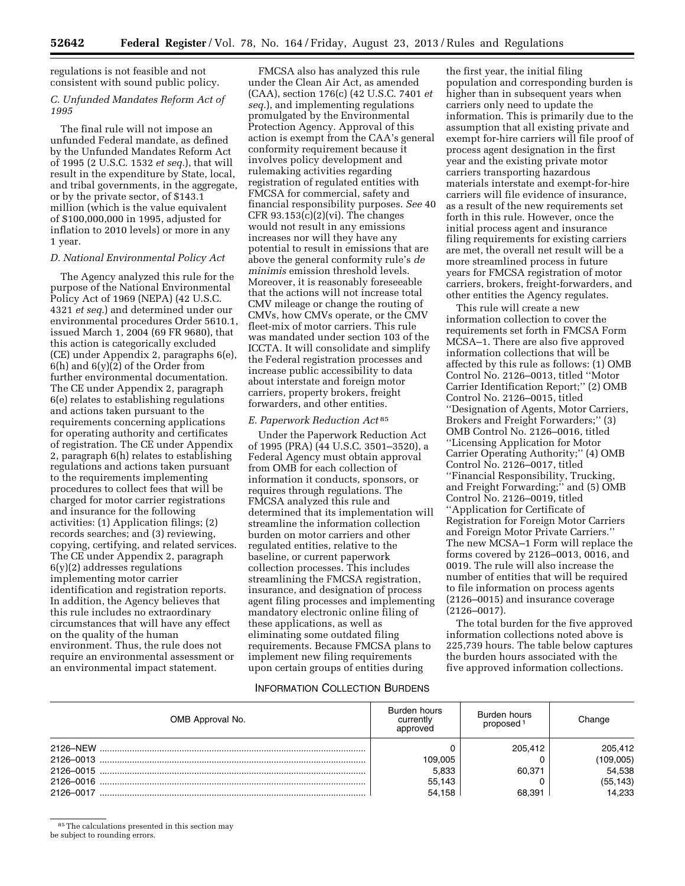regulations is not feasible and not consistent with sound public policy.

### C. Unfunded Mandates Reform Act of 1995

The final rule will not impose an unfunded Federal mandate, as defined by the Unfunded Mandates Reform Act of 1995 (2 U.S.C. 1532 *et seq.*), that will result in the expenditure by State, local, and tribal governments, in the aggregate, or by the private sector, of $143.1 million (which is the value equivalent of $100,000,000 in 1995, adjusted for inflation to 2010 levels) or more in any 1 year.

### D. National Environmental Policy Act

The Agency analyzed this rule for the purpose of the National Environmental Policy Act of 1969 (NEPA) (42 U.S.C. 4321 *et seq.*) and determined under our environmental procedures Order 5610.1, issued March 1, 2004 (69 FR 9680), that this action is categorically excluded (CE) under Appendix 2, paragraphs 6(e), 6(h) and 6(y)(2) of the Order from further environmental documentation. The CE under Appendix 2, paragraph 6(e) relates to establishing regulations and actions taken pursuant to the requirements concerning applications for operating authority and certificates of registration. The CE under Appendix 2, paragraph 6(h) relates to establishing regulations and actions taken pursuant to the requirements implementing procedures to collect fees that will be charged for motor carrier registrations and insurance for the following activities: (1) Application filings; (2) records searches; and (3) reviewing, copying, certifying, and related services. The CE under Appendix 2, paragraph 6(y)(2) addresses regulations implementing motor carrier identification and registration reports. In addition, the Agency believes that this rule includes no extraordinary circumstances that will have any effect on the quality of the human environment. Thus, the rule does not require an environmental assessment or an environmental impact statement.

FMCSA also has analyzed this rule under the Clean Air Act, as amended (CAA), section 176(c) (42 U.S.C. 7401 *et seq.*), and implementing regulations promulgated by the Environmental Protection Agency. Approval of this action is exempt from the CAA's general conformity requirement because it involves policy development and rulemaking activities regarding registration of regulated entities with FMCSA for commercial, safety and financial responsibility purposes. *See* 40 CFR 93.153(c)(2)(vi). The changes would not result in any emissions increases nor will they have any potential to result in emissions that are above the general conformity rule's *de minimis* emission threshold levels. Moreover, it is reasonably foreseeable that the actions will not increase total CMV mileage or change the routing of CMVs, how CMVs operate, or the CMV fleet-mix of motor carriers. This rule was mandated under section 103 of the ICCTA. It will consolidate and simplify the Federal registration processes and increase public accessibility to data about interstate and foreign motor carriers, property brokers, freight forwarders, and other entities.

### E. Paperwork Reduction Act[85]

Under the Paperwork Reduction Act of 1995 (PRA) (44 U.S.C. 3501–3520), a Federal Agency must obtain approval from OMB for each collection of information it conducts, sponsors, or requires through regulations. The FMCSA analyzed this rule and determined that its implementation will streamline the information collection burden on motor carriers and other regulated entities, relative to the baseline, or current paperwork collection processes. This includes streamlining the FMCSA registration, insurance, and designation of process agent filing processes and implementing mandatory electronic online filing of these applications, as well as eliminating some outdated filing requirements. Because FMCSA plans to implement new filing requirements upon certain groups of entities during the first year, the initial filing population and corresponding burden is higher than in subsequent years when carriers only need to update the information. This is primarily due to the assumption that all existing private and exempt for-hire carriers will file proof of process agent designation in the first year and the existing private motor carriers transporting hazardous materials interstate and exempt-for-hire carriers will file evidence of insurance, as a result of the new requirements set forth in this rule. However, once the initial process agent and insurance filing requirements for existing carriers are met, the overall net result will be a more streamlined process in future years for FMCSA registration of motor carriers, brokers, freight-forwarders, and other entities the Agency regulates.

This rule will create a new information collection to cover the requirements set forth in FMCSA Form MCSA–1. There are also five approved information collections that will be affected by this rule as follows: (1) OMB Control No. 2126–0013, titled "Motor Carrier Identification Report;" (2) OMB Control No. 2126–0015, titled "Designation of Agents, Motor Carriers, Brokers and Freight Forwarders;" (3) OMB Control No. 2126–0016, titled "Licensing Application for Motor Carrier Operating Authority;" (4) OMB Control No. 2126–0017, titled "Financial Responsibility, Trucking, and Freight Forwarding;" and (5) OMB Control No. 2126–0019, titled "Application for Certificate of Registration for Foreign Motor Carriers and Foreign Motor Private Carriers." The new MCSA–1 Form will replace the forms covered by 2126–0013, 0016, and 0019. The rule will also increase the number of entities that will be required to file information on process agents (2126–0015) and insurance coverage (2126–0017).

The total burden for the five approved information collections noted above is 225,739 hours. The table below captures the burden hours associated with the five approved information collections.

INFORMATION COLLECTION BURDENS

| OMB Approval No. | Burden hours currently approved | Burden hours proposed [1] | Change |
|---|---|---|---|
| 2126–NEW | 0 | 205,412 | 205,412 |
| 2126–0013 | 109,005 | 0 | (109,005) |
| 2126–0015 | 5,833 | 60,371 | 54,538 |
| 2126–0016 | 55,143 | 0 | (55,143) |
| 2126–0017 | 54,158 | 68,391 | 14,233 |

[85] The calculations presented in this section may be subject to rounding errors.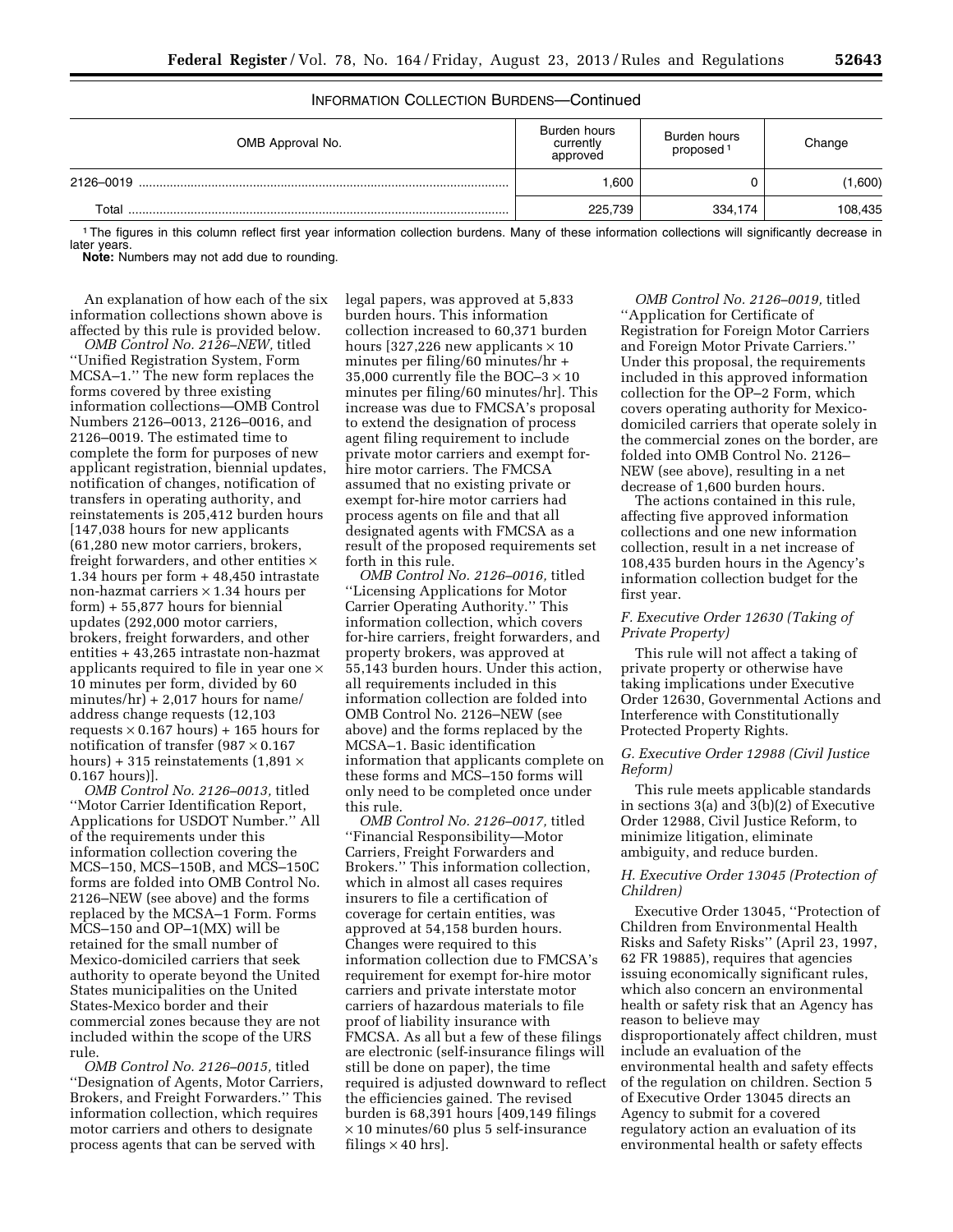INFORMATION COLLECTION BURDENS—Continued

| OMB Approval No. | Burden hours currently approved | Burden hours proposed [1] | Change |
|---|---|---|---|
| 2126–0019 | 1,600 | 0 | (1,600) |
| Total | 225,739 | 334,174 | 108,435 |

[1] The figures in this column reflect first year information collection burdens. Many of these information collections will significantly decrease in later years.

**Note:** Numbers may not add due to rounding.

An explanation of how each of the six information collections shown above is affected by this rule is provided below.

*OMB Control No. 2126–NEW,* titled ''Unified Registration System, Form MCSA–1.'' The new form replaces the forms covered by three existing information collections—OMB Control Numbers 2126–0013, 2126–0016, and 2126–0019. The estimated time to complete the form for purposes of new applicant registration, biennial updates, notification of changes, notification of transfers in operating authority, and reinstatements is 205,412 burden hours [147,038 hours for new applicants (61,280 new motor carriers, brokers, freight forwarders, and other entities × 1.34 hours per form + 48,450 intrastate non-hazmat carriers × 1.34 hours per form) + 55,877 hours for biennial updates (292,000 motor carriers, brokers, freight forwarders, and other entities + 43,265 intrastate non-hazmat applicants required to file in year one × 10 minutes per form, divided by 60 minutes/hr) + 2,017 hours for name/address change requests (12,103 requests × 0.167 hours) + 165 hours for notification of transfer (987 × 0.167 hours) + 315 reinstatements (1,891 × 0.167 hours)].

*OMB Control No. 2126–0013,* titled ''Motor Carrier Identification Report, Applications for USDOT Number.'' All of the requirements under this information collection covering the MCS–150, MCS–150B, and MCS–150C forms are folded into OMB Control No. 2126–NEW (see above) and the forms replaced by the MCSA–1 Form. Forms MCS–150 and OP–1(MX) will be retained for the small number of Mexico-domiciled carriers that seek authority to operate beyond the United States municipalities on the United States-Mexico border and their commercial zones because they are not included within the scope of the URS rule.

*OMB Control No. 2126–0015,* titled ''Designation of Agents, Motor Carriers, Brokers, and Freight Forwarders.'' This information collection, which requires motor carriers and others to designate process agents that can be served with legal papers, was approved at 5,833 burden hours. This information collection increased to 60,371 burden hours [327,226 new applicants × 10 minutes per filing/60 minutes/hr + 35,000 currently file the BOC–3 × 10 minutes per filing/60 minutes/hr]. This increase was due to FMCSA's proposal to extend the designation of process agent filing requirement to include private motor carriers and exempt for-hire motor carriers. The FMCSA assumed that no existing private or exempt for-hire motor carriers had process agents on file and that all designated agents with FMCSA as a result of the proposed requirements set forth in this rule.

*OMB Control No. 2126–0016,* titled ''Licensing Applications for Motor Carrier Operating Authority.'' This information collection, which covers for-hire carriers, freight forwarders, and property brokers, was approved at 55,143 burden hours. Under this action, all requirements included in this information collection are folded into OMB Control No. 2126–NEW (see above) and the forms replaced by the MCSA–1. Basic identification information that applicants complete on these forms and MCS–150 forms will only need to be completed once under this rule.

*OMB Control No. 2126–0017,* titled ''Financial Responsibility—Motor Carriers, Freight Forwarders and Brokers.'' This information collection, which in almost all cases requires insurers to file a certification of coverage for certain entities, was approved at 54,158 burden hours. Changes were required to this information collection due to FMCSA's requirement for exempt for-hire motor carriers and private interstate motor carriers of hazardous materials to file proof of liability insurance with FMCSA. As all but a few of these filings are electronic (self-insurance filings will still be done on paper), the time required is adjusted downward to reflect the efficiencies gained. The revised burden is 68,391 hours [409,149 filings × 10 minutes/60 plus 5 self-insurance filings × 40 hrs].

*OMB Control No. 2126–0019,* titled ''Application for Certificate of Registration for Foreign Motor Carriers and Foreign Motor Private Carriers.'' Under this proposal, the requirements included in this approved information collection for the OP–2 Form, which covers operating authority for Mexico-domiciled carriers that operate solely in the commercial zones on the border, are folded into OMB Control No. 2126–NEW (see above), resulting in a net decrease of 1,600 burden hours.

The actions contained in this rule, affecting five approved information collections and one new information collection, result in a net increase of 108,435 burden hours in the Agency's information collection budget for the first year.

### F. Executive Order 12630 (Taking of Private Property)

This rule will not affect a taking of private property or otherwise have taking implications under Executive Order 12630, Governmental Actions and Interference with Constitutionally Protected Property Rights.

### G. Executive Order 12988 (Civil Justice Reform)

This rule meets applicable standards in sections 3(a) and 3(b)(2) of Executive Order 12988, Civil Justice Reform, to minimize litigation, eliminate ambiguity, and reduce burden.

### H. Executive Order 13045 (Protection of Children)

Executive Order 13045, ''Protection of Children from Environmental Health Risks and Safety Risks'' (April 23, 1997, 62 FR 19885), requires that agencies issuing economically significant rules, which also concern an environmental health or safety risk that an Agency has reason to believe may disproportionately affect children, must include an evaluation of the environmental health and safety effects of the regulation on children. Section 5 of Executive Order 13045 directs an Agency to submit for a covered regulatory action an evaluation of its environmental health or safety effects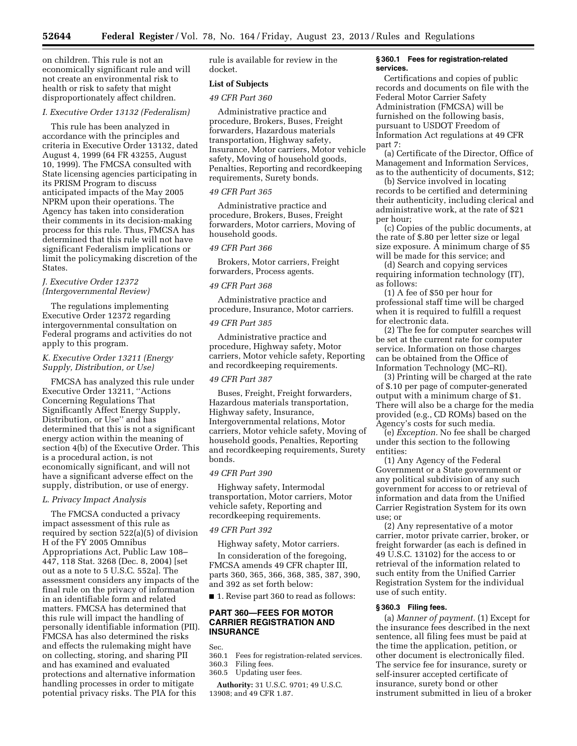on children. This rule is not an economically significant rule and will not create an environmental risk to health or risk to safety that might disproportionately affect children.

*I. Executive Order 13132 (Federalism)*

This rule has been analyzed in accordance with the principles and criteria in Executive Order 13132, dated August 4, 1999 (64 FR 43255, August 10, 1999). The FMCSA consulted with State licensing agencies participating in its PRISM Program to discuss anticipated impacts of the May 2005 NPRM upon their operations. The Agency has taken into consideration their comments in its decision-making process for this rule. Thus, FMCSA has determined that this rule will not have significant Federalism implications or limit the policymaking discretion of the States.

*J. Executive Order 12372 (Intergovernmental Review)*

The regulations implementing Executive Order 12372 regarding intergovernmental consultation on Federal programs and activities do not apply to this program.

*K. Executive Order 13211 (Energy Supply, Distribution, or Use)*

FMCSA has analyzed this rule under Executive Order 13211, ''Actions Concerning Regulations That Significantly Affect Energy Supply, Distribution, or Use'' and has determined that this is not a significant energy action within the meaning of section 4(b) of the Executive Order. This is a procedural action, is not economically significant, and will not have a significant adverse effect on the supply, distribution, or use of energy.

*L. Privacy Impact Analysis*

The FMCSA conducted a privacy impact assessment of this rule as required by section 522(a)(5) of division H of the FY 2005 Omnibus Appropriations Act, Public Law 108–447, 118 Stat. 3268 (Dec. 8, 2004) [set out as a note to 5 U.S.C. 552a]. The assessment considers any impacts of the final rule on the privacy of information in an identifiable form and related matters. FMCSA has determined that this rule will impact the handling of personally identifiable information (PII). FMCSA has also determined the risks and effects the rulemaking might have on collecting, storing, and sharing PII and has examined and evaluated protections and alternative information handling processes in order to mitigate potential privacy risks. The PIA for this rule is available for review in the docket.

**List of Subjects**

*49 CFR Part 360*

Administrative practice and procedure, Brokers, Buses, Freight forwarders, Hazardous materials transportation, Highway safety, Insurance, Motor carriers, Motor vehicle safety, Moving of household goods, Penalties, Reporting and recordkeeping requirements, Surety bonds.

*49 CFR Part 365*

Administrative practice and procedure, Brokers, Buses, Freight forwarders, Motor carriers, Moving of household goods.

*49 CFR Part 366*

Brokers, Motor carriers, Freight forwarders, Process agents.

*49 CFR Part 368*

Administrative practice and procedure, Insurance, Motor carriers.

*49 CFR Part 385*

Administrative practice and procedure, Highway safety, Motor carriers, Motor vehicle safety, Reporting and recordkeeping requirements.

*49 CFR Part 387*

Buses, Freight, Freight forwarders, Hazardous materials transportation, Highway safety, Insurance, Intergovernmental relations, Motor carriers, Motor vehicle safety, Moving of household goods, Penalties, Reporting and recordkeeping requirements, Surety bonds.

*49 CFR Part 390*

Highway safety, Intermodal transportation, Motor carriers, Motor vehicle safety, Reporting and recordkeeping requirements.

*49 CFR Part 392*

Highway safety, Motor carriers.

In consideration of the foregoing, FMCSA amends 49 CFR chapter III, parts 360, 365, 366, 368, 385, 387, 390, and 392 as set forth below:

■ 1. Revise part 360 to read as follows:

## PART 360—FEES FOR MOTOR CARRIER REGISTRATION AND INSURANCE

Sec.
360.1 Fees for registration-related services.
360.3 Filing fees.
360.5 Updating user fees.

**Authority:** 31 U.S.C. 9701; 49 U.S.C. 13908; and 49 CFR 1.87.

### § 360.1 Fees for registration-related services.

Certifications and copies of public records and documents on file with the Federal Motor Carrier Safety Administration (FMCSA) will be furnished on the following basis, pursuant to USDOT Freedom of Information Act regulations at 49 CFR part 7:

(a) Certificate of the Director, Office of Management and Information Services, as to the authenticity of documents, $12;

(b) Service involved in locating records to be certified and determining their authenticity, including clerical and administrative work, at the rate of $21 per hour;

(c) Copies of the public documents, at the rate of $.80 per letter size or legal size exposure. A minimum charge of $5 will be made for this service; and

(d) Search and copying services requiring information technology (IT), as follows:

(1) A fee of $50 per hour for professional staff time will be charged when it is required to fulfill a request for electronic data.

(2) The fee for computer searches will be set at the current rate for computer service. Information on those charges can be obtained from the Office of Information Technology (MC–RI).

(3) Printing will be charged at the rate of $.10 per page of computer-generated output with a minimum charge of $1. There will also be a charge for the media provided (e.g., CD ROMs) based on the Agency's costs for such media.

(e) *Exception.* No fee shall be charged under this section to the following entities:

(1) Any Agency of the Federal Government or a State government or any political subdivision of any such government for access to or retrieval of information and data from the Unified Carrier Registration System for its own use; or

(2) Any representative of a motor carrier, motor private carrier, broker, or freight forwarder (as each is defined in 49 U.S.C. 13102) for the access to or retrieval of the information related to such entity from the Unified Carrier Registration System for the individual use of such entity.

### § 360.3 Filing fees.

(a) *Manner of payment.* (1) Except for the insurance fees described in the next sentence, all filing fees must be paid at the time the application, petition, or other document is electronically filed. The service fee for insurance, surety or self-insurer accepted certificate of insurance, surety bond or other instrument submitted in lieu of a broker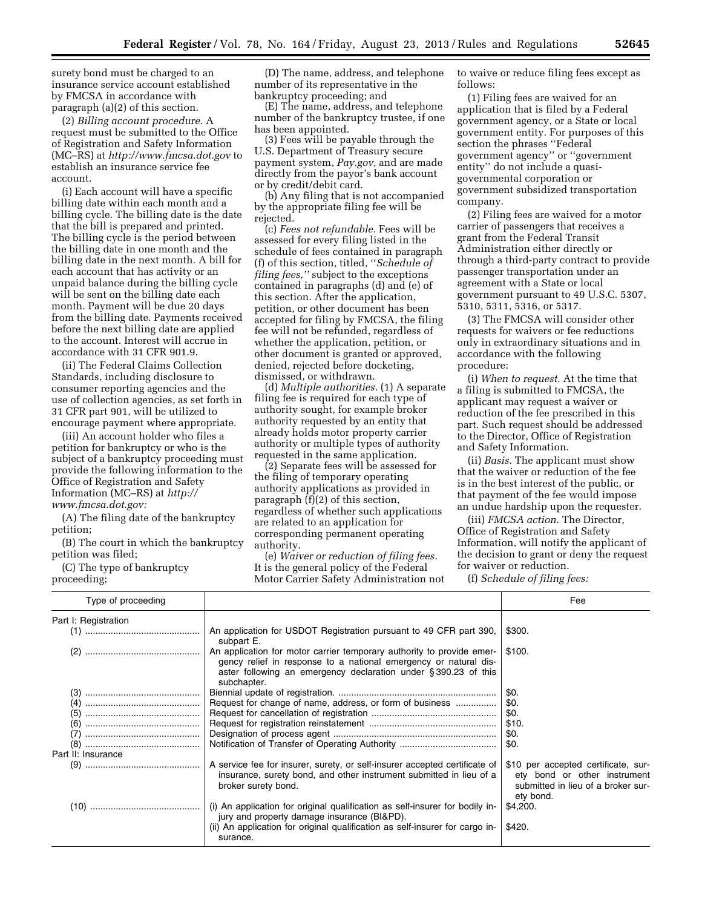surety bond must be charged to an insurance service account established by FMCSA in accordance with paragraph (a)(2) of this section.

(2) *Billing account procedure.* A request must be submitted to the Office of Registration and Safety Information (MC–RS) at *http://www.fmcsa.dot.gov* to establish an insurance service fee account.

(i) Each account will have a specific billing date within each month and a billing cycle. The billing date is the date that the bill is prepared and printed. The billing cycle is the period between the billing date in one month and the billing date in the next month. A bill for each account that has activity or an unpaid balance during the billing cycle will be sent on the billing date each month. Payment will be due 20 days from the billing date. Payments received before the next billing date are applied to the account. Interest will accrue in accordance with 31 CFR 901.9.

(ii) The Federal Claims Collection Standards, including disclosure to consumer reporting agencies and the use of collection agencies, as set forth in 31 CFR part 901, will be utilized to encourage payment where appropriate.

(iii) An account holder who files a petition for bankruptcy or who is the subject of a bankruptcy proceeding must provide the following information to the Office of Registration and Safety Information (MC–RS) at *http://www.fmcsa.dot.gov:*

(A) The filing date of the bankruptcy petition;

(B) The court in which the bankruptcy petition was filed;

(C) The type of bankruptcy proceeding;

(D) The name, address, and telephone number of its representative in the bankruptcy proceeding; and

(E) The name, address, and telephone number of the bankruptcy trustee, if one has been appointed.

(3) Fees will be payable through the U.S. Department of Treasury secure payment system, *Pay.gov,* and are made directly from the payor's bank account or by credit/debit card.

(b) Any filing that is not accompanied by the appropriate filing fee will be rejected.

(c) *Fees not refundable.* Fees will be assessed for every filing listed in the schedule of fees contained in paragraph (f) of this section, titled, ''*Schedule of filing fees,''* subject to the exceptions contained in paragraphs (d) and (e) of this section. After the application, petition, or other document has been accepted for filing by FMCSA, the filing fee will not be refunded, regardless of whether the application, petition, or other document is granted or approved, denied, rejected before docketing, dismissed, or withdrawn.

(d) *Multiple authorities.* (1) A separate filing fee is required for each type of authority sought, for example broker authority requested by an entity that already holds motor property carrier authority or multiple types of authority requested in the same application.

(2) Separate fees will be assessed for the filing of temporary operating authority applications as provided in paragraph (f)(2) of this section, regardless of whether such applications are related to an application for corresponding permanent operating authority.

(e) *Waiver or reduction of filing fees.* It is the general policy of the Federal Motor Carrier Safety Administration not to waive or reduce filing fees except as follows:

(1) Filing fees are waived for an application that is filed by a Federal government agency, or a State or local government entity. For purposes of this section the phrases ''Federal government agency'' or ''government entity'' do not include a quasi-governmental corporation or government subsidized transportation company.

(2) Filing fees are waived for a motor carrier of passengers that receives a grant from the Federal Transit Administration either directly or through a third-party contract to provide passenger transportation under an agreement with a State or local government pursuant to 49 U.S.C. 5307, 5310, 5311, 5316, or 5317.

(3) The FMCSA will consider other requests for waivers or fee reductions only in extraordinary situations and in accordance with the following procedure:

(i) *When to request.* At the time that a filing is submitted to FMCSA, the applicant may request a waiver or reduction of the fee prescribed in this part. Such request should be addressed to the Director, Office of Registration and Safety Information.

(ii) *Basis.* The applicant must show that the waiver or reduction of the fee is in the best interest of the public, or that payment of the fee would impose an undue hardship upon the requester.

(iii) *FMCSA action.* The Director, Office of Registration and Safety Information, will notify the applicant of the decision to grant or deny the request for waiver or reduction.

(f) *Schedule of filing fees:*

| Type of proceeding | | Fee |
|---|---|---|
| Part I: Registration | | |
| (1) | An application for USDOT Registration pursuant to 49 CFR part 390, subpart E. | $300. |
| (2) | An application for motor carrier temporary authority to provide emergency relief in response to a national emergency or natural disaster following an emergency declaration under § 390.23 of this subchapter. | $100. |
| (3) | Biennial update of registration. | $0. |
| (4) | Request for change of name, address, or form of business | $0. |
| (5) | Request for cancellation of registration | $0. |
| (6) | Request for registration reinstatement | $10. |
| (7) | Designation of process agent | $0. |
| (8) | Notification of Transfer of Operating Authority | $0. |
| Part II: Insurance | | |
| (9) | A service fee for insurer, surety, or self-insurer accepted certificate of insurance, surety bond, and other instrument submitted in lieu of a broker surety bond. | $10 per accepted certificate, surety bond or other instrument submitted in lieu of a broker surety bond. |
| (10) | (i) An application for original qualification as self-insurer for bodily injury and property damage insurance (BI&PD). | $4,200. |
| | (ii) An application for original qualification as self-insurer for cargo insurance. | $420. |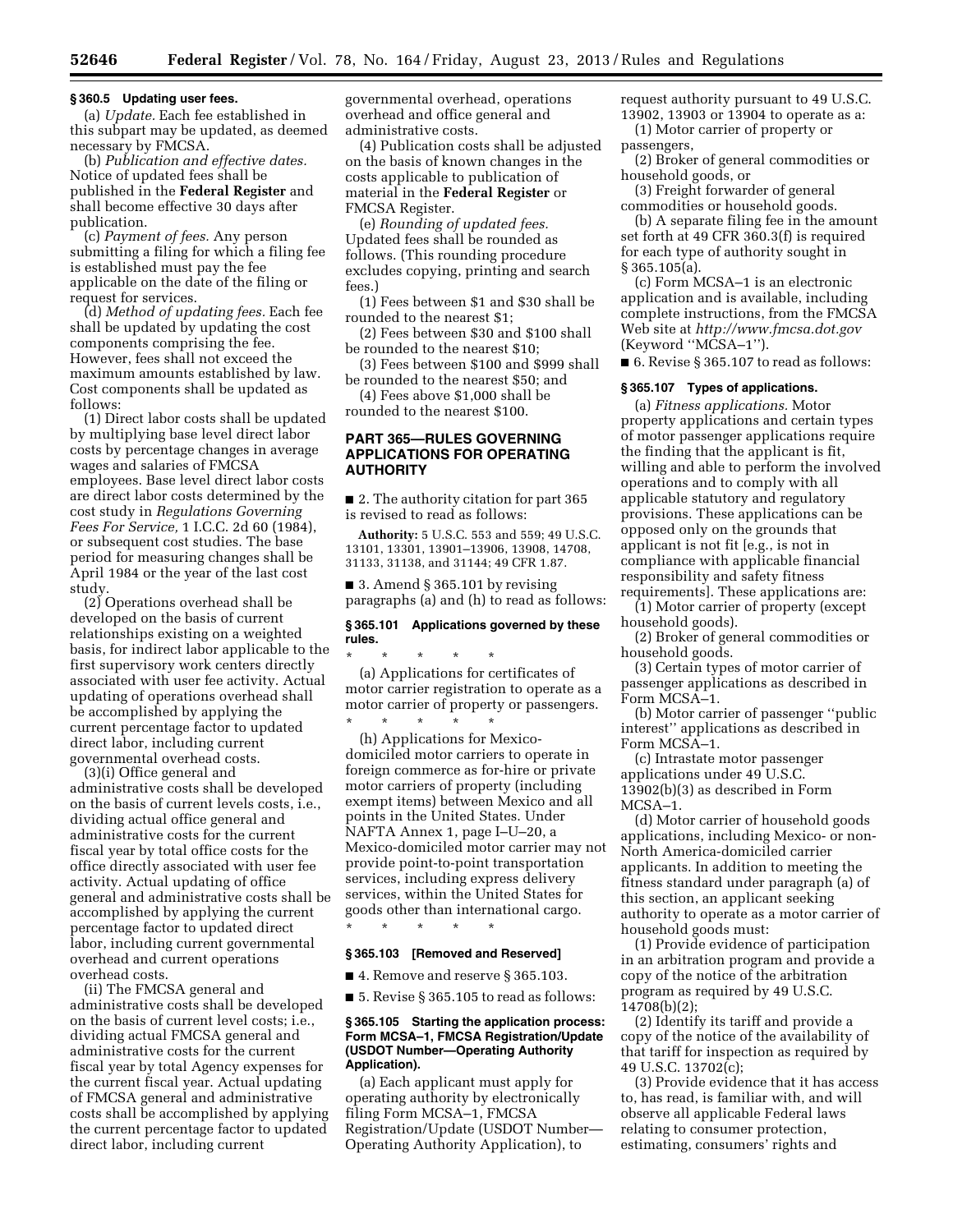### § 360.5 Updating user fees.

(a) *Update.* Each fee established in this subpart may be updated, as deemed necessary by FMCSA.

(b) *Publication and effective dates.* Notice of updated fees shall be published in the **Federal Register** and shall become effective 30 days after publication.

(c) *Payment of fees.* Any person submitting a filing for which a filing fee is established must pay the fee applicable on the date of the filing or request for services.

(d) *Method of updating fees.* Each fee shall be updated by updating the cost components comprising the fee. However, fees shall not exceed the maximum amounts established by law. Cost components shall be updated as follows:

(1) Direct labor costs shall be updated by multiplying base level direct labor costs by percentage changes in average wages and salaries of FMCSA employees. Base level direct labor costs are direct labor costs determined by the cost study in *Regulations Governing Fees For Service,* 1 I.C.C. 2d 60 (1984), or subsequent cost studies. The base period for measuring changes shall be April 1984 or the year of the last cost study.

(2) Operations overhead shall be developed on the basis of current relationships existing on a weighted basis, for indirect labor applicable to the first supervisory work centers directly associated with user fee activity. Actual updating of operations overhead shall be accomplished by applying the current percentage factor to updated direct labor, including current governmental overhead costs.

(3)(i) Office general and administrative costs shall be developed on the basis of current levels costs, i.e., dividing actual office general and administrative costs for the current fiscal year by total office costs for the office directly associated with user fee activity. Actual updating of office general and administrative costs shall be accomplished by applying the current percentage factor to updated direct labor, including current governmental overhead and current operations overhead costs.

(ii) The FMCSA general and administrative costs shall be developed on the basis of current level costs; i.e., dividing actual FMCSA general and administrative costs for the current fiscal year by total Agency expenses for the current fiscal year. Actual updating of FMCSA general and administrative costs shall be accomplished by applying the current percentage factor to updated direct labor, including current governmental overhead, operations overhead and office general and administrative costs.

(4) Publication costs shall be adjusted on the basis of known changes in the costs applicable to publication of material in the **Federal Register** or FMCSA Register.

(e) *Rounding of updated fees.* Updated fees shall be rounded as follows. (This rounding procedure excludes copying, printing and search fees.)

(1) Fees between $1 and $30 shall be rounded to the nearest $1;

(2) Fees between $30 and $100 shall be rounded to the nearest $10;

(3) Fees between $100 and $999 shall be rounded to the nearest $50; and

(4) Fees above $1,000 shall be rounded to the nearest $100.

## PART 365—RULES GOVERNING APPLICATIONS FOR OPERATING AUTHORITY

■ 2. The authority citation for part 365 is revised to read as follows:

**Authority:** 5 U.S.C. 553 and 559; 49 U.S.C. 13101, 13301, 13901–13906, 13908, 14708, 31133, 31138, and 31144; 49 CFR 1.87.

■ 3. Amend § 365.101 by revising paragraphs (a) and (h) to read as follows:

### § 365.101 Applications governed by these rules.

\* \* \* \* \*

(a) Applications for certificates of motor carrier registration to operate as a motor carrier of property or passengers.

\* \* \* \* \*

(h) Applications for Mexico-domiciled motor carriers to operate in foreign commerce as for-hire or private motor carriers of property (including exempt items) between Mexico and all points in the United States. Under NAFTA Annex 1, page I–U–20, a Mexico-domiciled motor carrier may not provide point-to-point transportation services, including express delivery services, within the United States for goods other than international cargo.

\* \* \* \* \*

### § 365.103 [Removed and Reserved]

■ 4. Remove and reserve § 365.103.

■ 5. Revise § 365.105 to read as follows:

### § 365.105 Starting the application process: Form MCSA–1, FMCSA Registration/Update (USDOT Number—Operating Authority Application).

(a) Each applicant must apply for operating authority by electronically filing Form MCSA–1, FMCSA Registration/Update (USDOT Number—Operating Authority Application), to request authority pursuant to 49 U.S.C. 13902, 13903 or 13904 to operate as a:

(1) Motor carrier of property or passengers,

(2) Broker of general commodities or household goods, or

(3) Freight forwarder of general commodities or household goods.

(b) A separate filing fee in the amount set forth at 49 CFR 360.3(f) is required for each type of authority sought in § 365.105(a).

(c) Form MCSA–1 is an electronic application and is available, including complete instructions, from the FMCSA Web site at *http://www.fmcsa.dot.gov* (Keyword ''MCSA–1'').

■ 6. Revise § 365.107 to read as follows:

### § 365.107 Types of applications.

(a) *Fitness applications.* Motor property applications and certain types of motor passenger applications require the finding that the applicant is fit, willing and able to perform the involved operations and to comply with all applicable statutory and regulatory provisions. These applications can be opposed only on the grounds that applicant is not fit [e.g., is not in compliance with applicable financial responsibility and safety fitness requirements]. These applications are:

(1) Motor carrier of property (except household goods).

(2) Broker of general commodities or household goods.

(3) Certain types of motor carrier of passenger applications as described in Form MCSA–1.

(b) Motor carrier of passenger ''public interest'' applications as described in Form MCSA–1.

(c) Intrastate motor passenger applications under 49 U.S.C. 13902(b)(3) as described in Form MCSA–1.

(d) Motor carrier of household goods applications, including Mexico- or non-North America-domiciled carrier applicants. In addition to meeting the fitness standard under paragraph (a) of this section, an applicant seeking authority to operate as a motor carrier of household goods must:

(1) Provide evidence of participation in an arbitration program and provide a copy of the notice of the arbitration program as required by 49 U.S.C. 14708(b)(2);

(2) Identify its tariff and provide a copy of the notice of the availability of that tariff for inspection as required by 49 U.S.C. 13702(c);

(3) Provide evidence that it has access to, has read, is familiar with, and will observe all applicable Federal laws relating to consumer protection, estimating, consumers' rights and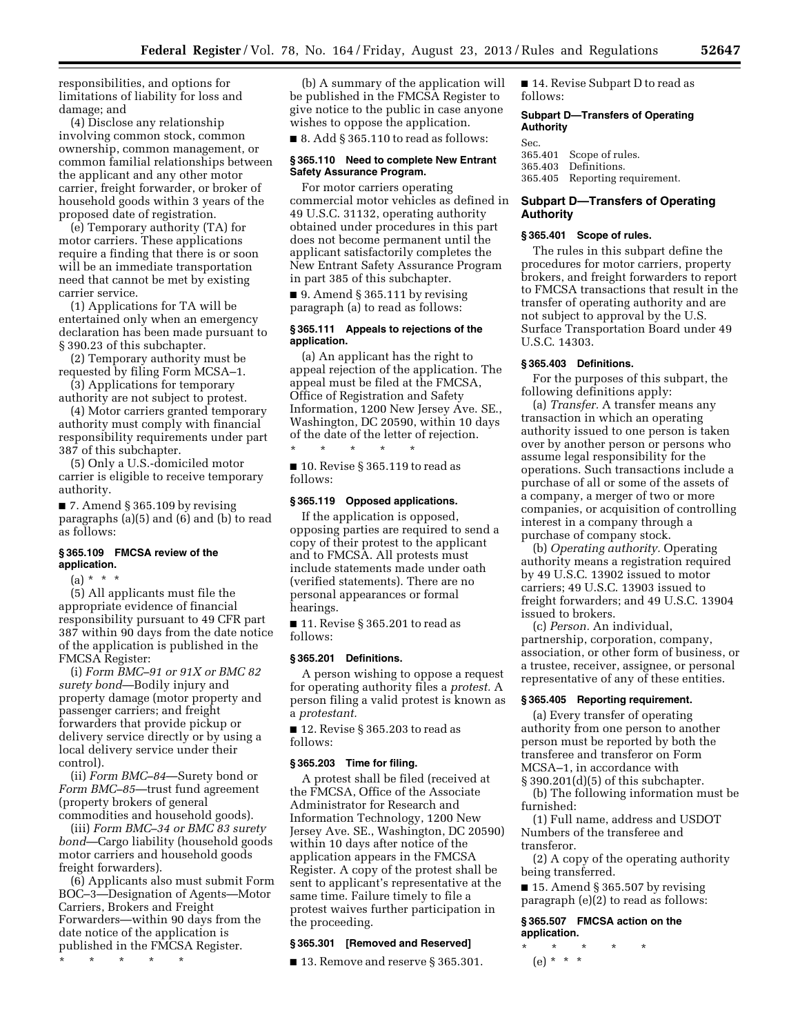responsibilities, and options for limitations of liability for loss and damage; and

(4) Disclose any relationship involving common stock, common ownership, common management, or common familial relationships between the applicant and any other motor carrier, freight forwarder, or broker of household goods within 3 years of the proposed date of registration.

(e) Temporary authority (TA) for motor carriers. These applications require a finding that there is or soon will be an immediate transportation need that cannot be met by existing carrier service.

(1) Applications for TA will be entertained only when an emergency declaration has been made pursuant to § 390.23 of this subchapter.

(2) Temporary authority must be requested by filing Form MCSA–1.

(3) Applications for temporary authority are not subject to protest.

(4) Motor carriers granted temporary authority must comply with financial responsibility requirements under part 387 of this subchapter.

(5) Only a U.S.-domiciled motor carrier is eligible to receive temporary authority.

■ 7. Amend § 365.109 by revising paragraphs (a)(5) and (6) and (b) to read as follows:

### § 365.109 FMCSA review of the application.

(a) * * *

(5) All applicants must file the appropriate evidence of financial responsibility pursuant to 49 CFR part 387 within 90 days from the date notice of the application is published in the FMCSA Register:

(i) *Form BMC–91 or 91X or BMC 82 surety bond*—Bodily injury and property damage (motor property and passenger carriers; and freight forwarders that provide pickup or delivery service directly or by using a local delivery service under their control).

(ii) *Form BMC–84*—Surety bond or *Form BMC–85*—trust fund agreement (property brokers of general commodities and household goods).

(iii) *Form BMC–34 or BMC 83 surety bond*—Cargo liability (household goods motor carriers and household goods freight forwarders).

(6) Applicants also must submit Form BOC–3—Designation of Agents—Motor Carriers, Brokers and Freight Forwarders—within 90 days from the date notice of the application is published in the FMCSA Register.

\* \* \* \* \*

(b) A summary of the application will be published in the FMCSA Register to give notice to the public in case anyone wishes to oppose the application.

■ 8. Add § 365.110 to read as follows:

### § 365.110 Need to complete New Entrant Safety Assurance Program.

For motor carriers operating commercial motor vehicles as defined in 49 U.S.C. 31132, operating authority obtained under procedures in this part does not become permanent until the applicant satisfactorily completes the New Entrant Safety Assurance Program in part 385 of this subchapter.

■ 9. Amend § 365.111 by revising paragraph (a) to read as follows:

### § 365.111 Appeals to rejections of the application.

(a) An applicant has the right to appeal rejection of the application. The appeal must be filed at the FMCSA, Office of Registration and Safety Information, 1200 New Jersey Ave. SE., Washington, DC 20590, within 10 days of the date of the letter of rejection.

\* \* \* \* \*

■ 10. Revise § 365.119 to read as follows:

### § 365.119 Opposed applications.

If the application is opposed, opposing parties are required to send a copy of their protest to the applicant and to FMCSA. All protests must include statements made under oath (verified statements). There are no personal appearances or formal hearings.

■ 11. Revise § 365.201 to read as follows:

### § 365.201 Definitions.

A person wishing to oppose a request for operating authority files a *protest.* A person filing a valid protest is known as a *protestant.*

■ 12. Revise § 365.203 to read as follows:

### § 365.203 Time for filing.

A protest shall be filed (received at the FMCSA, Office of the Associate Administrator for Research and Information Technology, 1200 New Jersey Ave. SE., Washington, DC 20590) within 10 days after notice of the application appears in the FMCSA Register. A copy of the protest shall be sent to applicant's representative at the same time. Failure timely to file a protest waives further participation in the proceeding.

### § 365.301 [Removed and Reserved]

■ 13. Remove and reserve § 365.301.

■ 14. Revise Subpart D to read as follows:

**Subpart D—Transfers of Operating Authority**

Sec.
365.401 Scope of rules.
365.403 Definitions.
365.405 Reporting requirement.

## Subpart D—Transfers of Operating Authority

### § 365.401 Scope of rules.

The rules in this subpart define the procedures for motor carriers, property brokers, and freight forwarders to report to FMCSA transactions that result in the transfer of operating authority and are not subject to approval by the U.S. Surface Transportation Board under 49 U.S.C. 14303.

### § 365.403 Definitions.

For the purposes of this subpart, the following definitions apply:

(a) *Transfer.* A transfer means any transaction in which an operating authority issued to one person is taken over by another person or persons who assume legal responsibility for the operations. Such transactions include a purchase of all or some of the assets of a company, a merger of two or more companies, or acquisition of controlling interest in a company through a purchase of company stock.

(b) *Operating authority.* Operating authority means a registration required by 49 U.S.C. 13902 issued to motor carriers; 49 U.S.C. 13903 issued to freight forwarders; and 49 U.S.C. 13904 issued to brokers.

(c) *Person.* An individual, partnership, corporation, company, association, or other form of business, or a trustee, receiver, assignee, or personal representative of any of these entities.

### § 365.405 Reporting requirement.

(a) Every transfer of operating authority from one person to another person must be reported by both the transferee and transferor on Form MCSA–1, in accordance with § 390.201(d)(5) of this subchapter.

(b) The following information must be furnished:

(1) Full name, address and USDOT Numbers of the transferee and transferor.

(2) A copy of the operating authority being transferred.

■ 15. Amend § 365.507 by revising paragraph (e)(2) to read as follows:

### § 365.507 FMCSA action on the application.

\* \* \* \* \*

(e) * * *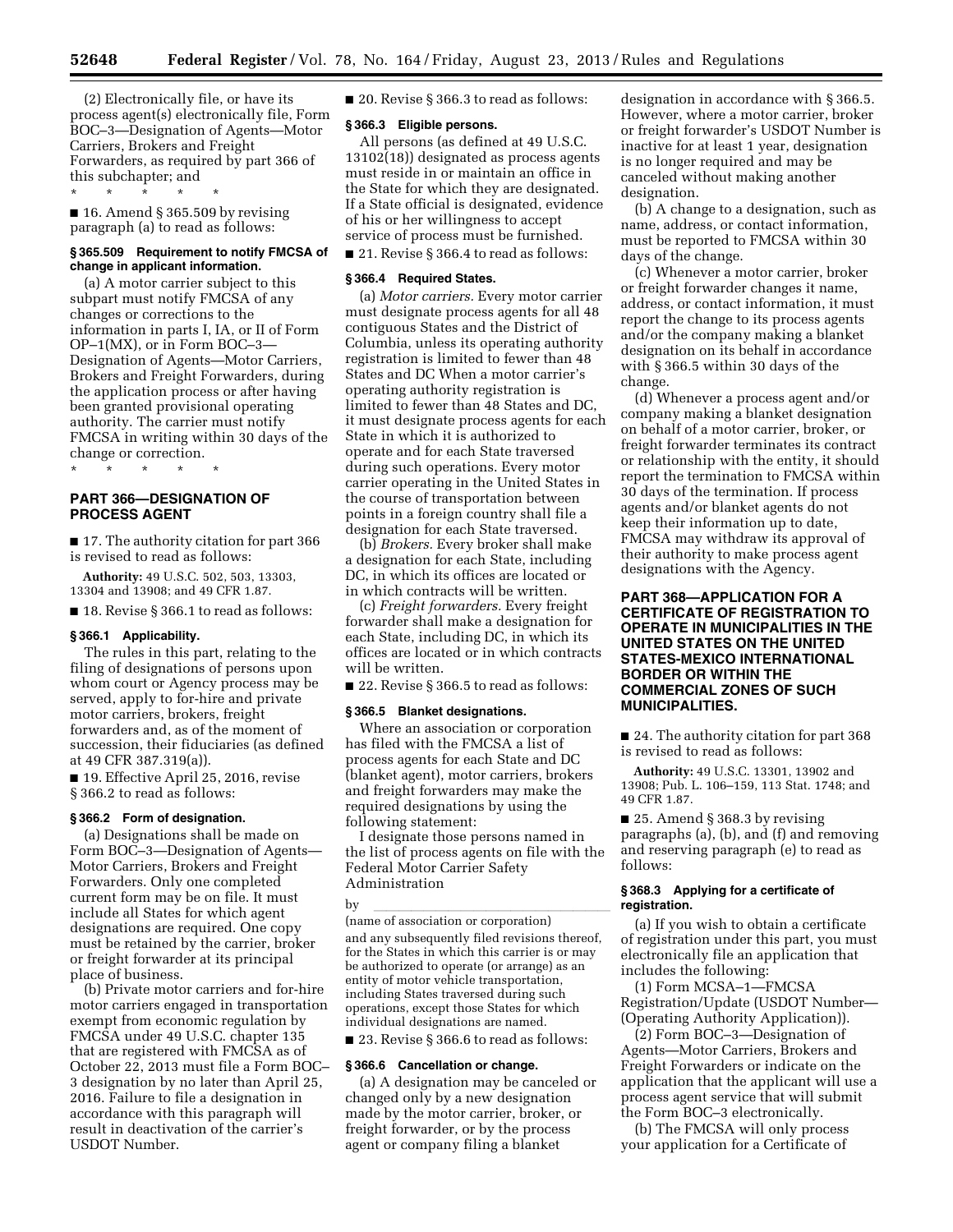(2) Electronically file, or have its process agent(s) electronically file, Form BOC–3—Designation of Agents—Motor Carriers, Brokers and Freight Forwarders, as required by part 366 of this subchapter; and

\* \* \* \* \*

■ 16. Amend § 365.509 by revising paragraph (a) to read as follows:

### § 365.509 Requirement to notify FMCSA of change in applicant information.

(a) A motor carrier subject to this subpart must notify FMCSA of any changes or corrections to the information in parts I, IA, or II of Form OP–1(MX), or in Form BOC–3—Designation of Agents—Motor Carriers, Brokers and Freight Forwarders, during the application process or after having been granted provisional operating authority. The carrier must notify FMCSA in writing within 30 days of the change or correction.

\* \* \* \* \*

## PART 366—DESIGNATION OF PROCESS AGENT

■ 17. The authority citation for part 366 is revised to read as follows:

**Authority:** 49 U.S.C. 502, 503, 13303, 13304 and 13908; and 49 CFR 1.87.

■ 18. Revise § 366.1 to read as follows:

### § 366.1 Applicability.

The rules in this part, relating to the filing of designations of persons upon whom court or Agency process may be served, apply to for-hire and private motor carriers, brokers, freight forwarders and, as of the moment of succession, their fiduciaries (as defined at 49 CFR 387.319(a)).

■ 19. Effective April 25, 2016, revise § 366.2 to read as follows:

### § 366.2 Form of designation.

(a) Designations shall be made on Form BOC–3—Designation of Agents—Motor Carriers, Brokers and Freight Forwarders. Only one completed current form may be on file. It must include all States for which agent designations are required. One copy must be retained by the carrier, broker or freight forwarder at its principal place of business.

(b) Private motor carriers and for-hire motor carriers engaged in transportation exempt from economic regulation by FMCSA under 49 U.S.C. chapter 135 that are registered with FMCSA as of October 22, 2013 must file a Form BOC–3 designation by no later than April 25, 2016. Failure to file a designation in accordance with this paragraph will result in deactivation of the carrier's USDOT Number.

■ 20. Revise § 366.3 to read as follows:

### § 366.3 Eligible persons.

All persons (as defined at 49 U.S.C. 13102(18)) designated as process agents must reside in or maintain an office in the State for which they are designated. If a State official is designated, evidence of his or her willingness to accept service of process must be furnished.

■ 21. Revise § 366.4 to read as follows:

### § 366.4 Required States.

(a) *Motor carriers.* Every motor carrier must designate process agents for all 48 contiguous States and the District of Columbia, unless its operating authority registration is limited to fewer than 48 States and DC When a motor carrier's operating authority registration is limited to fewer than 48 States and DC, it must designate process agents for each State in which it is authorized to operate and for each State traversed during such operations. Every motor carrier operating in the United States in the course of transportation between points in a foreign country shall file a designation for each State traversed.

(b) *Brokers.* Every broker shall make a designation for each State, including DC, in which its offices are located or in which contracts will be written.

(c) *Freight forwarders.* Every freight forwarder shall make a designation for each State, including DC, in which its offices are located or in which contracts will be written.

■ 22. Revise § 366.5 to read as follows:

### § 366.5 Blanket designations.

Where an association or corporation has filed with the FMCSA a list of process agents for each State and DC (blanket agent), motor carriers, brokers and freight forwarders may make the required designations by using the following statement:

I designate those persons named in the list of process agents on file with the Federal Motor Carrier Safety Administration

by \_\_\_\_\_\_\_\_\_\_\_\_\_\_\_\_\_\_\_\_\_\_\_\_\_\_\_\_\_\_

(name of association or corporation)

and any subsequently filed revisions thereof, for the States in which this carrier is or may be authorized to operate (or arrange) as an entity of motor vehicle transportation, including States traversed during such operations, except those States for which individual designations are named.

■ 23. Revise § 366.6 to read as follows:

### § 366.6 Cancellation or change.

(a) A designation may be canceled or changed only by a new designation made by the motor carrier, broker, or freight forwarder, or by the process agent or company filing a blanket designation in accordance with § 366.5. However, where a motor carrier, broker or freight forwarder's USDOT Number is inactive for at least 1 year, designation is no longer required and may be canceled without making another designation.

(b) A change to a designation, such as name, address, or contact information, must be reported to FMCSA within 30 days of the change.

(c) Whenever a motor carrier, broker or freight forwarder changes it name, address, or contact information, it must report the change to its process agents and/or the company making a blanket designation on its behalf in accordance with § 366.5 within 30 days of the change.

(d) Whenever a process agent and/or company making a blanket designation on behalf of a motor carrier, broker, or freight forwarder terminates its contract or relationship with the entity, it should report the termination to FMCSA within 30 days of the termination. If process agents and/or blanket agents do not keep their information up to date, FMCSA may withdraw its approval of their authority to make process agent designations with the Agency.

## PART 368—APPLICATION FOR A CERTIFICATE OF REGISTRATION TO OPERATE IN MUNICIPALITIES IN THE UNITED STATES ON THE UNITED STATES-MEXICO INTERNATIONAL BORDER OR WITHIN THE COMMERCIAL ZONES OF SUCH MUNICIPALITIES.

■ 24. The authority citation for part 368 is revised to read as follows:

**Authority:** 49 U.S.C. 13301, 13902 and 13908; Pub. L. 106–159, 113 Stat. 1748; and 49 CFR 1.87.

■ 25. Amend § 368.3 by revising paragraphs (a), (b), and (f) and removing and reserving paragraph (e) to read as follows:

### § 368.3 Applying for a certificate of registration.

(a) If you wish to obtain a certificate of registration under this part, you must electronically file an application that includes the following:

(1) Form MCSA–1—FMCSA Registration/Update (USDOT Number—(Operating Authority Application)).

(2) Form BOC–3—Designation of Agents—Motor Carriers, Brokers and Freight Forwarders or indicate on the application that the applicant will use a process agent service that will submit the Form BOC–3 electronically.

(b) The FMCSA will only process your application for a Certificate of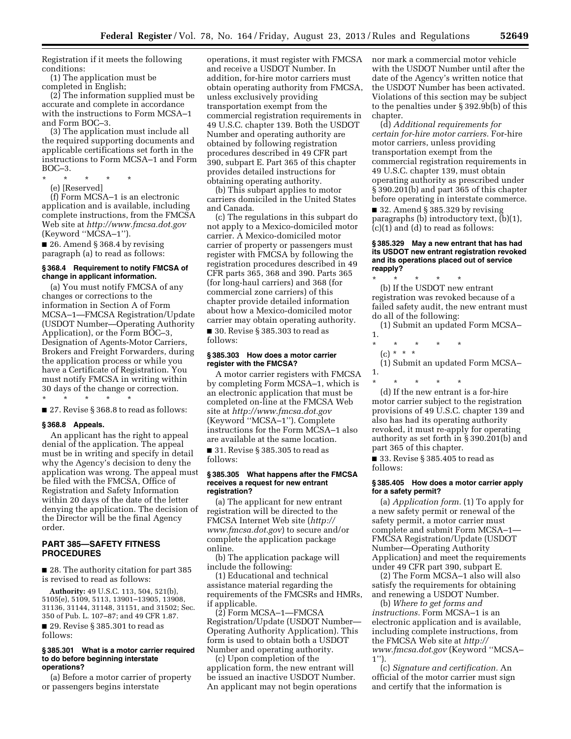Registration if it meets the following conditions:

(1) The application must be completed in English;

(2) The information supplied must be accurate and complete in accordance with the instructions to Form MCSA–1 and Form BOC–3.

(3) The application must include all the required supporting documents and applicable certifications set forth in the instructions to Form MCSA–1 and Form BOC–3.

\* \* \* \* \*

(e) [Reserved]

(f) Form MCSA–1 is an electronic application and is available, including complete instructions, from the FMCSA Web site at *http://www.fmcsa.dot.gov* (Keyword ''MCSA–1'').

■ 26. Amend § 368.4 by revising paragraph (a) to read as follows:

**§ 368.4 Requirement to notify FMCSA of change in applicant information.**

(a) You must notify FMCSA of any changes or corrections to the information in Section A of Form MCSA–1—FMCSA Registration/Update (USDOT Number—Operating Authority Application), or the Form BOC–3, Designation of Agents-Motor Carriers, Brokers and Freight Forwarders, during the application process or while you have a Certificate of Registration. You must notify FMCSA in writing within 30 days of the change or correction.

\* \* \* \* \*

■ 27. Revise § 368.8 to read as follows:

**§ 368.8 Appeals.**

An applicant has the right to appeal denial of the application. The appeal must be in writing and specify in detail why the Agency's decision to deny the application was wrong. The appeal must be filed with the FMCSA, Office of Registration and Safety Information within 20 days of the date of the letter denying the application. The decision of the Director will be the final Agency order.

## PART 385—SAFETY FITNESS PROCEDURES

■ 28. The authority citation for part 385 is revised to read as follows:

**Authority:** 49 U.S.C. 113, 504, 521(b), 5105(e), 5109, 5113, 13901–13905, 13908, 31136, 31144, 31148, 31151, and 31502; Sec. 350 of Pub. L. 107–87; and 49 CFR 1.87.

■ 29. Revise § 385.301 to read as follows:

**§ 385.301 What is a motor carrier required to do before beginning interstate operations?**

(a) Before a motor carrier of property or passengers begins interstate operations, it must register with FMCSA and receive a USDOT Number. In addition, for-hire motor carriers must obtain operating authority from FMCSA, unless exclusively providing transportation exempt from the commercial registration requirements in 49 U.S.C. chapter 139. Both the USDOT Number and operating authority are obtained by following registration procedures described in 49 CFR part 390, subpart E. Part 365 of this chapter provides detailed instructions for obtaining operating authority.

(b) This subpart applies to motor carriers domiciled in the United States and Canada.

(c) The regulations in this subpart do not apply to a Mexico-domiciled motor carrier. A Mexico-domiciled motor carrier of property or passengers must register with FMCSA by following the registration procedures described in 49 CFR parts 365, 368 and 390. Parts 365 (for long-haul carriers) and 368 (for commercial zone carriers) of this chapter provide detailed information about how a Mexico-domiciled motor carrier may obtain operating authority.

■ 30. Revise § 385.303 to read as follows:

**§ 385.303 How does a motor carrier register with the FMCSA?**

A motor carrier registers with FMCSA by completing Form MCSA–1, which is an electronic application that must be completed on-line at the FMCSA Web site at *http://www.fmcsa.dot.gov* (Keyword ''MCSA–1''). Complete instructions for the Form MCSA–1 also are available at the same location.

■ 31. Revise § 385.305 to read as follows:

**§ 385.305 What happens after the FMCSA receives a request for new entrant registration?**

(a) The applicant for new entrant registration will be directed to the FMCSA Internet Web site (*http://www.fmcsa.dot.gov*) to secure and/or complete the application package online.

(b) The application package will include the following:

(1) Educational and technical assistance material regarding the requirements of the FMCSRs and HMRs, if applicable.

(2) Form MCSA–1—FMCSA Registration/Update (USDOT Number—Operating Authority Application). This form is used to obtain both a USDOT Number and operating authority.

(c) Upon completion of the application form, the new entrant will be issued an inactive USDOT Number. An applicant may not begin operations nor mark a commercial motor vehicle with the USDOT Number until after the date of the Agency's written notice that the USDOT Number has been activated. Violations of this section may be subject to the penalties under § 392.9b(b) of this chapter.

(d) *Additional requirements for certain for-hire motor carriers.* For-hire motor carriers, unless providing transportation exempt from the commercial registration requirements in 49 U.S.C. chapter 139, must obtain operating authority as prescribed under § 390.201(b) and part 365 of this chapter before operating in interstate commerce.

■ 32. Amend § 385.329 by revising paragraphs (b) introductory text, (b)(1), (c)(1) and (d) to read as follows:

**§ 385.329 May a new entrant that has had its USDOT new entrant registration revoked and its operations placed out of service reapply?**

\* \* \* \* \*

(b) If the USDOT new entrant registration was revoked because of a failed safety audit, the new entrant must do all of the following:

(1) Submit an updated Form MCSA–1.

\* \* \* \* \*

(c) \* \* \*

(1) Submit an updated Form MCSA–1.

\* \* \* \* \*

(d) If the new entrant is a for-hire motor carrier subject to the registration provisions of 49 U.S.C. chapter 139 and also has had its operating authority revoked, it must re-apply for operating authority as set forth in § 390.201(b) and part 365 of this chapter.

■ 33. Revise § 385.405 to read as follows:

**§ 385.405 How does a motor carrier apply for a safety permit?**

(a) *Application form.* (1) To apply for a new safety permit or renewal of the safety permit, a motor carrier must complete and submit Form MCSA–1—FMCSA Registration/Update (USDOT Number—Operating Authority Application) and meet the requirements under 49 CFR part 390, subpart E.

(2) The Form MCSA–1 also will also satisfy the requirements for obtaining and renewing a USDOT Number.

(b) *Where to get forms and instructions.* Form MCSA–1 is an electronic application and is available, including complete instructions, from the FMCSA Web site at *http://www.fmcsa.dot.gov* (Keyword ''MCSA–1'').

(c) *Signature and certification.* An official of the motor carrier must sign and certify that the information is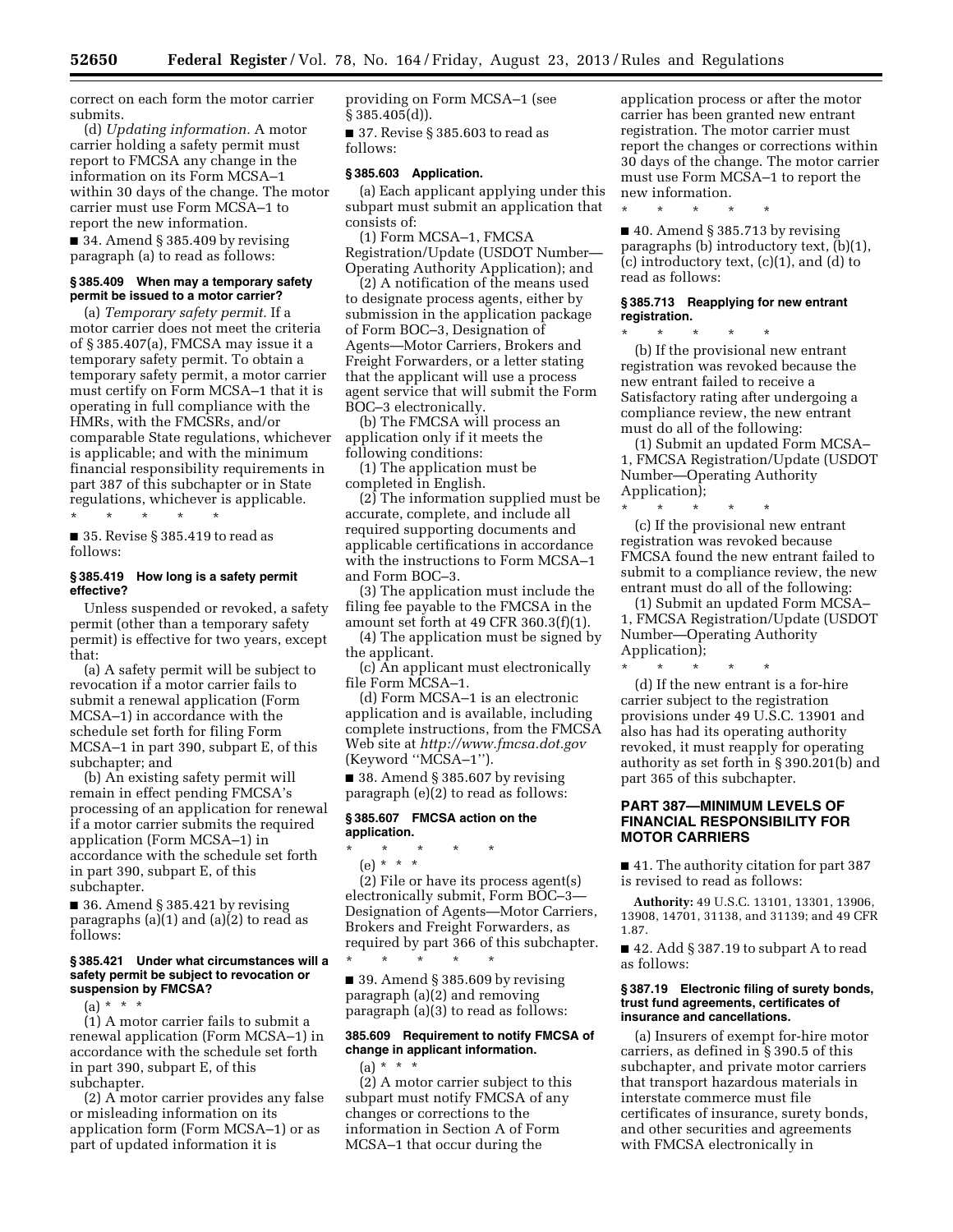correct on each form the motor carrier submits.

(d) *Updating information.* A motor carrier holding a safety permit must report to FMCSA any change in the information on its Form MCSA–1 within 30 days of the change. The motor carrier must use Form MCSA–1 to report the new information.

■ 34. Amend § 385.409 by revising paragraph (a) to read as follows:

#### § 385.409 When may a temporary safety permit be issued to a motor carrier?

(a) *Temporary safety permit.* If a motor carrier does not meet the criteria of § 385.407(a), FMCSA may issue it a temporary safety permit. To obtain a temporary safety permit, a motor carrier must certify on Form MCSA–1 that it is operating in full compliance with the HMRs, with the FMCSRs, and/or comparable State regulations, whichever is applicable; and with the minimum financial responsibility requirements in part 387 of this subchapter or in State regulations, whichever is applicable.

\* \* \* \* \*

■ 35. Revise § 385.419 to read as follows:

#### § 385.419 How long is a safety permit effective?

Unless suspended or revoked, a safety permit (other than a temporary safety permit) is effective for two years, except that:

(a) A safety permit will be subject to revocation if a motor carrier fails to submit a renewal application (Form MCSA–1) in accordance with the schedule set forth for filing Form MCSA–1 in part 390, subpart E, of this subchapter; and

(b) An existing safety permit will remain in effect pending FMCSA's processing of an application for renewal if a motor carrier submits the required application (Form MCSA–1) in accordance with the schedule set forth in part 390, subpart E, of this subchapter.

■ 36. Amend § 385.421 by revising paragraphs (a)(1) and (a)(2) to read as follows:

#### § 385.421 Under what circumstances will a safety permit be subject to revocation or suspension by FMCSA?

(a) \* \* \*

(1) A motor carrier fails to submit a renewal application (Form MCSA–1) in accordance with the schedule set forth in part 390, subpart E, of this subchapter.

(2) A motor carrier provides any false or misleading information on its application form (Form MCSA–1) or as part of updated information it is providing on Form MCSA–1 (see § 385.405(d)).

■ 37. Revise § 385.603 to read as follows:

#### § 385.603 Application.

(a) Each applicant applying under this subpart must submit an application that consists of:

(1) Form MCSA–1, FMCSA Registration/Update (USDOT Number—Operating Authority Application); and

(2) A notification of the means used to designate process agents, either by submission in the application package of Form BOC–3, Designation of Agents—Motor Carriers, Brokers and Freight Forwarders, or a letter stating that the applicant will use a process agent service that will submit the Form BOC–3 electronically.

(b) The FMCSA will process an application only if it meets the following conditions:

(1) The application must be completed in English.

(2) The information supplied must be accurate, complete, and include all required supporting documents and applicable certifications in accordance with the instructions to Form MCSA–1 and Form BOC–3.

(3) The application must include the filing fee payable to the FMCSA in the amount set forth at 49 CFR 360.3(f)(1).

(4) The application must be signed by the applicant.

(c) An applicant must electronically file Form MCSA–1.

(d) Form MCSA–1 is an electronic application and is available, including complete instructions, from the FMCSA Web site at *http://www.fmcsa.dot.gov* (Keyword ''MCSA–1'').

■ 38. Amend § 385.607 by revising paragraph (e)(2) to read as follows:

#### § 385.607 FMCSA action on the application.

\* \* \* \* \*

(e) \* \* \*

(2) File or have its process agent(s) electronically submit, Form BOC–3—Designation of Agents—Motor Carriers, Brokers and Freight Forwarders, as required by part 366 of this subchapter.

\* \* \* \* \*

■ 39. Amend § 385.609 by revising paragraph (a)(2) and removing paragraph (a)(3) to read as follows:

#### 385.609 Requirement to notify FMCSA of change in applicant information.

(a) \* \* \*

(2) A motor carrier subject to this subpart must notify FMCSA of any changes or corrections to the information in Section A of Form MCSA–1 that occur during the application process or after the motor carrier has been granted new entrant registration. The motor carrier must report the changes or corrections within 30 days of the change. The motor carrier must use Form MCSA–1 to report the new information.

\* \* \* \* \*

■ 40. Amend § 385.713 by revising paragraphs (b) introductory text, (b)(1), (c) introductory text, (c)(1), and (d) to read as follows:

#### § 385.713 Reapplying for new entrant registration.

\* \* \* \* \*

(b) If the provisional new entrant registration was revoked because the new entrant failed to receive a Satisfactory rating after undergoing a compliance review, the new entrant must do all of the following:

(1) Submit an updated Form MCSA–1, FMCSA Registration/Update (USDOT Number—Operating Authority Application);

\* \* \* \* \*

(c) If the provisional new entrant registration was revoked because FMCSA found the new entrant failed to submit to a compliance review, the new entrant must do all of the following:

(1) Submit an updated Form MCSA–1, FMCSA Registration/Update (USDOT Number—Operating Authority Application);

\* \* \* \* \*

(d) If the new entrant is a for-hire carrier subject to the registration provisions under 49 U.S.C. 13901 and also has had its operating authority revoked, it must reapply for operating authority as set forth in § 390.201(b) and part 365 of this subchapter.

### PART 387—MINIMUM LEVELS OF FINANCIAL RESPONSIBILITY FOR MOTOR CARRIERS

■ 41. The authority citation for part 387 is revised to read as follows:

**Authority:** 49 U.S.C. 13101, 13301, 13906, 13908, 14701, 31138, and 31139; and 49 CFR 1.87.

■ 42. Add § 387.19 to subpart A to read as follows:

#### § 387.19 Electronic filing of surety bonds, trust fund agreements, certificates of insurance and cancellations.

(a) Insurers of exempt for-hire motor carriers, as defined in § 390.5 of this subchapter, and private motor carriers that transport hazardous materials in interstate commerce must file certificates of insurance, surety bonds, and other securities and agreements with FMCSA electronically in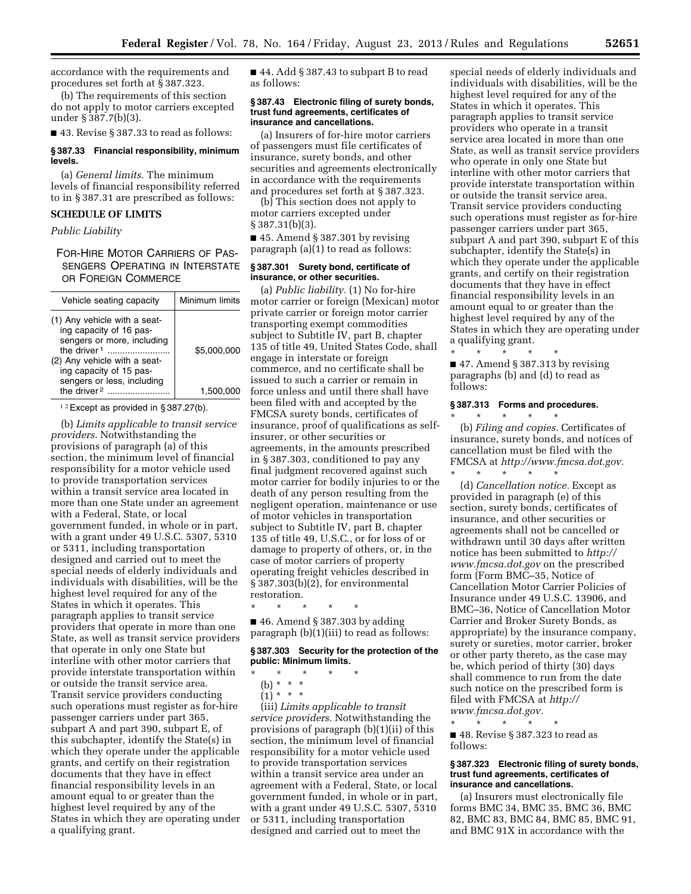accordance with the requirements and procedures set forth at § 387.323.

(b) The requirements of this section do not apply to motor carriers excepted under § 387.7(b)(3).

■ 43. Revise § 387.33 to read as follows:

### § 387.33 Financial responsibility, minimum levels.

(a) *General limits.* The minimum levels of financial responsibility referred to in § 387.31 are prescribed as follows:

**SCHEDULE OF LIMITS**

*Public Liability*

FOR-HIRE MOTOR CARRIERS OF PASSENGERS OPERATING IN INTERSTATE OR FOREIGN COMMERCE

| Vehicle seating capacity | Minimum limits |
|---|---|
| (1) Any vehicle with a seating capacity of 16 passengers or more, including the driver [1] | $5,000,000 |
| (2) Any vehicle with a seating capacity of 15 passengers or less, including the driver [2] | 1,500,000 |

[1] [2] Except as provided in § 387.27(b).

(b) *Limits applicable to transit service providers.* Notwithstanding the provisions of paragraph (a) of this section, the minimum level of financial responsibility for a motor vehicle used to provide transportation services within a transit service area located in more than one State under an agreement with a Federal, State, or local government funded, in whole or in part, with a grant under 49 U.S.C. 5307, 5310 or 5311, including transportation designed and carried out to meet the special needs of elderly individuals and individuals with disabilities, will be the highest level required for any of the States in which it operates. This paragraph applies to transit service providers that operate in more than one State, as well as transit service providers that operate in only one State but interline with other motor carriers that provide interstate transportation within or outside the transit service area. Transit service providers conducting such operations must register as for-hire passenger carriers under part 365, subpart A and part 390, subpart E, of this subchapter, identify the State(s) in which they operate under the applicable grants, and certify on their registration documents that they have in effect financial responsibility levels in an amount equal to or greater than the highest level required by any of the States in which they are operating under a qualifying grant.

■ 44. Add § 387.43 to subpart B to read as follows:

### § 387.43 Electronic filing of surety bonds, trust fund agreements, certificates of insurance and cancellations.

(a) Insurers of for-hire motor carriers of passengers must file certificates of insurance, surety bonds, and other securities and agreements electronically in accordance with the requirements and procedures set forth at § 387.323.

(b) This section does not apply to motor carriers excepted under § 387.31(b)(3).

■ 45. Amend § 387.301 by revising paragraph (a)(1) to read as follows:

### § 387.301 Surety bond, certificate of insurance, or other securities.

(a) *Public liability.* (1) No for-hire motor carrier or foreign (Mexican) motor private carrier or foreign motor carrier transporting exempt commodities subject to Subtitle IV, part B, chapter 135 of title 49, United States Code, shall engage in interstate or foreign commerce, and no certificate shall be issued to such a carrier or remain in force unless and until there shall have been filed with and accepted by the FMCSA surety bonds, certificates of insurance, proof of qualifications as self-insurer, or other securities or agreements, in the amounts prescribed in § 387.303, conditioned to pay any final judgment recovered against such motor carrier for bodily injuries to or the death of any person resulting from the negligent operation, maintenance or use of motor vehicles in transportation subject to Subtitle IV, part B, chapter 135 of title 49, U.S.C., or for loss of or damage to property of others, or, in the case of motor carriers of property operating freight vehicles described in § 387.303(b)(2), for environmental restoration.

\* \* \* \* \*

■ 46. Amend § 387.303 by adding paragraph (b)(1)(iii) to read as follows:

### § 387.303 Security for the protection of the public: Minimum limits.

\* \* \* \* \*

(b) \* \* \*

(1) \* \* \*

(iii) *Limits applicable to transit service providers.* Notwithstanding the provisions of paragraph (b)(1)(ii) of this section, the minimum level of financial responsibility for a motor vehicle used to provide transportation services within a transit service area under an agreement with a Federal, State, or local government funded, in whole or in part, with a grant under 49 U.S.C. 5307, 5310 or 5311, including transportation designed and carried out to meet the special needs of elderly individuals and individuals with disabilities, will be the highest level required for any of the States in which it operates. This paragraph applies to transit service providers who operate in a transit service area located in more than one State, as well as transit service providers who operate in only one State but interline with other motor carriers that provide interstate transportation within or outside the transit service area. Transit service providers conducting such operations must register as for-hire passenger carriers under part 365, subpart A and part 390, subpart E of this subchapter, identify the State(s) in which they operate under the applicable grants, and certify on their registration documents that they have in effect financial responsibility levels in an amount equal to or greater than the highest level required by any of the States in which they are operating under a qualifying grant.

\* \* \* \* \*

■ 47. Amend § 387.313 by revising paragraphs (b) and (d) to read as follows:

### § 387.313 Forms and procedures.

\* \* \* \* \*

(b) *Filing and copies.* Certificates of insurance, surety bonds, and notices of cancellation must be filed with the FMCSA at *http://www.fmcsa.dot.gov.*

\* \* \* \* \*

(d) *Cancellation notice.* Except as provided in paragraph (e) of this section, surety bonds, certificates of insurance, and other securities or agreements shall not be cancelled or withdrawn until 30 days after written notice has been submitted to *http://www.fmcsa.dot.gov* on the prescribed form (Form BMC–35, Notice of Cancellation Motor Carrier Policies of Insurance under 49 U.S.C. 13906, and BMC–36, Notice of Cancellation Motor Carrier and Broker Surety Bonds, as appropriate) by the insurance company, surety or sureties, motor carrier, broker or other party thereto, as the case may be, which period of thirty (30) days shall commence to run from the date such notice on the prescribed form is filed with FMCSA at *http://www.fmcsa.dot.gov.*

\* \* \* \* \*

■ 48. Revise § 387.323 to read as follows:

### § 387.323 Electronic filing of surety bonds, trust fund agreements, certificates of insurance and cancellations.

(a) Insurers must electronically file forms BMC 34, BMC 35, BMC 36, BMC 82, BMC 83, BMC 84, BMC 85, BMC 91, and BMC 91X in accordance with the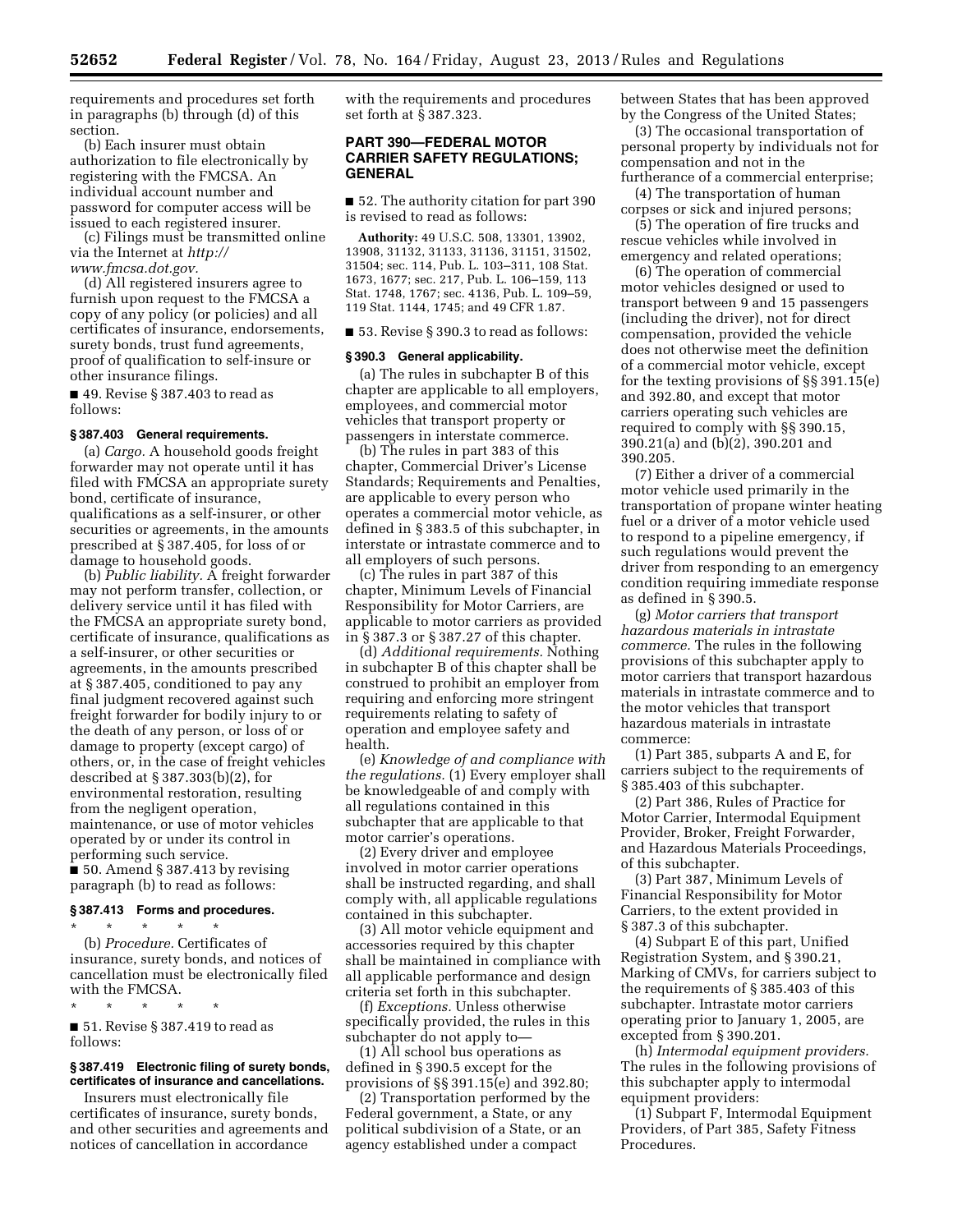requirements and procedures set forth in paragraphs (b) through (d) of this section.

(b) Each insurer must obtain authorization to file electronically by registering with the FMCSA. An individual account number and password for computer access will be issued to each registered insurer.

(c) Filings must be transmitted online via the Internet at *http://www.fmcsa.dot.gov.*

(d) All registered insurers agree to furnish upon request to the FMCSA a copy of any policy (or policies) and all certificates of insurance, endorsements, surety bonds, trust fund agreements, proof of qualification to self-insure or other insurance filings.

■ 49. Revise § 387.403 to read as follows:

#### § 387.403 General requirements.

(a) *Cargo.* A household goods freight forwarder may not operate until it has filed with FMCSA an appropriate surety bond, certificate of insurance, qualifications as a self-insurer, or other securities or agreements, in the amounts prescribed at § 387.405, for loss of or damage to household goods.

(b) *Public liability.* A freight forwarder may not perform transfer, collection, or delivery service until it has filed with the FMCSA an appropriate surety bond, certificate of insurance, qualifications as a self-insurer, or other securities or agreements, in the amounts prescribed at § 387.405, conditioned to pay any final judgment recovered against such freight forwarder for bodily injury to or the death of any person, or loss of or damage to property (except cargo) of others, or, in the case of freight vehicles described at § 387.303(b)(2), for environmental restoration, resulting from the negligent operation, maintenance, or use of motor vehicles operated by or under its control in performing such service.

■ 50. Amend § 387.413 by revising paragraph (b) to read as follows:

#### § 387.413 Forms and procedures.

\* \* \* \* \*

(b) *Procedure.* Certificates of insurance, surety bonds, and notices of cancellation must be electronically filed with the FMCSA.

\* \* \* \* \*

■ 51. Revise § 387.419 to read as follows:

#### § 387.419 Electronic filing of surety bonds, certificates of insurance and cancellations.

Insurers must electronically file certificates of insurance, surety bonds, and other securities and agreements and notices of cancellation in accordance with the requirements and procedures set forth at § 387.323.

## PART 390—FEDERAL MOTOR CARRIER SAFETY REGULATIONS; GENERAL

■ 52. The authority citation for part 390 is revised to read as follows:

**Authority:** 49 U.S.C. 508, 13301, 13902, 13908, 31132, 31133, 31136, 31151, 31502, 31504; sec. 114, Pub. L. 103–311, 108 Stat. 1673, 1677; sec. 217, Pub. L. 106–159, 113 Stat. 1748, 1767; sec. 4136, Pub. L. 109–59, 119 Stat. 1144, 1745; and 49 CFR 1.87.

■ 53. Revise § 390.3 to read as follows:

#### § 390.3 General applicability.

(a) The rules in subchapter B of this chapter are applicable to all employers, employees, and commercial motor vehicles that transport property or passengers in interstate commerce.

(b) The rules in part 383 of this chapter, Commercial Driver's License Standards; Requirements and Penalties, are applicable to every person who operates a commercial motor vehicle, as defined in § 383.5 of this subchapter, in interstate or intrastate commerce and to all employers of such persons.

(c) The rules in part 387 of this chapter, Minimum Levels of Financial Responsibility for Motor Carriers, are applicable to motor carriers as provided in § 387.3 or § 387.27 of this chapter.

(d) *Additional requirements.* Nothing in subchapter B of this chapter shall be construed to prohibit an employer from requiring and enforcing more stringent requirements relating to safety of operation and employee safety and health.

(e) *Knowledge of and compliance with the regulations.* (1) Every employer shall be knowledgeable of and comply with all regulations contained in this subchapter that are applicable to that motor carrier's operations.

(2) Every driver and employee involved in motor carrier operations shall be instructed regarding, and shall comply with, all applicable regulations contained in this subchapter.

(3) All motor vehicle equipment and accessories required by this chapter shall be maintained in compliance with all applicable performance and design criteria set forth in this subchapter.

(f) *Exceptions.* Unless otherwise specifically provided, the rules in this subchapter do not apply to—

(1) All school bus operations as defined in § 390.5 except for the provisions of §§ 391.15(e) and 392.80;

(2) Transportation performed by the Federal government, a State, or any political subdivision of a State, or an agency established under a compact between States that has been approved by the Congress of the United States;

(3) The occasional transportation of personal property by individuals not for compensation and not in the furtherance of a commercial enterprise;

(4) The transportation of human corpses or sick and injured persons;

(5) The operation of fire trucks and rescue vehicles while involved in emergency and related operations;

(6) The operation of commercial motor vehicles designed or used to transport between 9 and 15 passengers (including the driver), not for direct compensation, provided the vehicle does not otherwise meet the definition of a commercial motor vehicle, except for the texting provisions of §§ 391.15(e) and 392.80, and except that motor carriers operating such vehicles are required to comply with §§ 390.15, 390.21(a) and (b)(2), 390.201 and 390.205.

(7) Either a driver of a commercial motor vehicle used primarily in the transportation of propane winter heating fuel or a driver of a motor vehicle used to respond to a pipeline emergency, if such regulations would prevent the driver from responding to an emergency condition requiring immediate response as defined in § 390.5.

(g) *Motor carriers that transport hazardous materials in intrastate commerce.* The rules in the following provisions of this subchapter apply to motor carriers that transport hazardous materials in intrastate commerce and to the motor vehicles that transport hazardous materials in intrastate commerce:

(1) Part 385, subparts A and E, for carriers subject to the requirements of § 385.403 of this subchapter.

(2) Part 386, Rules of Practice for Motor Carrier, Intermodal Equipment Provider, Broker, Freight Forwarder, and Hazardous Materials Proceedings, of this subchapter.

(3) Part 387, Minimum Levels of Financial Responsibility for Motor Carriers, to the extent provided in § 387.3 of this subchapter.

(4) Subpart E of this part, Unified Registration System, and § 390.21, Marking of CMVs, for carriers subject to the requirements of § 385.403 of this subchapter. Intrastate motor carriers operating prior to January 1, 2005, are excepted from § 390.201.

(h) *Intermodal equipment providers.* The rules in the following provisions of this subchapter apply to intermodal equipment providers:

(1) Subpart F, Intermodal Equipment Providers, of Part 385, Safety Fitness Procedures.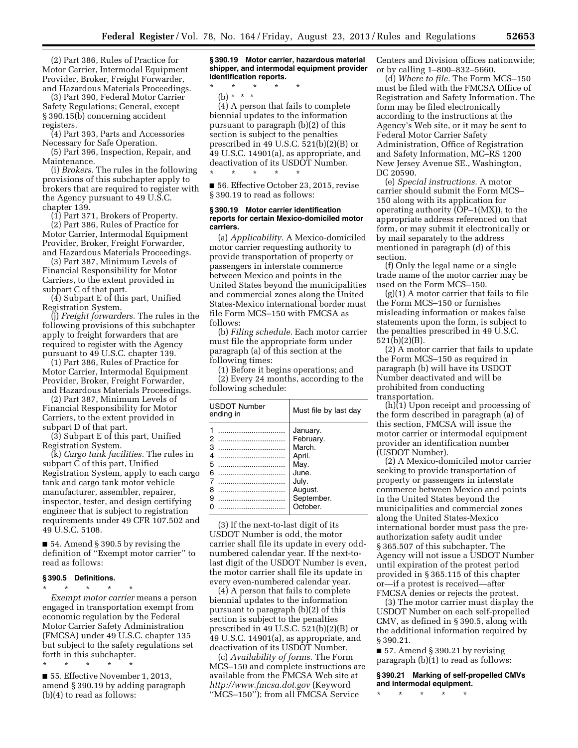(2) Part 386, Rules of Practice for Motor Carrier, Intermodal Equipment Provider, Broker, Freight Forwarder, and Hazardous Materials Proceedings.

(3) Part 390, Federal Motor Carrier Safety Regulations; General, except § 390.15(b) concerning accident registers.

(4) Part 393, Parts and Accessories Necessary for Safe Operation.

(5) Part 396, Inspection, Repair, and Maintenance.

(i) *Brokers.* The rules in the following provisions of this subchapter apply to brokers that are required to register with the Agency pursuant to 49 U.S.C. chapter 139.

(1) Part 371, Brokers of Property.

(2) Part 386, Rules of Practice for Motor Carrier, Intermodal Equipment Provider, Broker, Freight Forwarder, and Hazardous Materials Proceedings.

(3) Part 387, Minimum Levels of Financial Responsibility for Motor Carriers, to the extent provided in subpart C of that part.

(4) Subpart E of this part, Unified Registration System.

(j) *Freight forwarders.* The rules in the following provisions of this subchapter apply to freight forwarders that are required to register with the Agency pursuant to 49 U.S.C. chapter 139.

(1) Part 386, Rules of Practice for Motor Carrier, Intermodal Equipment Provider, Broker, Freight Forwarder, and Hazardous Materials Proceedings.

(2) Part 387, Minimum Levels of Financial Responsibility for Motor Carriers, to the extent provided in subpart D of that part.

(3) Subpart E of this part, Unified Registration System.

(k) *Cargo tank facilities.* The rules in subpart C of this part, Unified Registration System, apply to each cargo tank and cargo tank motor vehicle manufacturer, assembler, repairer, inspector, tester, and design certifying engineer that is subject to registration requirements under 49 CFR 107.502 and 49 U.S.C. 5108.

■ 54. Amend § 390.5 by revising the definition of "Exempt motor carrier" to read as follows:

**§ 390.5 Definitions.**

\* \* \* \* \*

*Exempt motor carrier* means a person engaged in transportation exempt from economic regulation by the Federal Motor Carrier Safety Administration (FMCSA) under 49 U.S.C. chapter 135 but subject to the safety regulations set forth in this subchapter.

\* \* \* \* \*

■ 55. Effective November 1, 2013, amend § 390.19 by adding paragraph (b)(4) to read as follows:

**§ 390.19 Motor carrier, hazardous material shipper, and intermodal equipment provider identification reports.**

\* \* \* \* \*

(b) \* \* \*

(4) A person that fails to complete biennial updates to the information pursuant to paragraph (b)(2) of this section is subject to the penalties prescribed in 49 U.S.C. 521(b)(2)(B) or 49 U.S.C. 14901(a), as appropriate, and deactivation of its USDOT Number.

\* \* \* \* \*

■ 56. Effective October 23, 2015, revise § 390.19 to read as follows:

**§ 390.19 Motor carrier identification reports for certain Mexico-domiciled motor carriers.**

(a) *Applicability.* A Mexico-domiciled motor carrier requesting authority to provide transportation of property or passengers in interstate commerce between Mexico and points in the United States beyond the municipalities and commercial zones along the United States-Mexico international border must file Form MCS–150 with FMCSA as follows:

(b) *Filing schedule.* Each motor carrier must file the appropriate form under paragraph (a) of this section at the following times:

(1) Before it begins operations; and

(2) Every 24 months, according to the following schedule:

| USDOT Number ending in | Must file by last day |
|---|---|
| 1 | January. |
| 2 | February. |
| 3 | March. |
| 4 | April. |
| 5 | May. |
| 6 | June. |
| 7 | July. |
| 8 | August. |
| 9 | September. |
| 0 | October. |

(3) If the next-to-last digit of its USDOT Number is odd, the motor carrier shall file its update in every odd-numbered calendar year. If the next-to-last digit of the USDOT Number is even, the motor carrier shall file its update in every even-numbered calendar year.

(4) A person that fails to complete biennial updates to the information pursuant to paragraph (b)(2) of this section is subject to the penalties prescribed in 49 U.S.C. 521(b)(2)(B) or 49 U.S.C. 14901(a), as appropriate, and deactivation of its USDOT Number.

(c) *Availability of forms.* The Form MCS–150 and complete instructions are available from the FMCSA Web site at *http://www.fmcsa.dot.gov* (Keyword "MCS–150"); from all FMCSA Service Centers and Division offices nationwide; or by calling 1–800–832–5660.

(d) *Where to file.* The Form MCS–150 must be filed with the FMCSA Office of Registration and Safety Information. The form may be filed electronically according to the instructions at the Agency's Web site, or it may be sent to Federal Motor Carrier Safety Administration, Office of Registration and Safety Information, MC–RS 1200 New Jersey Avenue SE., Washington, DC 20590.

(e) *Special instructions.* A motor carrier should submit the Form MCS–150 along with its application for operating authority (OP–1(MX)), to the appropriate address referenced on that form, or may submit it electronically or by mail separately to the address mentioned in paragraph (d) of this section.

(f) Only the legal name or a single trade name of the motor carrier may be used on the Form MCS–150.

(g)(1) A motor carrier that fails to file the Form MCS–150 or furnishes misleading information or makes false statements upon the form, is subject to the penalties prescribed in 49 U.S.C. 521(b)(2)(B).

(2) A motor carrier that fails to update the Form MCS–150 as required in paragraph (b) will have its USDOT Number deactivated and will be prohibited from conducting transportation.

(h)(1) Upon receipt and processing of the form described in paragraph (a) of this section, FMCSA will issue the motor carrier or intermodal equipment provider an identification number (USDOT Number).

(2) A Mexico-domiciled motor carrier seeking to provide transportation of property or passengers in interstate commerce between Mexico and points in the United States beyond the municipalities and commercial zones along the United States-Mexico international border must pass the pre-authorization safety audit under § 365.507 of this subchapter. The Agency will not issue a USDOT Number until expiration of the protest period provided in § 365.115 of this chapter or—if a protest is received—after FMCSA denies or rejects the protest.

(3) The motor carrier must display the USDOT Number on each self-propelled CMV, as defined in § 390.5, along with the additional information required by § 390.21.

■ 57. Amend § 390.21 by revising paragraph (b)(1) to read as follows:

**§ 390.21 Marking of self-propelled CMVs and intermodal equipment.**

\* \* \* \* \*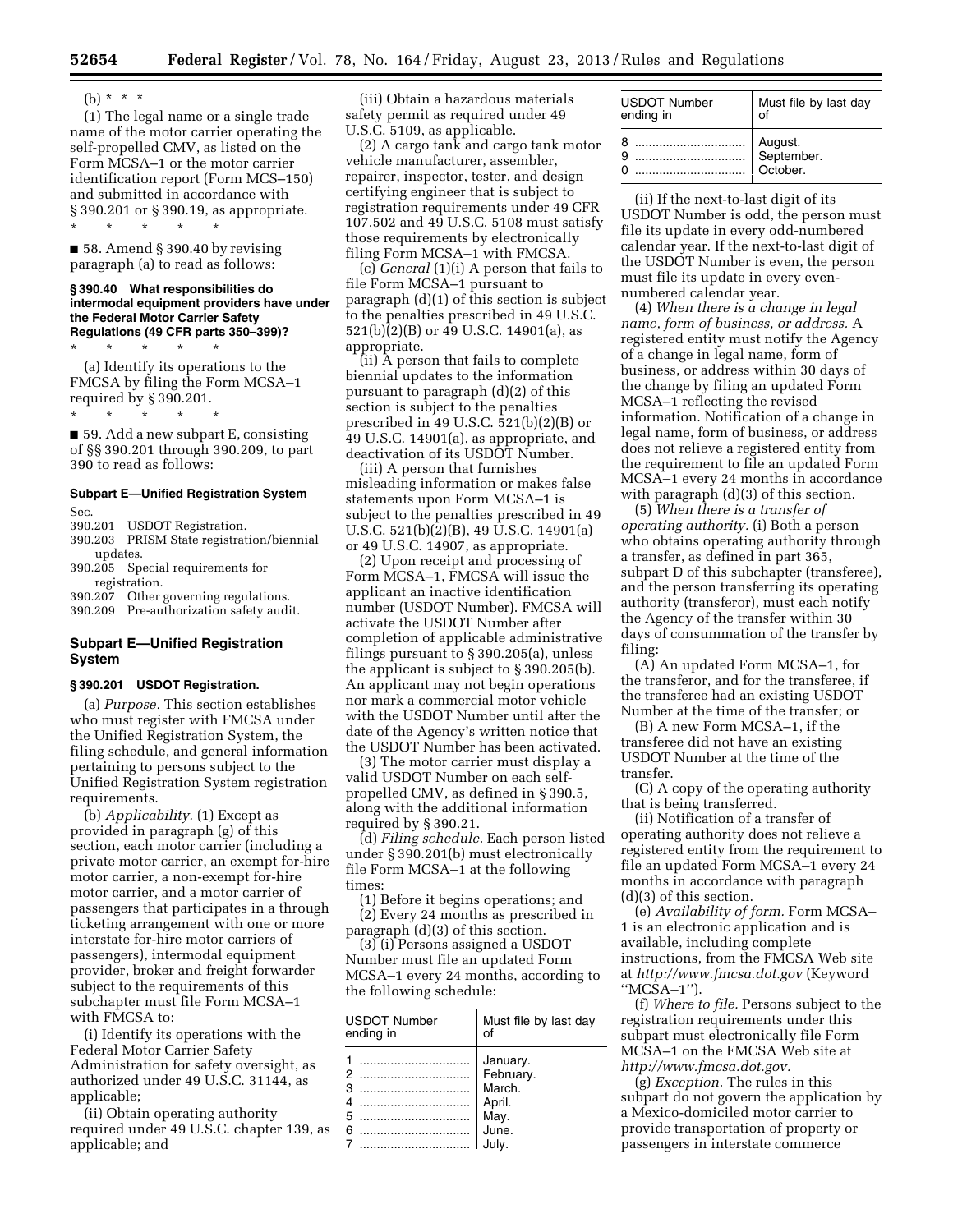(b) * * *

(1) The legal name or a single trade name of the motor carrier operating the self-propelled CMV, as listed on the Form MCSA–1 or the motor carrier identification report (Form MCS–150) and submitted in accordance with § 390.201 or § 390.19, as appropriate.

\* \* \* \* \*

■ 58. Amend § 390.40 by revising paragraph (a) to read as follows:

**§ 390.40 What responsibilities do intermodal equipment providers have under the Federal Motor Carrier Safety Regulations (49 CFR parts 350–399)?**

\* \* \* \* \*

(a) Identify its operations to the FMCSA by filing the Form MCSA–1 required by § 390.201.

\* \* \* \* \*

■ 59. Add a new subpart E, consisting of §§ 390.201 through 390.209, to part 390 to read as follows:

**Subpart E—Unified Registration System**

Sec.
390.201 USDOT Registration.
390.203 PRISM State registration/biennial updates.
390.205 Special requirements for registration.
390.207 Other governing regulations.
390.209 Pre-authorization safety audit.

## Subpart E—Unified Registration System

**§ 390.201 USDOT Registration.**

(a) *Purpose.* This section establishes who must register with FMCSA under the Unified Registration System, the filing schedule, and general information pertaining to persons subject to the Unified Registration System registration requirements.

(b) *Applicability.* (1) Except as provided in paragraph (g) of this section, each motor carrier (including a private motor carrier, an exempt for-hire motor carrier, a non-exempt for-hire motor carrier, and a motor carrier of passengers that participates in a through ticketing arrangement with one or more interstate for-hire motor carriers of passengers), intermodal equipment provider, broker and freight forwarder subject to the requirements of this subchapter must file Form MCSA–1 with FMCSA to:

(i) Identify its operations with the Federal Motor Carrier Safety Administration for safety oversight, as authorized under 49 U.S.C. 31144, as applicable;

(ii) Obtain operating authority required under 49 U.S.C. chapter 139, as applicable; and

(iii) Obtain a hazardous materials safety permit as required under 49 U.S.C. 5109, as applicable.

(2) A cargo tank and cargo tank motor vehicle manufacturer, assembler, repairer, inspector, tester, and design certifying engineer that is subject to registration requirements under 49 CFR 107.502 and 49 U.S.C. 5108 must satisfy those requirements by electronically filing Form MCSA–1 with FMCSA.

(c) *General* (1)(i) A person that fails to file Form MCSA–1 pursuant to paragraph (d)(1) of this section is subject to the penalties prescribed in 49 U.S.C. 521(b)(2)(B) or 49 U.S.C. 14901(a), as appropriate.

(ii) A person that fails to complete biennial updates to the information pursuant to paragraph (d)(2) of this section is subject to the penalties prescribed in 49 U.S.C. 521(b)(2)(B) or 49 U.S.C. 14901(a), as appropriate, and deactivation of its USDOT Number.

(iii) A person that furnishes misleading information or makes false statements upon Form MCSA–1 is subject to the penalties prescribed in 49 U.S.C. 521(b)(2)(B), 49 U.S.C. 14901(a) or 49 U.S.C. 14907, as appropriate.

(2) Upon receipt and processing of Form MCSA–1, FMCSA will issue the applicant an inactive identification number (USDOT Number). FMCSA will activate the USDOT Number after completion of applicable administrative filings pursuant to § 390.205(a), unless the applicant is subject to § 390.205(b). An applicant may not begin operations nor mark a commercial motor vehicle with the USDOT Number until after the date of the Agency's written notice that the USDOT Number has been activated.

(3) The motor carrier must display a valid USDOT Number on each self-propelled CMV, as defined in § 390.5, along with the additional information required by § 390.21.

(d) *Filing schedule.* Each person listed under § 390.201(b) must electronically file Form MCSA–1 at the following times:

(1) Before it begins operations; and

(2) Every 24 months as prescribed in paragraph (d)(3) of this section.

(3) (i) Persons assigned a USDOT Number must file an updated Form MCSA–1 every 24 months, according to the following schedule:

| USDOT Number ending in | Must file by last day of |
|---|---|
| 1 | January. |
| 2 | February. |
| 3 | March. |
| 4 | April. |
| 5 | May. |
| 6 | June. |
| 7 | July. |
| 8 | August. |
| 9 | September. |
| 0 | October. |

(ii) If the next-to-last digit of its USDOT Number is odd, the person must file its update in every odd-numbered calendar year. If the next-to-last digit of the USDOT Number is even, the person must file its update in every even-numbered calendar year.

(4) *When there is a change in legal name, form of business, or address.* A registered entity must notify the Agency of a change in legal name, form of business, or address within 30 days of the change by filing an updated Form MCSA–1 reflecting the revised information. Notification of a change in legal name, form of business, or address does not relieve a registered entity from the requirement to file an updated Form MCSA–1 every 24 months in accordance with paragraph (d)(3) of this section.

(5) *When there is a transfer of operating authority.* (i) Both a person who obtains operating authority through a transfer, as defined in part 365, subpart D of this subchapter (transferee), and the person transferring its operating authority (transferor), must each notify the Agency of the transfer within 30 days of consummation of the transfer by filing:

(A) An updated Form MCSA–1, for the transferor, and for the transferee, if the transferee had an existing USDOT Number at the time of the transfer; or

(B) A new Form MCSA–1, if the transferee did not have an existing USDOT Number at the time of the transfer.

(C) A copy of the operating authority that is being transferred.

(ii) Notification of a transfer of operating authority does not relieve a registered entity from the requirement to file an updated Form MCSA–1 every 24 months in accordance with paragraph (d)(3) of this section.

(e) *Availability of form.* Form MCSA–1 is an electronic application and is available, including complete instructions, from the FMCSA Web site at *http://www.fmcsa.dot.gov* (Keyword ''MCSA–1'').

(f) *Where to file.* Persons subject to the registration requirements under this subpart must electronically file Form MCSA–1 on the FMCSA Web site at *http://www.fmcsa.dot.gov.*

(g) *Exception.* The rules in this subpart do not govern the application by a Mexico-domiciled motor carrier to provide transportation of property or passengers in interstate commerce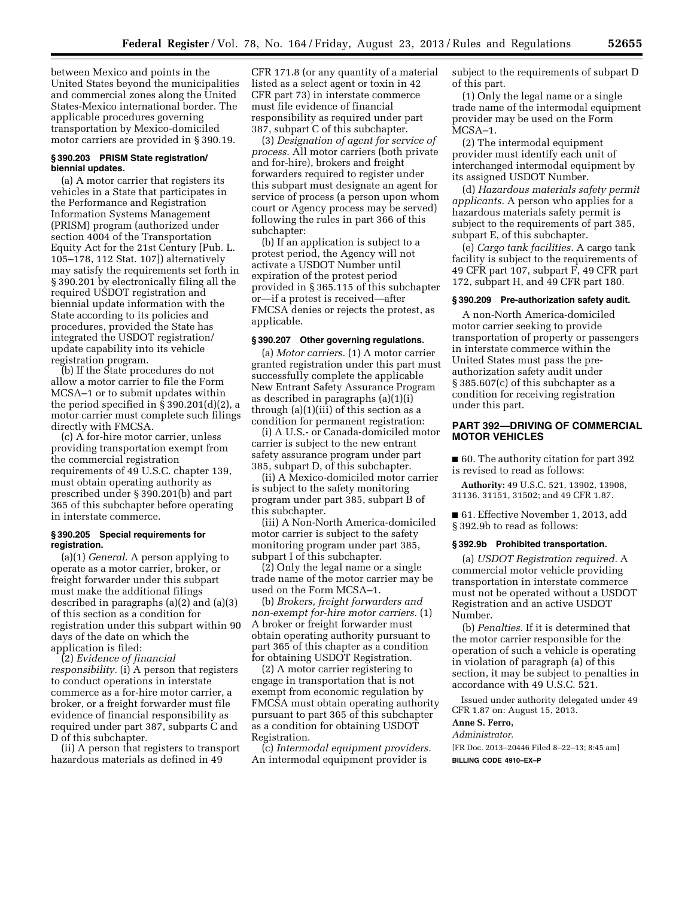between Mexico and points in the United States beyond the municipalities and commercial zones along the United States-Mexico international border. The applicable procedures governing transportation by Mexico-domiciled motor carriers are provided in § 390.19.

#### § 390.203 PRISM State registration/biennial updates.

(a) A motor carrier that registers its vehicles in a State that participates in the Performance and Registration Information Systems Management (PRISM) program (authorized under section 4004 of the Transportation Equity Act for the 21st Century [Pub. L. 105–178, 112 Stat. 107]) alternatively may satisfy the requirements set forth in § 390.201 by electronically filing all the required USDOT registration and biennial update information with the State according to its policies and procedures, provided the State has integrated the USDOT registration/update capability into its vehicle registration program.

(b) If the State procedures do not allow a motor carrier to file the Form MCSA–1 or to submit updates within the period specified in § 390.201(d)(2), a motor carrier must complete such filings directly with FMCSA.

(c) A for-hire motor carrier, unless providing transportation exempt from the commercial registration requirements of 49 U.S.C. chapter 139, must obtain operating authority as prescribed under § 390.201(b) and part 365 of this subchapter before operating in interstate commerce.

#### § 390.205 Special requirements for registration.

(a)(1) *General.* A person applying to operate as a motor carrier, broker, or freight forwarder under this subpart must make the additional filings described in paragraphs (a)(2) and (a)(3) of this section as a condition for registration under this subpart within 90 days of the date on which the application is filed:

(2) *Evidence of financial responsibility.* (i) A person that registers to conduct operations in interstate commerce as a for-hire motor carrier, a broker, or a freight forwarder must file evidence of financial responsibility as required under part 387, subparts C and D of this subchapter.

(ii) A person that registers to transport hazardous materials as defined in 49 CFR 171.8 (or any quantity of a material listed as a select agent or toxin in 42 CFR part 73) in interstate commerce must file evidence of financial responsibility as required under part 387, subpart C of this subchapter.

(3) *Designation of agent for service of process.* All motor carriers (both private and for-hire), brokers and freight forwarders required to register under this subpart must designate an agent for service of process (a person upon whom court or Agency process may be served) following the rules in part 366 of this subchapter:

(b) If an application is subject to a protest period, the Agency will not activate a USDOT Number until expiration of the protest period provided in § 365.115 of this subchapter or—if a protest is received—after FMCSA denies or rejects the protest, as applicable.

#### § 390.207 Other governing regulations.

(a) *Motor carriers.* (1) A motor carrier granted registration under this part must successfully complete the applicable New Entrant Safety Assurance Program as described in paragraphs (a)(1)(i) through (a)(1)(iii) of this section as a condition for permanent registration:

(i) A U.S.- or Canada-domiciled motor carrier is subject to the new entrant safety assurance program under part 385, subpart D, of this subchapter.

(ii) A Mexico-domiciled motor carrier is subject to the safety monitoring program under part 385, subpart B of this subchapter.

(iii) A Non-North America-domiciled motor carrier is subject to the safety monitoring program under part 385, subpart I of this subchapter.

(2) Only the legal name or a single trade name of the motor carrier may be used on the Form MCSA–1.

(b) *Brokers, freight forwarders and non-exempt for-hire motor carriers.* (1) A broker or freight forwarder must obtain operating authority pursuant to part 365 of this chapter as a condition for obtaining USDOT Registration.

(2) A motor carrier registering to engage in transportation that is not exempt from economic regulation by FMCSA must obtain operating authority pursuant to part 365 of this subchapter as a condition for obtaining USDOT Registration.

(c) *Intermodal equipment providers.* An intermodal equipment provider is subject to the requirements of subpart D of this part.

(1) Only the legal name or a single trade name of the intermodal equipment provider may be used on the Form MCSA–1.

(2) The intermodal equipment provider must identify each unit of interchanged intermodal equipment by its assigned USDOT Number.

(d) *Hazardous materials safety permit applicants.* A person who applies for a hazardous materials safety permit is subject to the requirements of part 385, subpart E, of this subchapter.

(e) *Cargo tank facilities.* A cargo tank facility is subject to the requirements of 49 CFR part 107, subpart F, 49 CFR part 172, subpart H, and 49 CFR part 180.

#### § 390.209 Pre-authorization safety audit.

A non-North America-domiciled motor carrier seeking to provide transportation of property or passengers in interstate commerce within the United States must pass the pre-authorization safety audit under § 385.607(c) of this subchapter as a condition for receiving registration under this part.

## PART 392—DRIVING OF COMMERCIAL MOTOR VEHICLES

■ 60. The authority citation for part 392 is revised to read as follows:

**Authority:** 49 U.S.C. 521, 13902, 13908, 31136, 31151, 31502; and 49 CFR 1.87.

■ 61. Effective November 1, 2013, add § 392.9b to read as follows:

#### § 392.9b Prohibited transportation.

(a) *USDOT Registration required.* A commercial motor vehicle providing transportation in interstate commerce must not be operated without a USDOT Registration and an active USDOT Number.

(b) *Penalties.* If it is determined that the motor carrier responsible for the operation of such a vehicle is operating in violation of paragraph (a) of this section, it may be subject to penalties in accordance with 49 U.S.C. 521.

Issued under authority delegated under 49 CFR 1.87 on: August 15, 2013.

**Anne S. Ferro,**

*Administrator.*

[FR Doc. 2013–20446 Filed 8–22–13; 8:45 am]

**BILLING CODE 4910–EX–P**